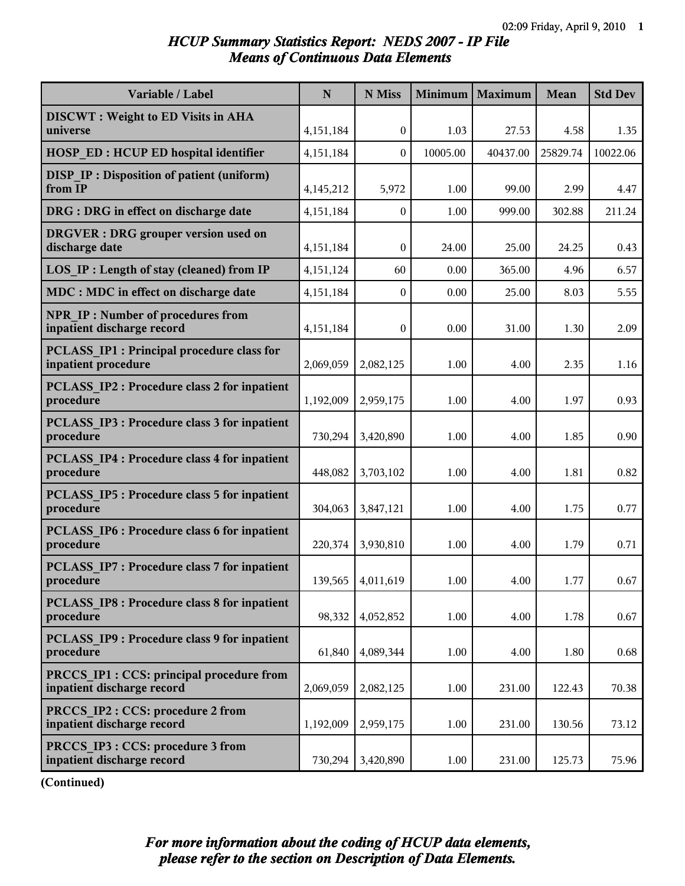# HCUP Summary Statistics Report: NEDS 2007 - IP File
## Means of Continuous Data Elements

| Variable / Label | N | N Miss | Minimum | Maximum | Mean | Std Dev |
|---|---|---|---|---|---|---|
| **DISCWT : Weight to ED Visits in AHA universe** | 4,151,184 | 0 | 1.03 | 27.53 | 4.58 | 1.35 |
| **HOSP_ED : HCUP ED hospital identifier** | 4,151,184 | 0 | 10005.00 | 40437.00 | 25829.74 | 10022.06 |
| **DISP_IP : Disposition of patient (uniform) from IP** | 4,145,212 | 5,972 | 1.00 | 99.00 | 2.99 | 4.47 |
| **DRG : DRG in effect on discharge date** | 4,151,184 | 0 | 1.00 | 999.00 | 302.88 | 211.24 |
| **DRGVER : DRG grouper version used on discharge date** | 4,151,184 | 0 | 24.00 | 25.00 | 24.25 | 0.43 |
| **LOS_IP : Length of stay (cleaned) from IP** | 4,151,124 | 60 | 0.00 | 365.00 | 4.96 | 6.57 |
| **MDC : MDC in effect on discharge date** | 4,151,184 | 0 | 0.00 | 25.00 | 8.03 | 5.55 |
| **NPR_IP : Number of procedures from inpatient discharge record** | 4,151,184 | 0 | 0.00 | 31.00 | 1.30 | 2.09 |
| **PCLASS_IP1 : Principal procedure class for inpatient procedure** | 2,069,059 | 2,082,125 | 1.00 | 4.00 | 2.35 | 1.16 |
| **PCLASS_IP2 : Procedure class 2 for inpatient procedure** | 1,192,009 | 2,959,175 | 1.00 | 4.00 | 1.97 | 0.93 |
| **PCLASS_IP3 : Procedure class 3 for inpatient procedure** | 730,294 | 3,420,890 | 1.00 | 4.00 | 1.85 | 0.90 |
| **PCLASS_IP4 : Procedure class 4 for inpatient procedure** | 448,082 | 3,703,102 | 1.00 | 4.00 | 1.81 | 0.82 |
| **PCLASS_IP5 : Procedure class 5 for inpatient procedure** | 304,063 | 3,847,121 | 1.00 | 4.00 | 1.75 | 0.77 |
| **PCLASS_IP6 : Procedure class 6 for inpatient procedure** | 220,374 | 3,930,810 | 1.00 | 4.00 | 1.79 | 0.71 |
| **PCLASS_IP7 : Procedure class 7 for inpatient procedure** | 139,565 | 4,011,619 | 1.00 | 4.00 | 1.77 | 0.67 |
| **PCLASS_IP8 : Procedure class 8 for inpatient procedure** | 98,332 | 4,052,852 | 1.00 | 4.00 | 1.78 | 0.67 |
| **PCLASS_IP9 : Procedure class 9 for inpatient procedure** | 61,840 | 4,089,344 | 1.00 | 4.00 | 1.80 | 0.68 |
| **PRCCS_IP1 : CCS: principal procedure from inpatient discharge record** | 2,069,059 | 2,082,125 | 1.00 | 231.00 | 122.43 | 70.38 |
| **PRCCS_IP2 : CCS: procedure 2 from inpatient discharge record** | 1,192,009 | 2,959,175 | 1.00 | 231.00 | 130.56 | 73.12 |
| **PRCCS_IP3 : CCS: procedure 3 from inpatient discharge record** | 730,294 | 3,420,890 | 1.00 | 231.00 | 125.73 | 75.96 |

**(Continued)**

***For more information about the coding of HCUP data elements, please refer to the section on Description of Data Elements.***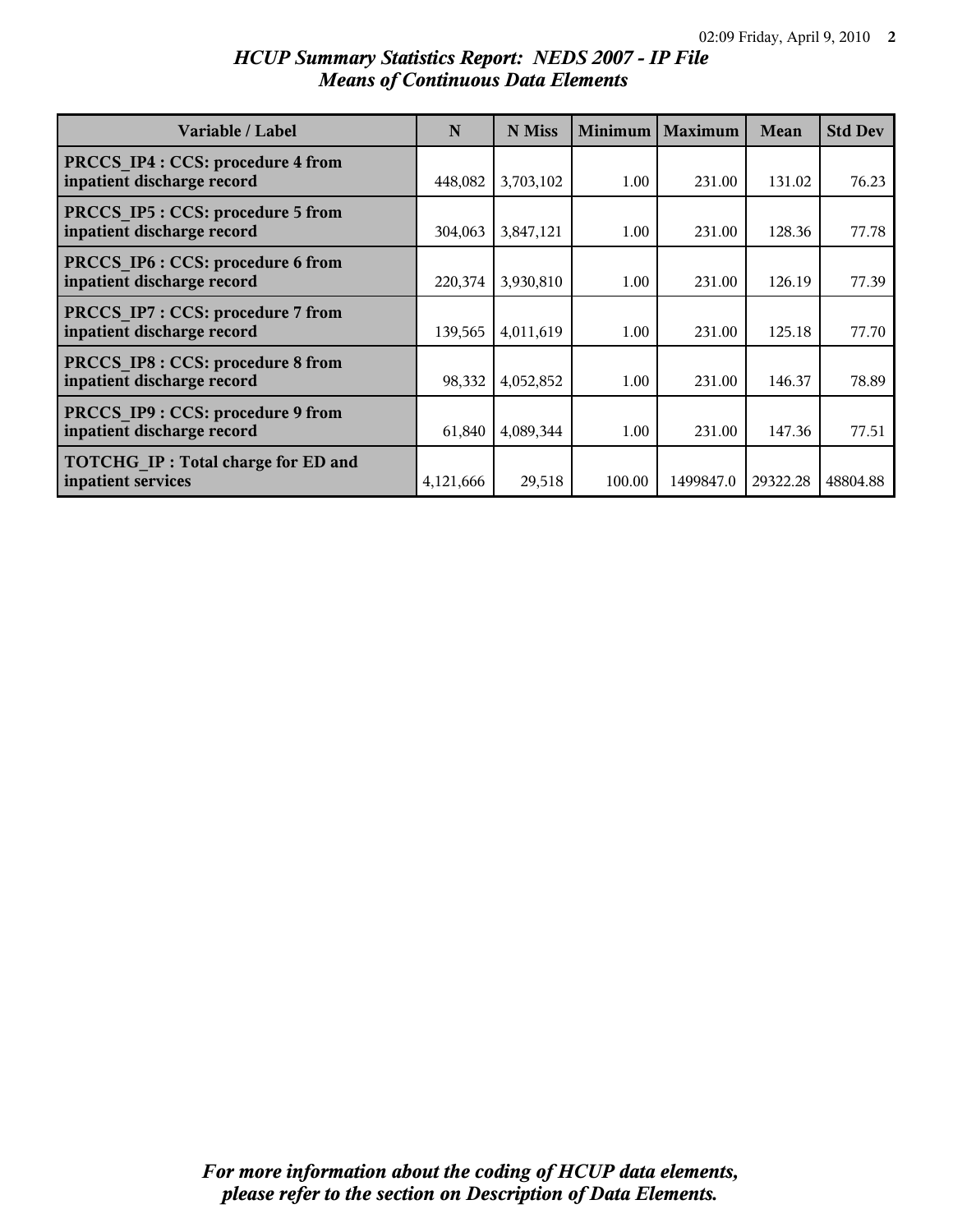# *HCUP Summary Statistics Report: NEDS 2007 - IP File*
## *Means of Continuous Data Elements*

| Variable / Label | N | N Miss | Minimum | Maximum | Mean | Std Dev |
|---|---|---|---|---|---|---|
| **PRCCS_IP4 : CCS: procedure 4 from inpatient discharge record** | 448,082 | 3,703,102 | 1.00 | 231.00 | 131.02 | 76.23 |
| **PRCCS_IP5 : CCS: procedure 5 from inpatient discharge record** | 304,063 | 3,847,121 | 1.00 | 231.00 | 128.36 | 77.78 |
| **PRCCS_IP6 : CCS: procedure 6 from inpatient discharge record** | 220,374 | 3,930,810 | 1.00 | 231.00 | 126.19 | 77.39 |
| **PRCCS_IP7 : CCS: procedure 7 from inpatient discharge record** | 139,565 | 4,011,619 | 1.00 | 231.00 | 125.18 | 77.70 |
| **PRCCS_IP8 : CCS: procedure 8 from inpatient discharge record** | 98,332 | 4,052,852 | 1.00 | 231.00 | 146.37 | 78.89 |
| **PRCCS_IP9 : CCS: procedure 9 from inpatient discharge record** | 61,840 | 4,089,344 | 1.00 | 231.00 | 147.36 | 77.51 |
| **TOTCHG_IP : Total charge for ED and inpatient services** | 4,121,666 | 29,518 | 100.00 | 1499847.0 | 29322.28 | 48804.88 |

***For more information about the coding of HCUP data elements, please refer to the section on Description of Data Elements.***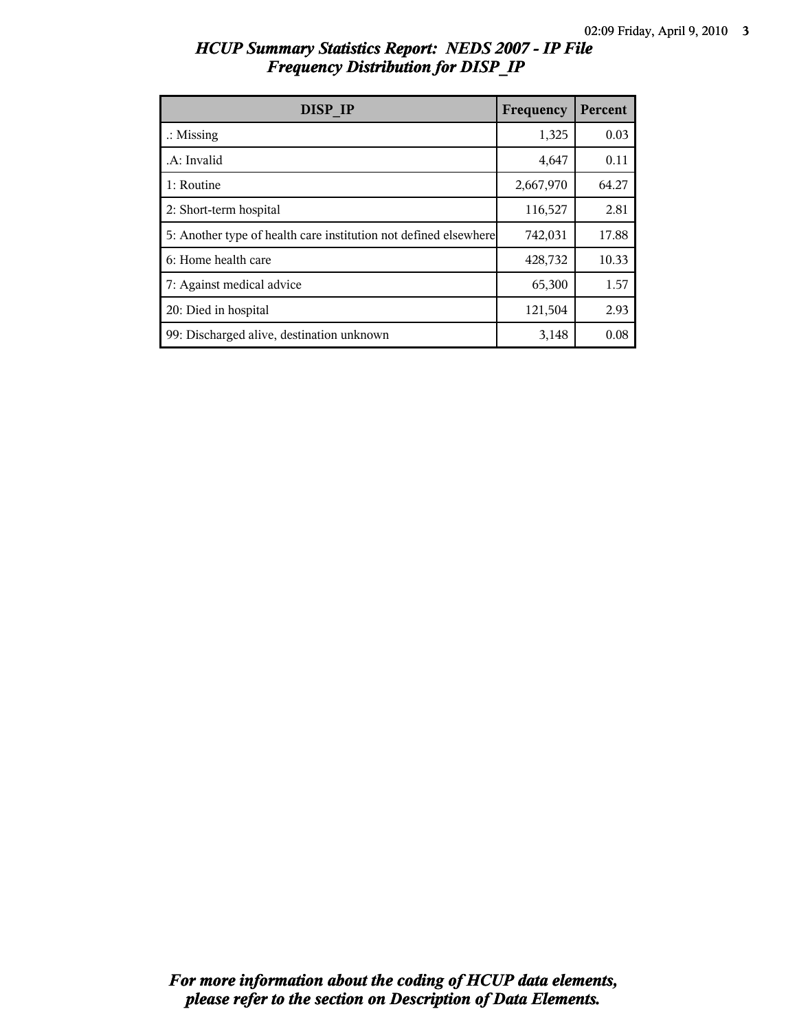# HCUP Summary Statistics Report: NEDS 2007 - IP File
## Frequency Distribution for DISP_IP

| DISP_IP | Frequency | Percent |
|---|---|---|
| .: Missing | 1,325 | 0.03 |
| .A: Invalid | 4,647 | 0.11 |
| 1: Routine | 2,667,970 | 64.27 |
| 2: Short-term hospital | 116,527 | 2.81 |
| 5: Another type of health care institution not defined elsewhere | 742,031 | 17.88 |
| 6: Home health care | 428,732 | 10.33 |
| 7: Against medical advice | 65,300 | 1.57 |
| 20: Died in hospital | 121,504 | 2.93 |
| 99: Discharged alive, destination unknown | 3,148 | 0.08 |

*For more information about the coding of HCUP data elements, please refer to the section on Description of Data Elements.*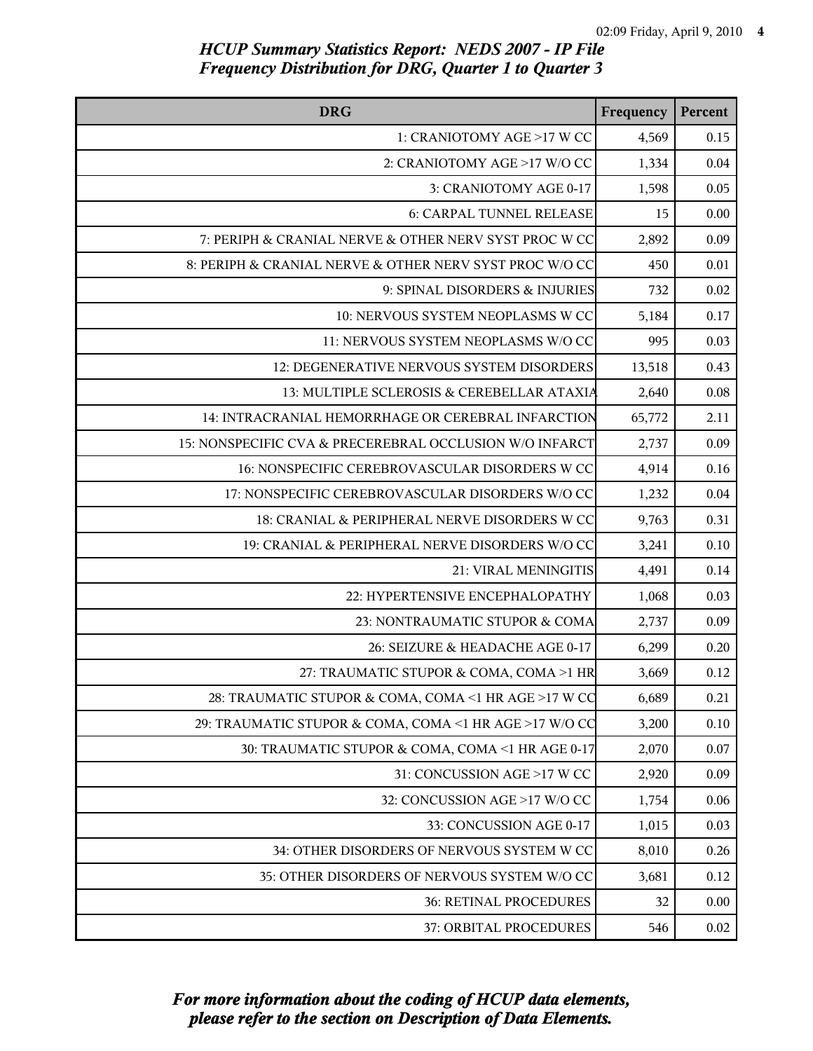## HCUP Summary Statistics Report: NEDS 2007 - IP File
## Frequency Distribution for DRG, Quarter 1 to Quarter 3

| DRG | Frequency | Percent |
|---|---|---|
| 1: CRANIOTOMY AGE >17 W CC | 4,569 | 0.15 |
| 2: CRANIOTOMY AGE >17 W/O CC | 1,334 | 0.04 |
| 3: CRANIOTOMY AGE 0-17 | 1,598 | 0.05 |
| 6: CARPAL TUNNEL RELEASE | 15 | 0.00 |
| 7: PERIPH & CRANIAL NERVE & OTHER NERV SYST PROC W CC | 2,892 | 0.09 |
| 8: PERIPH & CRANIAL NERVE & OTHER NERV SYST PROC W/O CC | 450 | 0.01 |
| 9: SPINAL DISORDERS & INJURIES | 732 | 0.02 |
| 10: NERVOUS SYSTEM NEOPLASMS W CC | 5,184 | 0.17 |
| 11: NERVOUS SYSTEM NEOPLASMS W/O CC | 995 | 0.03 |
| 12: DEGENERATIVE NERVOUS SYSTEM DISORDERS | 13,518 | 0.43 |
| 13: MULTIPLE SCLEROSIS & CEREBELLAR ATAXIA | 2,640 | 0.08 |
| 14: INTRACRANIAL HEMORRHAGE OR CEREBRAL INFARCTION | 65,772 | 2.11 |
| 15: NONSPECIFIC CVA & PRECEREBRAL OCCLUSION W/O INFARCT | 2,737 | 0.09 |
| 16: NONSPECIFIC CEREBROVASCULAR DISORDERS W CC | 4,914 | 0.16 |
| 17: NONSPECIFIC CEREBROVASCULAR DISORDERS W/O CC | 1,232 | 0.04 |
| 18: CRANIAL & PERIPHERAL NERVE DISORDERS W CC | 9,763 | 0.31 |
| 19: CRANIAL & PERIPHERAL NERVE DISORDERS W/O CC | 3,241 | 0.10 |
| 21: VIRAL MENINGITIS | 4,491 | 0.14 |
| 22: HYPERTENSIVE ENCEPHALOPATHY | 1,068 | 0.03 |
| 23: NONTRAUMATIC STUPOR & COMA | 2,737 | 0.09 |
| 26: SEIZURE & HEADACHE AGE 0-17 | 6,299 | 0.20 |
| 27: TRAUMATIC STUPOR & COMA, COMA >1 HR | 3,669 | 0.12 |
| 28: TRAUMATIC STUPOR & COMA, COMA <1 HR AGE >17 W CC | 6,689 | 0.21 |
| 29: TRAUMATIC STUPOR & COMA, COMA <1 HR AGE >17 W/O CC | 3,200 | 0.10 |
| 30: TRAUMATIC STUPOR & COMA, COMA <1 HR AGE 0-17 | 2,070 | 0.07 |
| 31: CONCUSSION AGE >17 W CC | 2,920 | 0.09 |
| 32: CONCUSSION AGE >17 W/O CC | 1,754 | 0.06 |
| 33: CONCUSSION AGE 0-17 | 1,015 | 0.03 |
| 34: OTHER DISORDERS OF NERVOUS SYSTEM W CC | 8,010 | 0.26 |
| 35: OTHER DISORDERS OF NERVOUS SYSTEM W/O CC | 3,681 | 0.12 |
| 36: RETINAL PROCEDURES | 32 | 0.00 |
| 37: ORBITAL PROCEDURES | 546 | 0.02 |

*For more information about the coding of HCUP data elements, please refer to the section on Description of Data Elements.*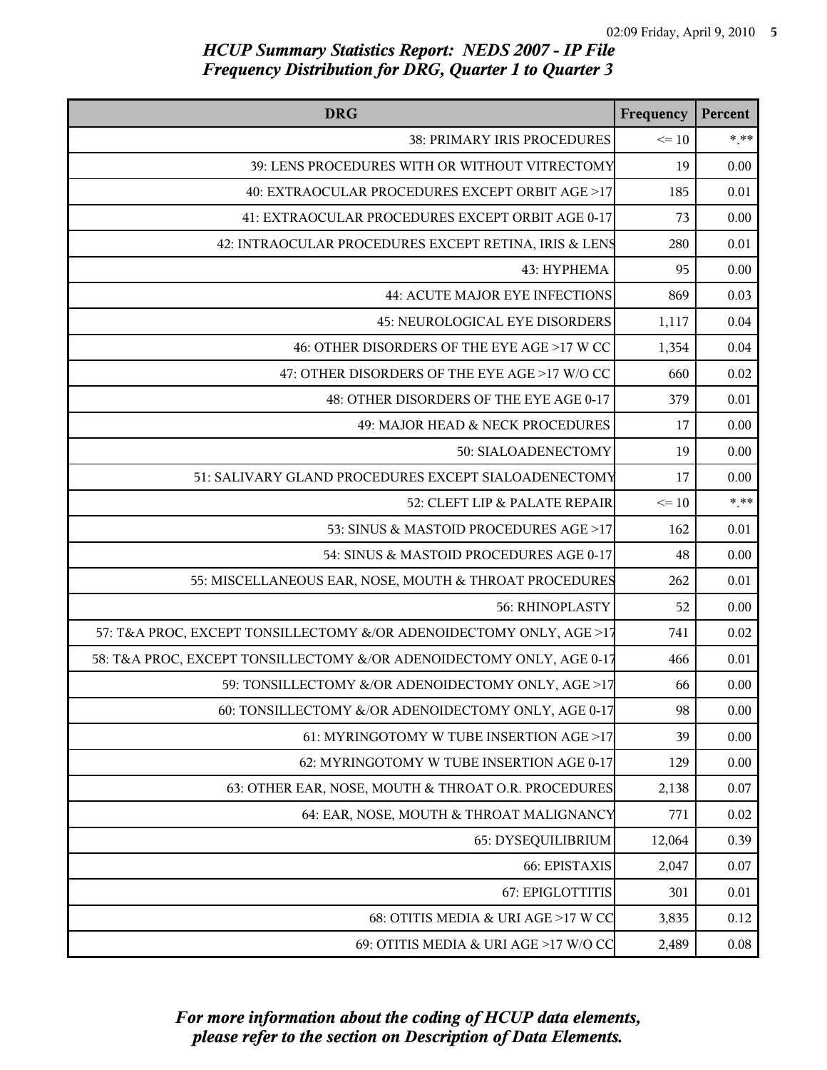# HCUP Summary Statistics Report: NEDS 2007 - IP File
## Frequency Distribution for DRG, Quarter 1 to Quarter 3

| DRG | Frequency | Percent |
|---|---|---|
| 38: PRIMARY IRIS PROCEDURES | <= 10 | *.** |
| 39: LENS PROCEDURES WITH OR WITHOUT VITRECTOMY | 19 | 0.00 |
| 40: EXTRAOCULAR PROCEDURES EXCEPT ORBIT AGE >17 | 185 | 0.01 |
| 41: EXTRAOCULAR PROCEDURES EXCEPT ORBIT AGE 0-17 | 73 | 0.00 |
| 42: INTRAOCULAR PROCEDURES EXCEPT RETINA, IRIS & LENS | 280 | 0.01 |
| 43: HYPHEMA | 95 | 0.00 |
| 44: ACUTE MAJOR EYE INFECTIONS | 869 | 0.03 |
| 45: NEUROLOGICAL EYE DISORDERS | 1,117 | 0.04 |
| 46: OTHER DISORDERS OF THE EYE AGE >17 W CC | 1,354 | 0.04 |
| 47: OTHER DISORDERS OF THE EYE AGE >17 W/O CC | 660 | 0.02 |
| 48: OTHER DISORDERS OF THE EYE AGE 0-17 | 379 | 0.01 |
| 49: MAJOR HEAD & NECK PROCEDURES | 17 | 0.00 |
| 50: SIALOADENECTOMY | 19 | 0.00 |
| 51: SALIVARY GLAND PROCEDURES EXCEPT SIALOADENECTOMY | 17 | 0.00 |
| 52: CLEFT LIP & PALATE REPAIR | <= 10 | *.** |
| 53: SINUS & MASTOID PROCEDURES AGE >17 | 162 | 0.01 |
| 54: SINUS & MASTOID PROCEDURES AGE 0-17 | 48 | 0.00 |
| 55: MISCELLANEOUS EAR, NOSE, MOUTH & THROAT PROCEDURES | 262 | 0.01 |
| 56: RHINOPLASTY | 52 | 0.00 |
| 57: T&A PROC, EXCEPT TONSILLECTOMY &/OR ADENOIDECTOMY ONLY, AGE >17 | 741 | 0.02 |
| 58: T&A PROC, EXCEPT TONSILLECTOMY &/OR ADENOIDECTOMY ONLY, AGE 0-17 | 466 | 0.01 |
| 59: TONSILLECTOMY &/OR ADENOIDECTOMY ONLY, AGE >17 | 66 | 0.00 |
| 60: TONSILLECTOMY &/OR ADENOIDECTOMY ONLY, AGE 0-17 | 98 | 0.00 |
| 61: MYRINGOTOMY W TUBE INSERTION AGE >17 | 39 | 0.00 |
| 62: MYRINGOTOMY W TUBE INSERTION AGE 0-17 | 129 | 0.00 |
| 63: OTHER EAR, NOSE, MOUTH & THROAT O.R. PROCEDURES | 2,138 | 0.07 |
| 64: EAR, NOSE, MOUTH & THROAT MALIGNANCY | 771 | 0.02 |
| 65: DYSEQUILIBRIUM | 12,064 | 0.39 |
| 66: EPISTAXIS | 2,047 | 0.07 |
| 67: EPIGLOTTITIS | 301 | 0.01 |
| 68: OTITIS MEDIA & URI AGE >17 W CC | 3,835 | 0.12 |
| 69: OTITIS MEDIA & URI AGE >17 W/O CC | 2,489 | 0.08 |

*For more information about the coding of HCUP data elements, please refer to the section on Description of Data Elements.*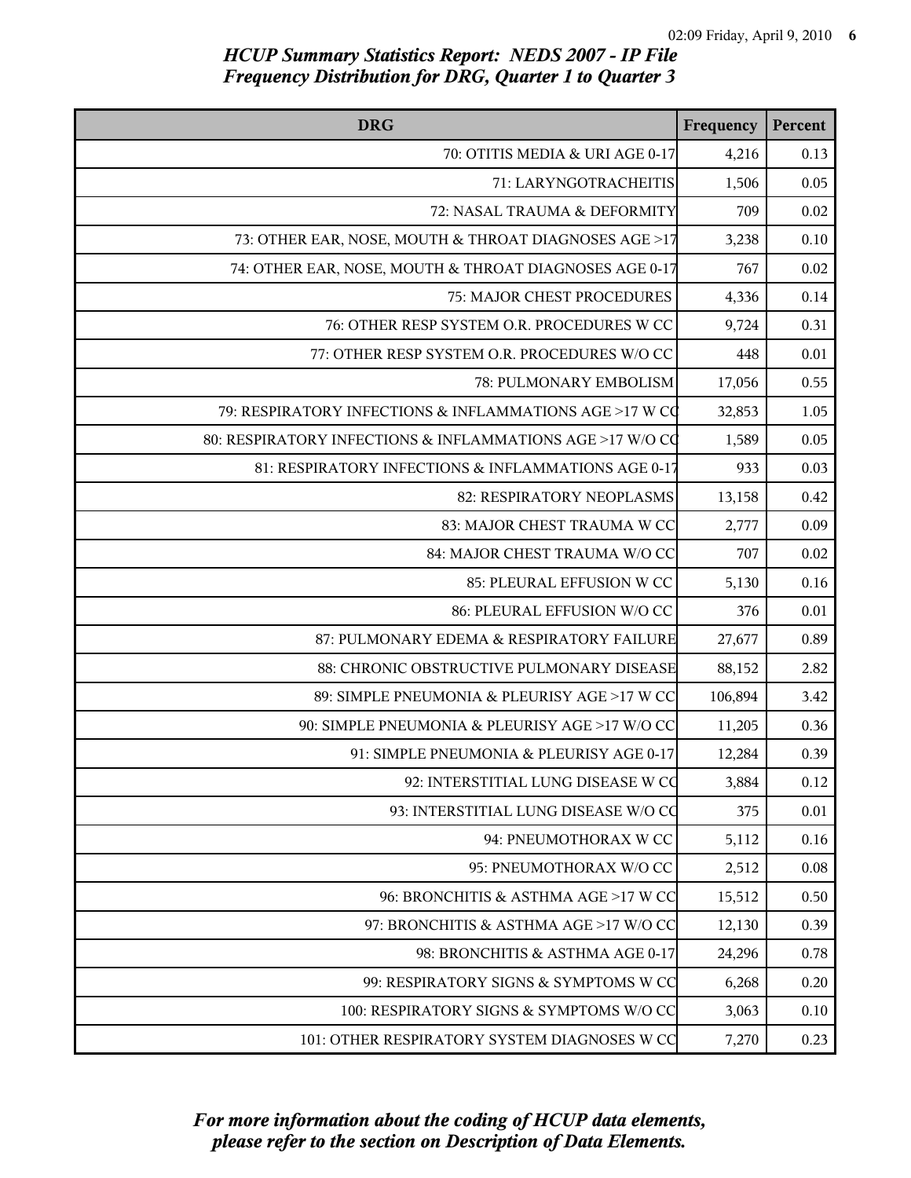# HCUP Summary Statistics Report: NEDS 2007 - IP File
## Frequency Distribution for DRG, Quarter 1 to Quarter 3

| DRG | Frequency | Percent |
|---|---|---|
| 70: OTITIS MEDIA & URI AGE 0-17 | 4,216 | 0.13 |
| 71: LARYNGOTRACHEITIS | 1,506 | 0.05 |
| 72: NASAL TRAUMA & DEFORMITY | 709 | 0.02 |
| 73: OTHER EAR, NOSE, MOUTH & THROAT DIAGNOSES AGE >17 | 3,238 | 0.10 |
| 74: OTHER EAR, NOSE, MOUTH & THROAT DIAGNOSES AGE 0-17 | 767 | 0.02 |
| 75: MAJOR CHEST PROCEDURES | 4,336 | 0.14 |
| 76: OTHER RESP SYSTEM O.R. PROCEDURES W CC | 9,724 | 0.31 |
| 77: OTHER RESP SYSTEM O.R. PROCEDURES W/O CC | 448 | 0.01 |
| 78: PULMONARY EMBOLISM | 17,056 | 0.55 |
| 79: RESPIRATORY INFECTIONS & INFLAMMATIONS AGE >17 W CC | 32,853 | 1.05 |
| 80: RESPIRATORY INFECTIONS & INFLAMMATIONS AGE >17 W/O CC | 1,589 | 0.05 |
| 81: RESPIRATORY INFECTIONS & INFLAMMATIONS AGE 0-17 | 933 | 0.03 |
| 82: RESPIRATORY NEOPLASMS | 13,158 | 0.42 |
| 83: MAJOR CHEST TRAUMA W CC | 2,777 | 0.09 |
| 84: MAJOR CHEST TRAUMA W/O CC | 707 | 0.02 |
| 85: PLEURAL EFFUSION W CC | 5,130 | 0.16 |
| 86: PLEURAL EFFUSION W/O CC | 376 | 0.01 |
| 87: PULMONARY EDEMA & RESPIRATORY FAILURE | 27,677 | 0.89 |
| 88: CHRONIC OBSTRUCTIVE PULMONARY DISEASE | 88,152 | 2.82 |
| 89: SIMPLE PNEUMONIA & PLEURISY AGE >17 W CC | 106,894 | 3.42 |
| 90: SIMPLE PNEUMONIA & PLEURISY AGE >17 W/O CC | 11,205 | 0.36 |
| 91: SIMPLE PNEUMONIA & PLEURISY AGE 0-17 | 12,284 | 0.39 |
| 92: INTERSTITIAL LUNG DISEASE W CC | 3,884 | 0.12 |
| 93: INTERSTITIAL LUNG DISEASE W/O CC | 375 | 0.01 |
| 94: PNEUMOTHORAX W CC | 5,112 | 0.16 |
| 95: PNEUMOTHORAX W/O CC | 2,512 | 0.08 |
| 96: BRONCHITIS & ASTHMA AGE >17 W CC | 15,512 | 0.50 |
| 97: BRONCHITIS & ASTHMA AGE >17 W/O CC | 12,130 | 0.39 |
| 98: BRONCHITIS & ASTHMA AGE 0-17 | 24,296 | 0.78 |
| 99: RESPIRATORY SIGNS & SYMPTOMS W CC | 6,268 | 0.20 |
| 100: RESPIRATORY SIGNS & SYMPTOMS W/O CC | 3,063 | 0.10 |
| 101: OTHER RESPIRATORY SYSTEM DIAGNOSES W CC | 7,270 | 0.23 |

*For more information about the coding of HCUP data elements, please refer to the section on Description of Data Elements.*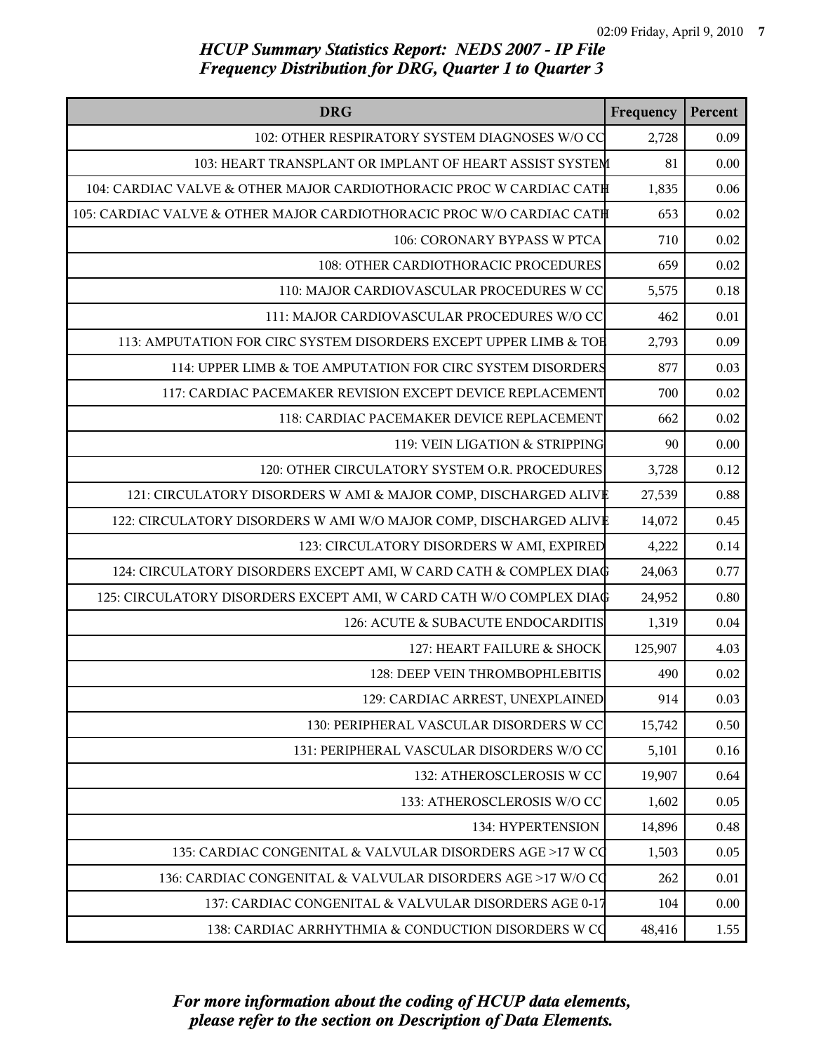*HCUP Summary Statistics Report: NEDS 2007 - IP File*
*Frequency Distribution for DRG, Quarter 1 to Quarter 3*

| DRG | Frequency | Percent |
|---|---|---|
| 102: OTHER RESPIRATORY SYSTEM DIAGNOSES W/O CC | 2,728 | 0.09 |
| 103: HEART TRANSPLANT OR IMPLANT OF HEART ASSIST SYSTEM | 81 | 0.00 |
| 104: CARDIAC VALVE & OTHER MAJOR CARDIOTHORACIC PROC W CARDIAC CATH | 1,835 | 0.06 |
| 105: CARDIAC VALVE & OTHER MAJOR CARDIOTHORACIC PROC W/O CARDIAC CATH | 653 | 0.02 |
| 106: CORONARY BYPASS W PTCA | 710 | 0.02 |
| 108: OTHER CARDIOTHORACIC PROCEDURES | 659 | 0.02 |
| 110: MAJOR CARDIOVASCULAR PROCEDURES W CC | 5,575 | 0.18 |
| 111: MAJOR CARDIOVASCULAR PROCEDURES W/O CC | 462 | 0.01 |
| 113: AMPUTATION FOR CIRC SYSTEM DISORDERS EXCEPT UPPER LIMB & TOE | 2,793 | 0.09 |
| 114: UPPER LIMB & TOE AMPUTATION FOR CIRC SYSTEM DISORDERS | 877 | 0.03 |
| 117: CARDIAC PACEMAKER REVISION EXCEPT DEVICE REPLACEMENT | 700 | 0.02 |
| 118: CARDIAC PACEMAKER DEVICE REPLACEMENT | 662 | 0.02 |
| 119: VEIN LIGATION & STRIPPING | 90 | 0.00 |
| 120: OTHER CIRCULATORY SYSTEM O.R. PROCEDURES | 3,728 | 0.12 |
| 121: CIRCULATORY DISORDERS W AMI & MAJOR COMP, DISCHARGED ALIVE | 27,539 | 0.88 |
| 122: CIRCULATORY DISORDERS W AMI W/O MAJOR COMP, DISCHARGED ALIVE | 14,072 | 0.45 |
| 123: CIRCULATORY DISORDERS W AMI, EXPIRED | 4,222 | 0.14 |
| 124: CIRCULATORY DISORDERS EXCEPT AMI, W CARD CATH & COMPLEX DIAG | 24,063 | 0.77 |
| 125: CIRCULATORY DISORDERS EXCEPT AMI, W CARD CATH W/O COMPLEX DIAG | 24,952 | 0.80 |
| 126: ACUTE & SUBACUTE ENDOCARDITIS | 1,319 | 0.04 |
| 127: HEART FAILURE & SHOCK | 125,907 | 4.03 |
| 128: DEEP VEIN THROMBOPHLEBITIS | 490 | 0.02 |
| 129: CARDIAC ARREST, UNEXPLAINED | 914 | 0.03 |
| 130: PERIPHERAL VASCULAR DISORDERS W CC | 15,742 | 0.50 |
| 131: PERIPHERAL VASCULAR DISORDERS W/O CC | 5,101 | 0.16 |
| 132: ATHEROSCLEROSIS W CC | 19,907 | 0.64 |
| 133: ATHEROSCLEROSIS W/O CC | 1,602 | 0.05 |
| 134: HYPERTENSION | 14,896 | 0.48 |
| 135: CARDIAC CONGENITAL & VALVULAR DISORDERS AGE >17 W CC | 1,503 | 0.05 |
| 136: CARDIAC CONGENITAL & VALVULAR DISORDERS AGE >17 W/O CC | 262 | 0.01 |
| 137: CARDIAC CONGENITAL & VALVULAR DISORDERS AGE 0-17 | 104 | 0.00 |
| 138: CARDIAC ARRHYTHMIA & CONDUCTION DISORDERS W CC | 48,416 | 1.55 |

*For more information about the coding of HCUP data elements, please refer to the section on Description of Data Elements.*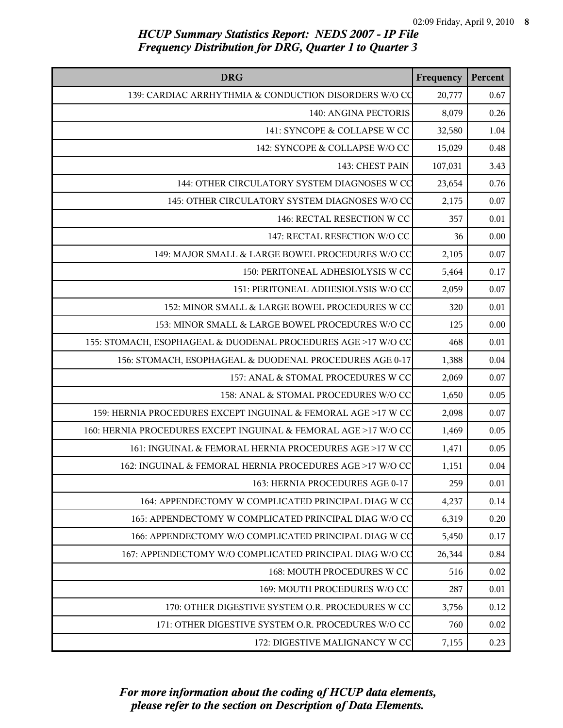## HCUP Summary Statistics Report: NEDS 2007 - IP File

## Frequency Distribution for DRG, Quarter 1 to Quarter 3

| DRG | Frequency | Percent |
|---|---|---|
| 139: CARDIAC ARRHYTHMIA & CONDUCTION DISORDERS W/O CC | 20,777 | 0.67 |
| 140: ANGINA PECTORIS | 8,079 | 0.26 |
| 141: SYNCOPE & COLLAPSE W CC | 32,580 | 1.04 |
| 142: SYNCOPE & COLLAPSE W/O CC | 15,029 | 0.48 |
| 143: CHEST PAIN | 107,031 | 3.43 |
| 144: OTHER CIRCULATORY SYSTEM DIAGNOSES W CC | 23,654 | 0.76 |
| 145: OTHER CIRCULATORY SYSTEM DIAGNOSES W/O CC | 2,175 | 0.07 |
| 146: RECTAL RESECTION W CC | 357 | 0.01 |
| 147: RECTAL RESECTION W/O CC | 36 | 0.00 |
| 149: MAJOR SMALL & LARGE BOWEL PROCEDURES W/O CC | 2,105 | 0.07 |
| 150: PERITONEAL ADHESIOLYSIS W CC | 5,464 | 0.17 |
| 151: PERITONEAL ADHESIOLYSIS W/O CC | 2,059 | 0.07 |
| 152: MINOR SMALL & LARGE BOWEL PROCEDURES W CC | 320 | 0.01 |
| 153: MINOR SMALL & LARGE BOWEL PROCEDURES W/O CC | 125 | 0.00 |
| 155: STOMACH, ESOPHAGEAL & DUODENAL PROCEDURES AGE >17 W/O CC | 468 | 0.01 |
| 156: STOMACH, ESOPHAGEAL & DUODENAL PROCEDURES AGE 0-17 | 1,388 | 0.04 |
| 157: ANAL & STOMAL PROCEDURES W CC | 2,069 | 0.07 |
| 158: ANAL & STOMAL PROCEDURES W/O CC | 1,650 | 0.05 |
| 159: HERNIA PROCEDURES EXCEPT INGUINAL & FEMORAL AGE >17 W CC | 2,098 | 0.07 |
| 160: HERNIA PROCEDURES EXCEPT INGUINAL & FEMORAL AGE >17 W/O CC | 1,469 | 0.05 |
| 161: INGUINAL & FEMORAL HERNIA PROCEDURES AGE >17 W CC | 1,471 | 0.05 |
| 162: INGUINAL & FEMORAL HERNIA PROCEDURES AGE >17 W/O CC | 1,151 | 0.04 |
| 163: HERNIA PROCEDURES AGE 0-17 | 259 | 0.01 |
| 164: APPENDECTOMY W COMPLICATED PRINCIPAL DIAG W CC | 4,237 | 0.14 |
| 165: APPENDECTOMY W COMPLICATED PRINCIPAL DIAG W/O CC | 6,319 | 0.20 |
| 166: APPENDECTOMY W/O COMPLICATED PRINCIPAL DIAG W CC | 5,450 | 0.17 |
| 167: APPENDECTOMY W/O COMPLICATED PRINCIPAL DIAG W/O CC | 26,344 | 0.84 |
| 168: MOUTH PROCEDURES W CC | 516 | 0.02 |
| 169: MOUTH PROCEDURES W/O CC | 287 | 0.01 |
| 170: OTHER DIGESTIVE SYSTEM O.R. PROCEDURES W CC | 3,756 | 0.12 |
| 171: OTHER DIGESTIVE SYSTEM O.R. PROCEDURES W/O CC | 760 | 0.02 |
| 172: DIGESTIVE MALIGNANCY W CC | 7,155 | 0.23 |

*For more information about the coding of HCUP data elements, please refer to the section on Description of Data Elements.*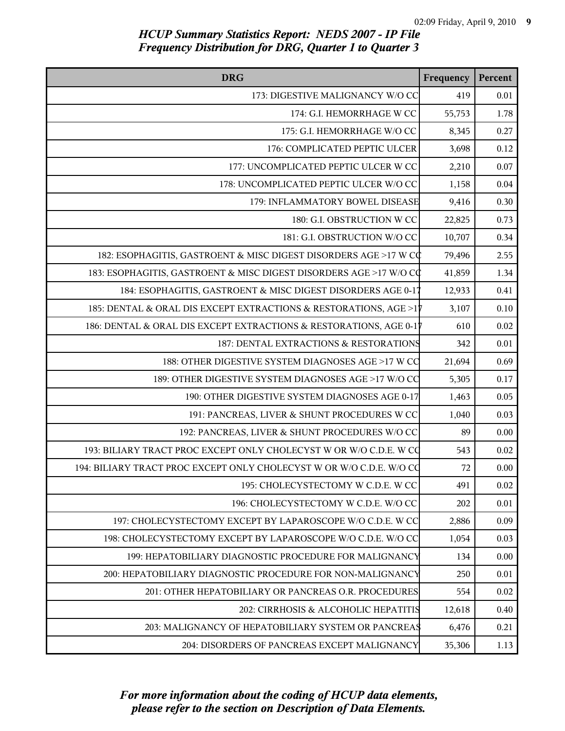## HCUP Summary Statistics Report: NEDS 2007 - IP File
## Frequency Distribution for DRG, Quarter 1 to Quarter 3

| DRG | Frequency | Percent |
|---|---|---|
| 173: DIGESTIVE MALIGNANCY W/O CC | 419 | 0.01 |
| 174: G.I. HEMORRHAGE W CC | 55,753 | 1.78 |
| 175: G.I. HEMORRHAGE W/O CC | 8,345 | 0.27 |
| 176: COMPLICATED PEPTIC ULCER | 3,698 | 0.12 |
| 177: UNCOMPLICATED PEPTIC ULCER W CC | 2,210 | 0.07 |
| 178: UNCOMPLICATED PEPTIC ULCER W/O CC | 1,158 | 0.04 |
| 179: INFLAMMATORY BOWEL DISEASE | 9,416 | 0.30 |
| 180: G.I. OBSTRUCTION W CC | 22,825 | 0.73 |
| 181: G.I. OBSTRUCTION W/O CC | 10,707 | 0.34 |
| 182: ESOPHAGITIS, GASTROENT & MISC DIGEST DISORDERS AGE >17 W CC | 79,496 | 2.55 |
| 183: ESOPHAGITIS, GASTROENT & MISC DIGEST DISORDERS AGE >17 W/O CC | 41,859 | 1.34 |
| 184: ESOPHAGITIS, GASTROENT & MISC DIGEST DISORDERS AGE 0-17 | 12,933 | 0.41 |
| 185: DENTAL & ORAL DIS EXCEPT EXTRACTIONS & RESTORATIONS, AGE >17 | 3,107 | 0.10 |
| 186: DENTAL & ORAL DIS EXCEPT EXTRACTIONS & RESTORATIONS, AGE 0-17 | 610 | 0.02 |
| 187: DENTAL EXTRACTIONS & RESTORATIONS | 342 | 0.01 |
| 188: OTHER DIGESTIVE SYSTEM DIAGNOSES AGE >17 W CC | 21,694 | 0.69 |
| 189: OTHER DIGESTIVE SYSTEM DIAGNOSES AGE >17 W/O CC | 5,305 | 0.17 |
| 190: OTHER DIGESTIVE SYSTEM DIAGNOSES AGE 0-17 | 1,463 | 0.05 |
| 191: PANCREAS, LIVER & SHUNT PROCEDURES W CC | 1,040 | 0.03 |
| 192: PANCREAS, LIVER & SHUNT PROCEDURES W/O CC | 89 | 0.00 |
| 193: BILIARY TRACT PROC EXCEPT ONLY CHOLECYST W OR W/O C.D.E. W CC | 543 | 0.02 |
| 194: BILIARY TRACT PROC EXCEPT ONLY CHOLECYST W OR W/O C.D.E. W/O CC | 72 | 0.00 |
| 195: CHOLECYSTECTOMY W C.D.E. W CC | 491 | 0.02 |
| 196: CHOLECYSTECTOMY W C.D.E. W/O CC | 202 | 0.01 |
| 197: CHOLECYSTECTOMY EXCEPT BY LAPAROSCOPE W/O C.D.E. W CC | 2,886 | 0.09 |
| 198: CHOLECYSTECTOMY EXCEPT BY LAPAROSCOPE W/O C.D.E. W/O CC | 1,054 | 0.03 |
| 199: HEPATOBILIARY DIAGNOSTIC PROCEDURE FOR MALIGNANCY | 134 | 0.00 |
| 200: HEPATOBILIARY DIAGNOSTIC PROCEDURE FOR NON-MALIGNANCY | 250 | 0.01 |
| 201: OTHER HEPATOBILIARY OR PANCREAS O.R. PROCEDURES | 554 | 0.02 |
| 202: CIRRHOSIS & ALCOHOLIC HEPATITIS | 12,618 | 0.40 |
| 203: MALIGNANCY OF HEPATOBILIARY SYSTEM OR PANCREAS | 6,476 | 0.21 |
| 204: DISORDERS OF PANCREAS EXCEPT MALIGNANCY | 35,306 | 1.13 |

*For more information about the coding of HCUP data elements, please refer to the section on Description of Data Elements.*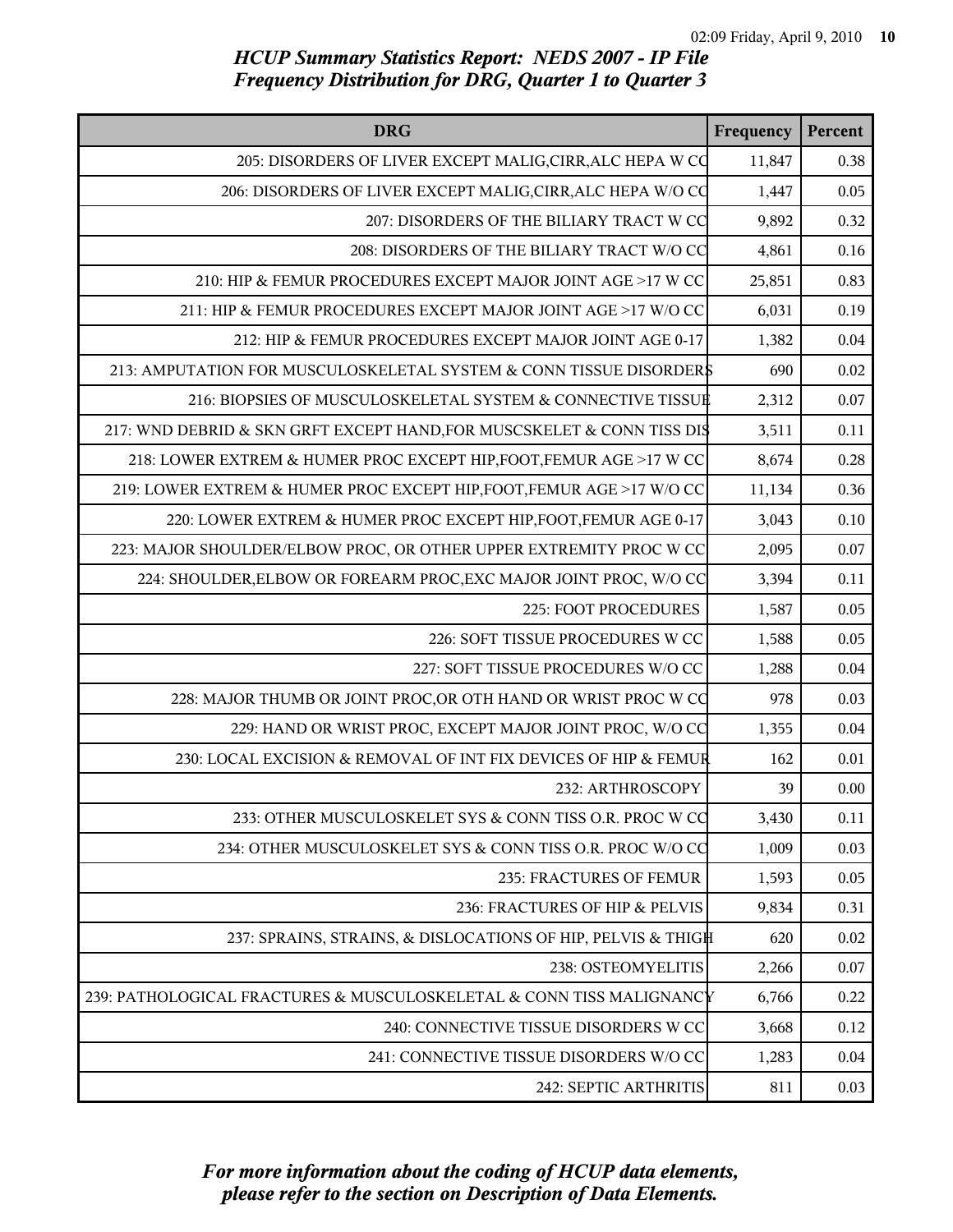*HCUP Summary Statistics Report: NEDS 2007 - IP File*
*Frequency Distribution for DRG, Quarter 1 to Quarter 3*

| DRG | Frequency | Percent |
|---|---|---|
| 205: DISORDERS OF LIVER EXCEPT MALIG,CIRR,ALC HEPA W CC | 11,847 | 0.38 |
| 206: DISORDERS OF LIVER EXCEPT MALIG,CIRR,ALC HEPA W/O CC | 1,447 | 0.05 |
| 207: DISORDERS OF THE BILIARY TRACT W CC | 9,892 | 0.32 |
| 208: DISORDERS OF THE BILIARY TRACT W/O CC | 4,861 | 0.16 |
| 210: HIP & FEMUR PROCEDURES EXCEPT MAJOR JOINT AGE >17 W CC | 25,851 | 0.83 |
| 211: HIP & FEMUR PROCEDURES EXCEPT MAJOR JOINT AGE >17 W/O CC | 6,031 | 0.19 |
| 212: HIP & FEMUR PROCEDURES EXCEPT MAJOR JOINT AGE 0-17 | 1,382 | 0.04 |
| 213: AMPUTATION FOR MUSCULOSKELETAL SYSTEM & CONN TISSUE DISORDERS | 690 | 0.02 |
| 216: BIOPSIES OF MUSCULOSKELETAL SYSTEM & CONNECTIVE TISSUE | 2,312 | 0.07 |
| 217: WND DEBRID & SKN GRFT EXCEPT HAND,FOR MUSCSKELET & CONN TISS DIS | 3,511 | 0.11 |
| 218: LOWER EXTREM & HUMER PROC EXCEPT HIP,FOOT,FEMUR AGE >17 W CC | 8,674 | 0.28 |
| 219: LOWER EXTREM & HUMER PROC EXCEPT HIP,FOOT,FEMUR AGE >17 W/O CC | 11,134 | 0.36 |
| 220: LOWER EXTREM & HUMER PROC EXCEPT HIP,FOOT,FEMUR AGE 0-17 | 3,043 | 0.10 |
| 223: MAJOR SHOULDER/ELBOW PROC, OR OTHER UPPER EXTREMITY PROC W CC | 2,095 | 0.07 |
| 224: SHOULDER,ELBOW OR FOREARM PROC,EXC MAJOR JOINT PROC, W/O CC | 3,394 | 0.11 |
| 225: FOOT PROCEDURES | 1,587 | 0.05 |
| 226: SOFT TISSUE PROCEDURES W CC | 1,588 | 0.05 |
| 227: SOFT TISSUE PROCEDURES W/O CC | 1,288 | 0.04 |
| 228: MAJOR THUMB OR JOINT PROC,OR OTH HAND OR WRIST PROC W CC | 978 | 0.03 |
| 229: HAND OR WRIST PROC, EXCEPT MAJOR JOINT PROC, W/O CC | 1,355 | 0.04 |
| 230: LOCAL EXCISION & REMOVAL OF INT FIX DEVICES OF HIP & FEMUR | 162 | 0.01 |
| 232: ARTHROSCOPY | 39 | 0.00 |
| 233: OTHER MUSCULOSKELET SYS & CONN TISS O.R. PROC W CC | 3,430 | 0.11 |
| 234: OTHER MUSCULOSKELET SYS & CONN TISS O.R. PROC W/O CC | 1,009 | 0.03 |
| 235: FRACTURES OF FEMUR | 1,593 | 0.05 |
| 236: FRACTURES OF HIP & PELVIS | 9,834 | 0.31 |
| 237: SPRAINS, STRAINS, & DISLOCATIONS OF HIP, PELVIS & THIGH | 620 | 0.02 |
| 238: OSTEOMYELITIS | 2,266 | 0.07 |
| 239: PATHOLOGICAL FRACTURES & MUSCULOSKELETAL & CONN TISS MALIGNANCY | 6,766 | 0.22 |
| 240: CONNECTIVE TISSUE DISORDERS W CC | 3,668 | 0.12 |
| 241: CONNECTIVE TISSUE DISORDERS W/O CC | 1,283 | 0.04 |
| 242: SEPTIC ARTHRITIS | 811 | 0.03 |

*For more information about the coding of HCUP data elements, please refer to the section on Description of Data Elements.*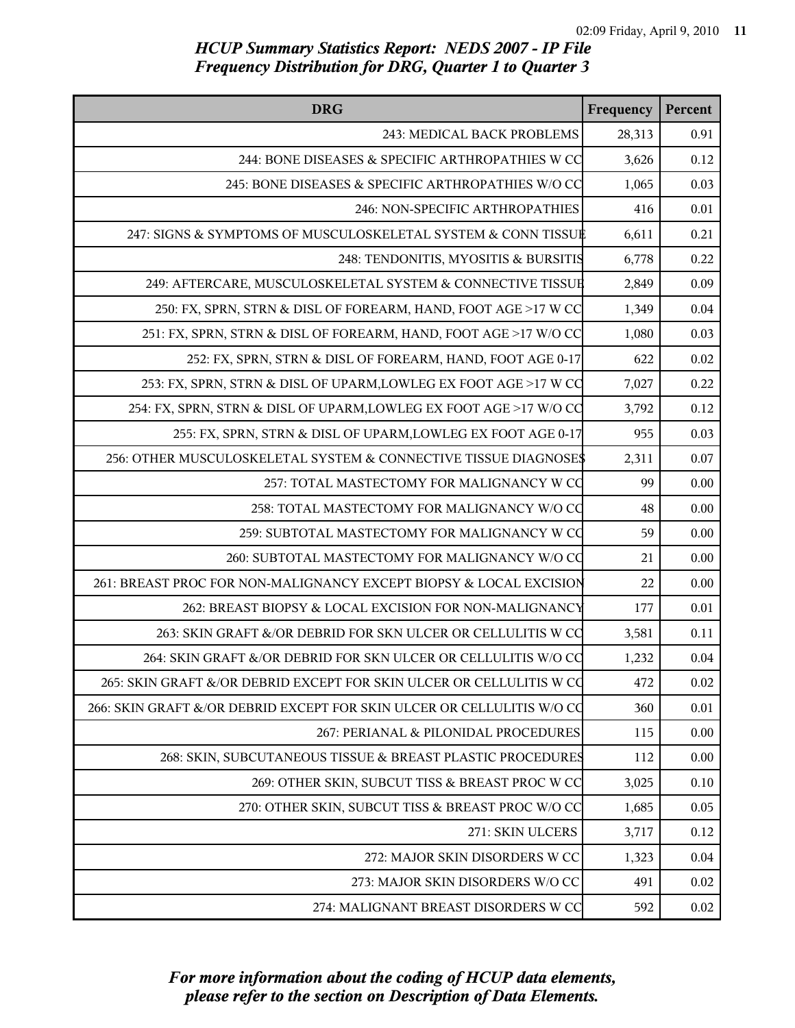## HCUP Summary Statistics Report: NEDS 2007 - IP File
## Frequency Distribution for DRG, Quarter 1 to Quarter 3

| DRG | Frequency | Percent |
|---|---|---|
| 243: MEDICAL BACK PROBLEMS | 28,313 | 0.91 |
| 244: BONE DISEASES & SPECIFIC ARTHROPATHIES W CC | 3,626 | 0.12 |
| 245: BONE DISEASES & SPECIFIC ARTHROPATHIES W/O CC | 1,065 | 0.03 |
| 246: NON-SPECIFIC ARTHROPATHIES | 416 | 0.01 |
| 247: SIGNS & SYMPTOMS OF MUSCULOSKELETAL SYSTEM & CONN TISSUE | 6,611 | 0.21 |
| 248: TENDONITIS, MYOSITIS & BURSITIS | 6,778 | 0.22 |
| 249: AFTERCARE, MUSCULOSKELETAL SYSTEM & CONNECTIVE TISSUE | 2,849 | 0.09 |
| 250: FX, SPRN, STRN & DISL OF FOREARM, HAND, FOOT AGE >17 W CC | 1,349 | 0.04 |
| 251: FX, SPRN, STRN & DISL OF FOREARM, HAND, FOOT AGE >17 W/O CC | 1,080 | 0.03 |
| 252: FX, SPRN, STRN & DISL OF FOREARM, HAND, FOOT AGE 0-17 | 622 | 0.02 |
| 253: FX, SPRN, STRN & DISL OF UPARM,LOWLEG EX FOOT AGE >17 W CC | 7,027 | 0.22 |
| 254: FX, SPRN, STRN & DISL OF UPARM,LOWLEG EX FOOT AGE >17 W/O CC | 3,792 | 0.12 |
| 255: FX, SPRN, STRN & DISL OF UPARM,LOWLEG EX FOOT AGE 0-17 | 955 | 0.03 |
| 256: OTHER MUSCULOSKELETAL SYSTEM & CONNECTIVE TISSUE DIAGNOSES | 2,311 | 0.07 |
| 257: TOTAL MASTECTOMY FOR MALIGNANCY W CC | 99 | 0.00 |
| 258: TOTAL MASTECTOMY FOR MALIGNANCY W/O CC | 48 | 0.00 |
| 259: SUBTOTAL MASTECTOMY FOR MALIGNANCY W CC | 59 | 0.00 |
| 260: SUBTOTAL MASTECTOMY FOR MALIGNANCY W/O CC | 21 | 0.00 |
| 261: BREAST PROC FOR NON-MALIGNANCY EXCEPT BIOPSY & LOCAL EXCISION | 22 | 0.00 |
| 262: BREAST BIOPSY & LOCAL EXCISION FOR NON-MALIGNANCY | 177 | 0.01 |
| 263: SKIN GRAFT &/OR DEBRID FOR SKN ULCER OR CELLULITIS W CC | 3,581 | 0.11 |
| 264: SKIN GRAFT &/OR DEBRID FOR SKN ULCER OR CELLULITIS W/O CC | 1,232 | 0.04 |
| 265: SKIN GRAFT &/OR DEBRID EXCEPT FOR SKIN ULCER OR CELLULITIS W CC | 472 | 0.02 |
| 266: SKIN GRAFT &/OR DEBRID EXCEPT FOR SKIN ULCER OR CELLULITIS W/O CC | 360 | 0.01 |
| 267: PERIANAL & PILONIDAL PROCEDURES | 115 | 0.00 |
| 268: SKIN, SUBCUTANEOUS TISSUE & BREAST PLASTIC PROCEDURES | 112 | 0.00 |
| 269: OTHER SKIN, SUBCUT TISS & BREAST PROC W CC | 3,025 | 0.10 |
| 270: OTHER SKIN, SUBCUT TISS & BREAST PROC W/O CC | 1,685 | 0.05 |
| 271: SKIN ULCERS | 3,717 | 0.12 |
| 272: MAJOR SKIN DISORDERS W CC | 1,323 | 0.04 |
| 273: MAJOR SKIN DISORDERS W/O CC | 491 | 0.02 |
| 274: MALIGNANT BREAST DISORDERS W CC | 592 | 0.02 |

*For more information about the coding of HCUP data elements, please refer to the section on Description of Data Elements.*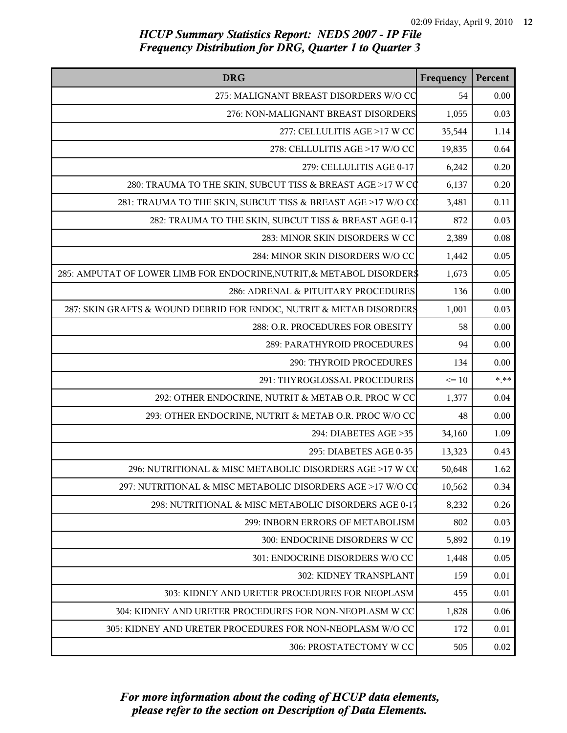*HCUP Summary Statistics Report: NEDS 2007 - IP File*
*Frequency Distribution for DRG, Quarter 1 to Quarter 3*

| DRG | Frequency | Percent |
|---|---|---|
| 275: MALIGNANT BREAST DISORDERS W/O CC | 54 | 0.00 |
| 276: NON-MALIGNANT BREAST DISORDERS | 1,055 | 0.03 |
| 277: CELLULITIS AGE >17 W CC | 35,544 | 1.14 |
| 278: CELLULITIS AGE >17 W/O CC | 19,835 | 0.64 |
| 279: CELLULITIS AGE 0-17 | 6,242 | 0.20 |
| 280: TRAUMA TO THE SKIN, SUBCUT TISS & BREAST AGE >17 W CC | 6,137 | 0.20 |
| 281: TRAUMA TO THE SKIN, SUBCUT TISS & BREAST AGE >17 W/O CC | 3,481 | 0.11 |
| 282: TRAUMA TO THE SKIN, SUBCUT TISS & BREAST AGE 0-17 | 872 | 0.03 |
| 283: MINOR SKIN DISORDERS W CC | 2,389 | 0.08 |
| 284: MINOR SKIN DISORDERS W/O CC | 1,442 | 0.05 |
| 285: AMPUTAT OF LOWER LIMB FOR ENDOCRINE,NUTRIT,& METABOL DISORDERS | 1,673 | 0.05 |
| 286: ADRENAL & PITUITARY PROCEDURES | 136 | 0.00 |
| 287: SKIN GRAFTS & WOUND DEBRID FOR ENDOC, NUTRIT & METAB DISORDERS | 1,001 | 0.03 |
| 288: O.R. PROCEDURES FOR OBESITY | 58 | 0.00 |
| 289: PARATHYROID PROCEDURES | 94 | 0.00 |
| 290: THYROID PROCEDURES | 134 | 0.00 |
| 291: THYROGLOSSAL PROCEDURES | <= 10 | *.** |
| 292: OTHER ENDOCRINE, NUTRIT & METAB O.R. PROC W CC | 1,377 | 0.04 |
| 293: OTHER ENDOCRINE, NUTRIT & METAB O.R. PROC W/O CC | 48 | 0.00 |
| 294: DIABETES AGE >35 | 34,160 | 1.09 |
| 295: DIABETES AGE 0-35 | 13,323 | 0.43 |
| 296: NUTRITIONAL & MISC METABOLIC DISORDERS AGE >17 W CC | 50,648 | 1.62 |
| 297: NUTRITIONAL & MISC METABOLIC DISORDERS AGE >17 W/O CC | 10,562 | 0.34 |
| 298: NUTRITIONAL & MISC METABOLIC DISORDERS AGE 0-17 | 8,232 | 0.26 |
| 299: INBORN ERRORS OF METABOLISM | 802 | 0.03 |
| 300: ENDOCRINE DISORDERS W CC | 5,892 | 0.19 |
| 301: ENDOCRINE DISORDERS W/O CC | 1,448 | 0.05 |
| 302: KIDNEY TRANSPLANT | 159 | 0.01 |
| 303: KIDNEY AND URETER PROCEDURES FOR NEOPLASM | 455 | 0.01 |
| 304: KIDNEY AND URETER PROCEDURES FOR NON-NEOPLASM W CC | 1,828 | 0.06 |
| 305: KIDNEY AND URETER PROCEDURES FOR NON-NEOPLASM W/O CC | 172 | 0.01 |
| 306: PROSTATECTOMY W CC | 505 | 0.02 |

*For more information about the coding of HCUP data elements, please refer to the section on Description of Data Elements.*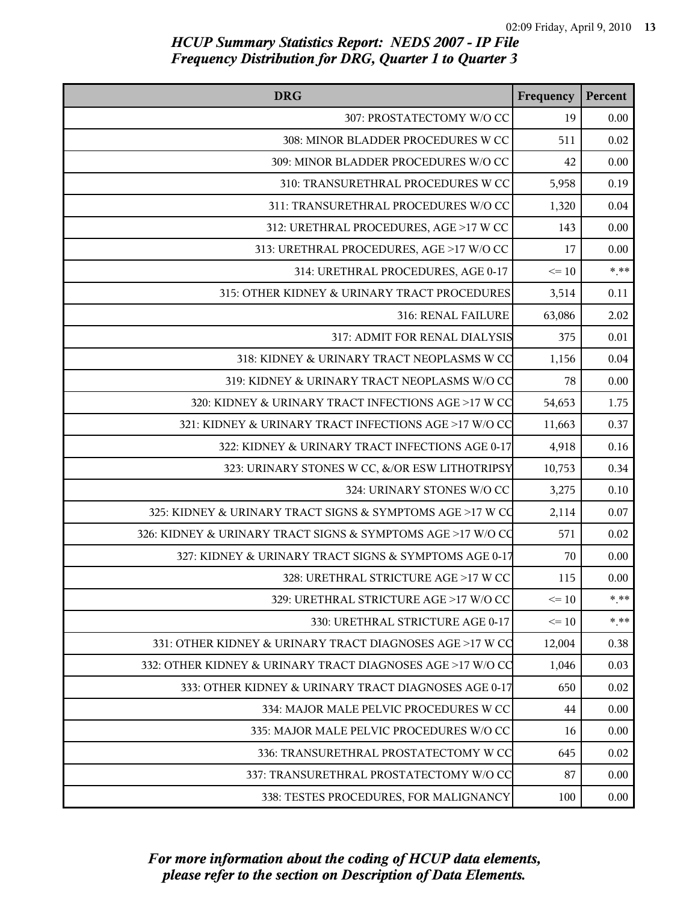# HCUP Summary Statistics Report: NEDS 2007 - IP File
## Frequency Distribution for DRG, Quarter 1 to Quarter 3

| DRG | Frequency | Percent |
|---|---|---|
| 307: PROSTATECTOMY W/O CC | 19 | 0.00 |
| 308: MINOR BLADDER PROCEDURES W CC | 511 | 0.02 |
| 309: MINOR BLADDER PROCEDURES W/O CC | 42 | 0.00 |
| 310: TRANSURETHRAL PROCEDURES W CC | 5,958 | 0.19 |
| 311: TRANSURETHRAL PROCEDURES W/O CC | 1,320 | 0.04 |
| 312: URETHRAL PROCEDURES, AGE >17 W CC | 143 | 0.00 |
| 313: URETHRAL PROCEDURES, AGE >17 W/O CC | 17 | 0.00 |
| 314: URETHRAL PROCEDURES, AGE 0-17 | <= 10 | *.** |
| 315: OTHER KIDNEY & URINARY TRACT PROCEDURES | 3,514 | 0.11 |
| 316: RENAL FAILURE | 63,086 | 2.02 |
| 317: ADMIT FOR RENAL DIALYSIS | 375 | 0.01 |
| 318: KIDNEY & URINARY TRACT NEOPLASMS W CC | 1,156 | 0.04 |
| 319: KIDNEY & URINARY TRACT NEOPLASMS W/O CC | 78 | 0.00 |
| 320: KIDNEY & URINARY TRACT INFECTIONS AGE >17 W CC | 54,653 | 1.75 |
| 321: KIDNEY & URINARY TRACT INFECTIONS AGE >17 W/O CC | 11,663 | 0.37 |
| 322: KIDNEY & URINARY TRACT INFECTIONS AGE 0-17 | 4,918 | 0.16 |
| 323: URINARY STONES W CC, &/OR ESW LITHOTRIPSY | 10,753 | 0.34 |
| 324: URINARY STONES W/O CC | 3,275 | 0.10 |
| 325: KIDNEY & URINARY TRACT SIGNS & SYMPTOMS AGE >17 W CC | 2,114 | 0.07 |
| 326: KIDNEY & URINARY TRACT SIGNS & SYMPTOMS AGE >17 W/O CC | 571 | 0.02 |
| 327: KIDNEY & URINARY TRACT SIGNS & SYMPTOMS AGE 0-17 | 70 | 0.00 |
| 328: URETHRAL STRICTURE AGE >17 W CC | 115 | 0.00 |
| 329: URETHRAL STRICTURE AGE >17 W/O CC | <= 10 | *.** |
| 330: URETHRAL STRICTURE AGE 0-17 | <= 10 | *.** |
| 331: OTHER KIDNEY & URINARY TRACT DIAGNOSES AGE >17 W CC | 12,004 | 0.38 |
| 332: OTHER KIDNEY & URINARY TRACT DIAGNOSES AGE >17 W/O CC | 1,046 | 0.03 |
| 333: OTHER KIDNEY & URINARY TRACT DIAGNOSES AGE 0-17 | 650 | 0.02 |
| 334: MAJOR MALE PELVIC PROCEDURES W CC | 44 | 0.00 |
| 335: MAJOR MALE PELVIC PROCEDURES W/O CC | 16 | 0.00 |
| 336: TRANSURETHRAL PROSTATECTOMY W CC | 645 | 0.02 |
| 337: TRANSURETHRAL PROSTATECTOMY W/O CC | 87 | 0.00 |
| 338: TESTES PROCEDURES, FOR MALIGNANCY | 100 | 0.00 |

*For more information about the coding of HCUP data elements, please refer to the section on Description of Data Elements.*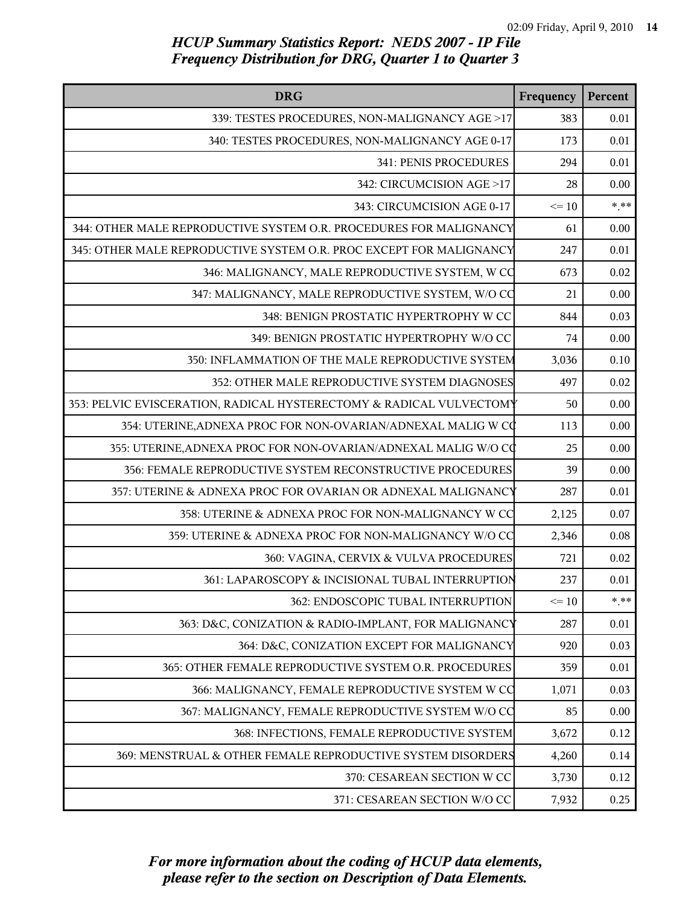## HCUP Summary Statistics Report: NEDS 2007 - IP File
## Frequency Distribution for DRG, Quarter 1 to Quarter 3

| DRG | Frequency | Percent |
|---|---|---|
| 339: TESTES PROCEDURES, NON-MALIGNANCY AGE >17 | 383 | 0.01 |
| 340: TESTES PROCEDURES, NON-MALIGNANCY AGE 0-17 | 173 | 0.01 |
| 341: PENIS PROCEDURES | 294 | 0.01 |
| 342: CIRCUMCISION AGE >17 | 28 | 0.00 |
| 343: CIRCUMCISION AGE 0-17 | <= 10 | *.** |
| 344: OTHER MALE REPRODUCTIVE SYSTEM O.R. PROCEDURES FOR MALIGNANCY | 61 | 0.00 |
| 345: OTHER MALE REPRODUCTIVE SYSTEM O.R. PROC EXCEPT FOR MALIGNANCY | 247 | 0.01 |
| 346: MALIGNANCY, MALE REPRODUCTIVE SYSTEM, W CC | 673 | 0.02 |
| 347: MALIGNANCY, MALE REPRODUCTIVE SYSTEM, W/O CC | 21 | 0.00 |
| 348: BENIGN PROSTATIC HYPERTROPHY W CC | 844 | 0.03 |
| 349: BENIGN PROSTATIC HYPERTROPHY W/O CC | 74 | 0.00 |
| 350: INFLAMMATION OF THE MALE REPRODUCTIVE SYSTEM | 3,036 | 0.10 |
| 352: OTHER MALE REPRODUCTIVE SYSTEM DIAGNOSES | 497 | 0.02 |
| 353: PELVIC EVISCERATION, RADICAL HYSTERECTOMY & RADICAL VULVECTOMY | 50 | 0.00 |
| 354: UTERINE,ADNEXA PROC FOR NON-OVARIAN/ADNEXAL MALIG W CC | 113 | 0.00 |
| 355: UTERINE,ADNEXA PROC FOR NON-OVARIAN/ADNEXAL MALIG W/O CC | 25 | 0.00 |
| 356: FEMALE REPRODUCTIVE SYSTEM RECONSTRUCTIVE PROCEDURES | 39 | 0.00 |
| 357: UTERINE & ADNEXA PROC FOR OVARIAN OR ADNEXAL MALIGNANCY | 287 | 0.01 |
| 358: UTERINE & ADNEXA PROC FOR NON-MALIGNANCY W CC | 2,125 | 0.07 |
| 359: UTERINE & ADNEXA PROC FOR NON-MALIGNANCY W/O CC | 2,346 | 0.08 |
| 360: VAGINA, CERVIX & VULVA PROCEDURES | 721 | 0.02 |
| 361: LAPAROSCOPY & INCISIONAL TUBAL INTERRUPTION | 237 | 0.01 |
| 362: ENDOSCOPIC TUBAL INTERRUPTION | <= 10 | *.** |
| 363: D&C, CONIZATION & RADIO-IMPLANT, FOR MALIGNANCY | 287 | 0.01 |
| 364: D&C, CONIZATION EXCEPT FOR MALIGNANCY | 920 | 0.03 |
| 365: OTHER FEMALE REPRODUCTIVE SYSTEM O.R. PROCEDURES | 359 | 0.01 |
| 366: MALIGNANCY, FEMALE REPRODUCTIVE SYSTEM W CC | 1,071 | 0.03 |
| 367: MALIGNANCY, FEMALE REPRODUCTIVE SYSTEM W/O CC | 85 | 0.00 |
| 368: INFECTIONS, FEMALE REPRODUCTIVE SYSTEM | 3,672 | 0.12 |
| 369: MENSTRUAL & OTHER FEMALE REPRODUCTIVE SYSTEM DISORDERS | 4,260 | 0.14 |
| 370: CESAREAN SECTION W CC | 3,730 | 0.12 |
| 371: CESAREAN SECTION W/O CC | 7,932 | 0.25 |

*For more information about the coding of HCUP data elements, please refer to the section on Description of Data Elements.*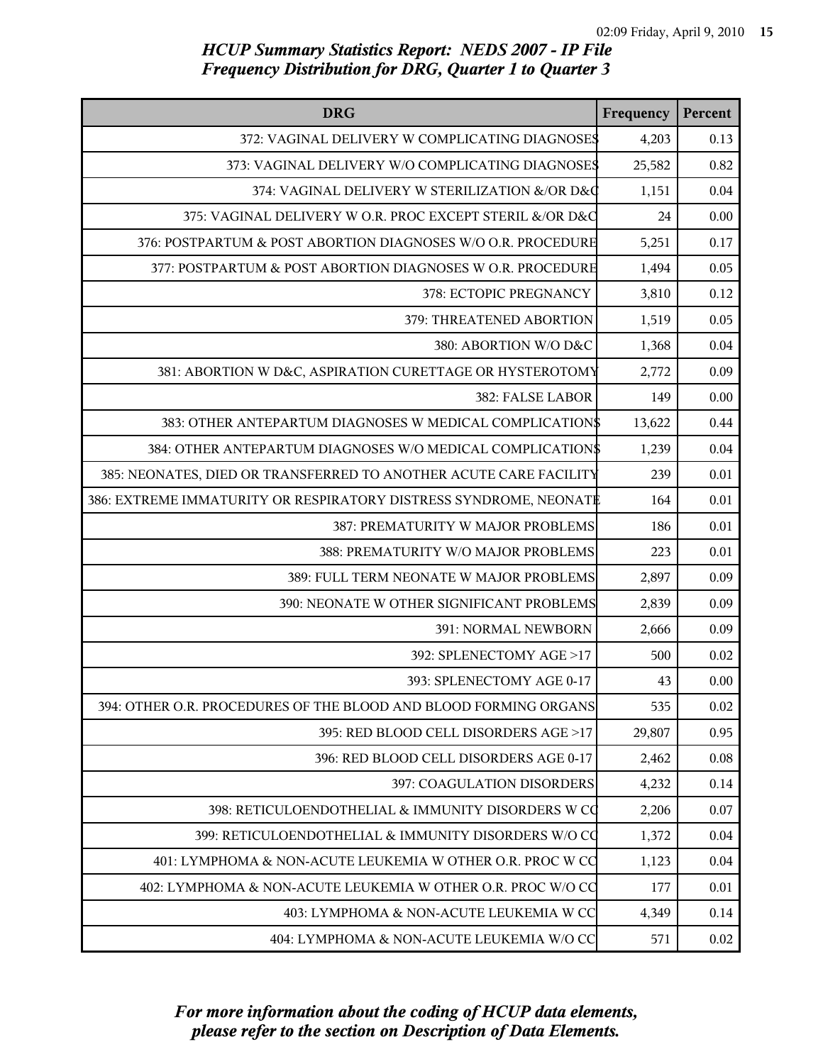## *HCUP Summary Statistics Report: NEDS 2007 - IP File*
## *Frequency Distribution for DRG, Quarter 1 to Quarter 3*

| DRG | Frequency | Percent |
|---|---|---|
| 372: VAGINAL DELIVERY W COMPLICATING DIAGNOSES | 4,203 | 0.13 |
| 373: VAGINAL DELIVERY W/O COMPLICATING DIAGNOSES | 25,582 | 0.82 |
| 374: VAGINAL DELIVERY W STERILIZATION &/OR D&C | 1,151 | 0.04 |
| 375: VAGINAL DELIVERY W O.R. PROC EXCEPT STERIL &/OR D&C | 24 | 0.00 |
| 376: POSTPARTUM & POST ABORTION DIAGNOSES W/O O.R. PROCEDURE | 5,251 | 0.17 |
| 377: POSTPARTUM & POST ABORTION DIAGNOSES W O.R. PROCEDURE | 1,494 | 0.05 |
| 378: ECTOPIC PREGNANCY | 3,810 | 0.12 |
| 379: THREATENED ABORTION | 1,519 | 0.05 |
| 380: ABORTION W/O D&C | 1,368 | 0.04 |
| 381: ABORTION W D&C, ASPIRATION CURETTAGE OR HYSTEROTOMY | 2,772 | 0.09 |
| 382: FALSE LABOR | 149 | 0.00 |
| 383: OTHER ANTEPARTUM DIAGNOSES W MEDICAL COMPLICATIONS | 13,622 | 0.44 |
| 384: OTHER ANTEPARTUM DIAGNOSES W/O MEDICAL COMPLICATIONS | 1,239 | 0.04 |
| 385: NEONATES, DIED OR TRANSFERRED TO ANOTHER ACUTE CARE FACILITY | 239 | 0.01 |
| 386: EXTREME IMMATURITY OR RESPIRATORY DISTRESS SYNDROME, NEONATE | 164 | 0.01 |
| 387: PREMATURITY W MAJOR PROBLEMS | 186 | 0.01 |
| 388: PREMATURITY W/O MAJOR PROBLEMS | 223 | 0.01 |
| 389: FULL TERM NEONATE W MAJOR PROBLEMS | 2,897 | 0.09 |
| 390: NEONATE W OTHER SIGNIFICANT PROBLEMS | 2,839 | 0.09 |
| 391: NORMAL NEWBORN | 2,666 | 0.09 |
| 392: SPLENECTOMY AGE >17 | 500 | 0.02 |
| 393: SPLENECTOMY AGE 0-17 | 43 | 0.00 |
| 394: OTHER O.R. PROCEDURES OF THE BLOOD AND BLOOD FORMING ORGANS | 535 | 0.02 |
| 395: RED BLOOD CELL DISORDERS AGE >17 | 29,807 | 0.95 |
| 396: RED BLOOD CELL DISORDERS AGE 0-17 | 2,462 | 0.08 |
| 397: COAGULATION DISORDERS | 4,232 | 0.14 |
| 398: RETICULOENDOTHELIAL & IMMUNITY DISORDERS W CC | 2,206 | 0.07 |
| 399: RETICULOENDOTHELIAL & IMMUNITY DISORDERS W/O CC | 1,372 | 0.04 |
| 401: LYMPHOMA & NON-ACUTE LEUKEMIA W OTHER O.R. PROC W CC | 1,123 | 0.04 |
| 402: LYMPHOMA & NON-ACUTE LEUKEMIA W OTHER O.R. PROC W/O CC | 177 | 0.01 |
| 403: LYMPHOMA & NON-ACUTE LEUKEMIA W CC | 4,349 | 0.14 |
| 404: LYMPHOMA & NON-ACUTE LEUKEMIA W/O CC | 571 | 0.02 |

*For more information about the coding of HCUP data elements, please refer to the section on Description of Data Elements.*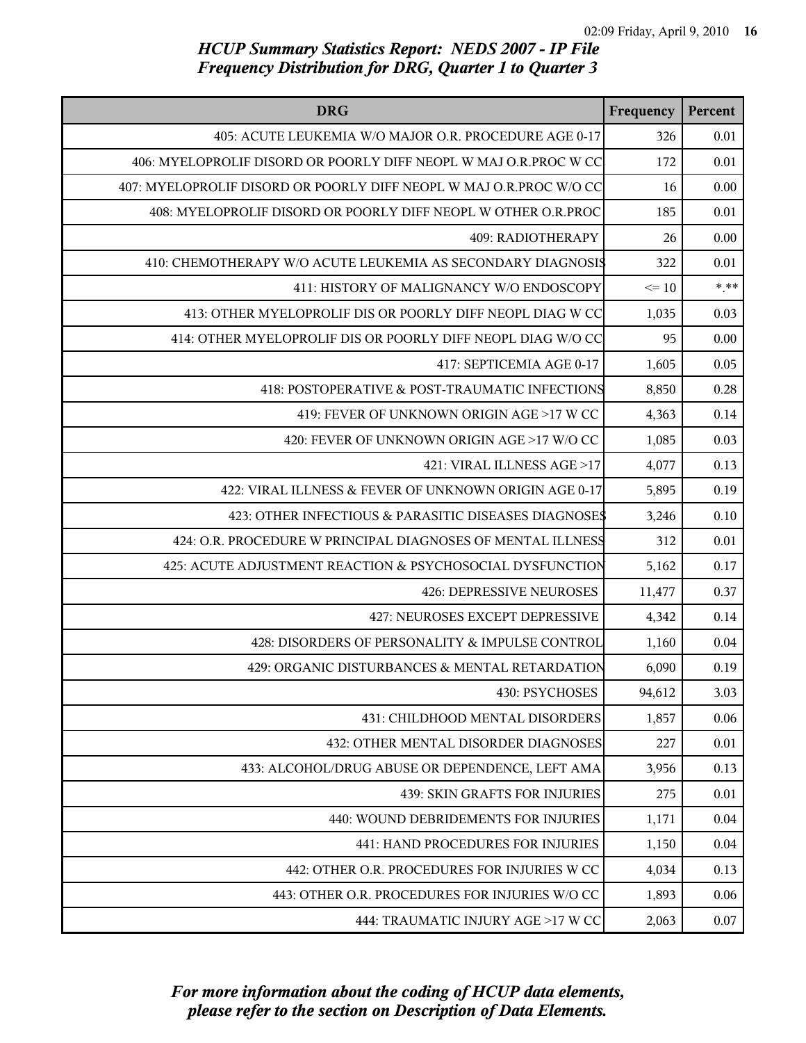*HCUP Summary Statistics Report: NEDS 2007 - IP File*
*Frequency Distribution for DRG, Quarter 1 to Quarter 3*

| DRG | Frequency | Percent |
|---|---|---|
| 405: ACUTE LEUKEMIA W/O MAJOR O.R. PROCEDURE AGE 0-17 | 326 | 0.01 |
| 406: MYELOPROLIF DISORD OR POORLY DIFF NEOPL W MAJ O.R.PROC W CC | 172 | 0.01 |
| 407: MYELOPROLIF DISORD OR POORLY DIFF NEOPL W MAJ O.R.PROC W/O CC | 16 | 0.00 |
| 408: MYELOPROLIF DISORD OR POORLY DIFF NEOPL W OTHER O.R.PROC | 185 | 0.01 |
| 409: RADIOTHERAPY | 26 | 0.00 |
| 410: CHEMOTHERAPY W/O ACUTE LEUKEMIA AS SECONDARY DIAGNOSIS | 322 | 0.01 |
| 411: HISTORY OF MALIGNANCY W/O ENDOSCOPY | <= 10 | *.** |
| 413: OTHER MYELOPROLIF DIS OR POORLY DIFF NEOPL DIAG W CC | 1,035 | 0.03 |
| 414: OTHER MYELOPROLIF DIS OR POORLY DIFF NEOPL DIAG W/O CC | 95 | 0.00 |
| 417: SEPTICEMIA AGE 0-17 | 1,605 | 0.05 |
| 418: POSTOPERATIVE & POST-TRAUMATIC INFECTIONS | 8,850 | 0.28 |
| 419: FEVER OF UNKNOWN ORIGIN AGE >17 W CC | 4,363 | 0.14 |
| 420: FEVER OF UNKNOWN ORIGIN AGE >17 W/O CC | 1,085 | 0.03 |
| 421: VIRAL ILLNESS AGE >17 | 4,077 | 0.13 |
| 422: VIRAL ILLNESS & FEVER OF UNKNOWN ORIGIN AGE 0-17 | 5,895 | 0.19 |
| 423: OTHER INFECTIOUS & PARASITIC DISEASES DIAGNOSES | 3,246 | 0.10 |
| 424: O.R. PROCEDURE W PRINCIPAL DIAGNOSES OF MENTAL ILLNESS | 312 | 0.01 |
| 425: ACUTE ADJUSTMENT REACTION & PSYCHOSOCIAL DYSFUNCTION | 5,162 | 0.17 |
| 426: DEPRESSIVE NEUROSES | 11,477 | 0.37 |
| 427: NEUROSES EXCEPT DEPRESSIVE | 4,342 | 0.14 |
| 428: DISORDERS OF PERSONALITY & IMPULSE CONTROL | 1,160 | 0.04 |
| 429: ORGANIC DISTURBANCES & MENTAL RETARDATION | 6,090 | 0.19 |
| 430: PSYCHOSES | 94,612 | 3.03 |
| 431: CHILDHOOD MENTAL DISORDERS | 1,857 | 0.06 |
| 432: OTHER MENTAL DISORDER DIAGNOSES | 227 | 0.01 |
| 433: ALCOHOL/DRUG ABUSE OR DEPENDENCE, LEFT AMA | 3,956 | 0.13 |
| 439: SKIN GRAFTS FOR INJURIES | 275 | 0.01 |
| 440: WOUND DEBRIDEMENTS FOR INJURIES | 1,171 | 0.04 |
| 441: HAND PROCEDURES FOR INJURIES | 1,150 | 0.04 |
| 442: OTHER O.R. PROCEDURES FOR INJURIES W CC | 4,034 | 0.13 |
| 443: OTHER O.R. PROCEDURES FOR INJURIES W/O CC | 1,893 | 0.06 |
| 444: TRAUMATIC INJURY AGE >17 W CC | 2,063 | 0.07 |

*For more information about the coding of HCUP data elements, please refer to the section on Description of Data Elements.*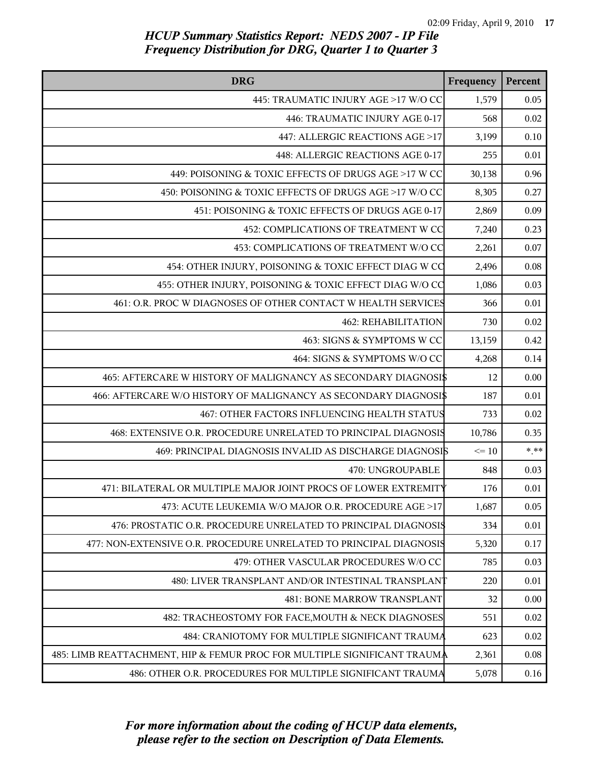*HCUP Summary Statistics Report: NEDS 2007 - IP File*
*Frequency Distribution for DRG, Quarter 1 to Quarter 3*

| DRG | Frequency | Percent |
|---|---|---|
| 445: TRAUMATIC INJURY AGE >17 W/O CC | 1,579 | 0.05 |
| 446: TRAUMATIC INJURY AGE 0-17 | 568 | 0.02 |
| 447: ALLERGIC REACTIONS AGE >17 | 3,199 | 0.10 |
| 448: ALLERGIC REACTIONS AGE 0-17 | 255 | 0.01 |
| 449: POISONING & TOXIC EFFECTS OF DRUGS AGE >17 W CC | 30,138 | 0.96 |
| 450: POISONING & TOXIC EFFECTS OF DRUGS AGE >17 W/O CC | 8,305 | 0.27 |
| 451: POISONING & TOXIC EFFECTS OF DRUGS AGE 0-17 | 2,869 | 0.09 |
| 452: COMPLICATIONS OF TREATMENT W CC | 7,240 | 0.23 |
| 453: COMPLICATIONS OF TREATMENT W/O CC | 2,261 | 0.07 |
| 454: OTHER INJURY, POISONING & TOXIC EFFECT DIAG W CC | 2,496 | 0.08 |
| 455: OTHER INJURY, POISONING & TOXIC EFFECT DIAG W/O CC | 1,086 | 0.03 |
| 461: O.R. PROC W DIAGNOSES OF OTHER CONTACT W HEALTH SERVICES | 366 | 0.01 |
| 462: REHABILITATION | 730 | 0.02 |
| 463: SIGNS & SYMPTOMS W CC | 13,159 | 0.42 |
| 464: SIGNS & SYMPTOMS W/O CC | 4,268 | 0.14 |
| 465: AFTERCARE W HISTORY OF MALIGNANCY AS SECONDARY DIAGNOSIS | 12 | 0.00 |
| 466: AFTERCARE W/O HISTORY OF MALIGNANCY AS SECONDARY DIAGNOSIS | 187 | 0.01 |
| 467: OTHER FACTORS INFLUENCING HEALTH STATUS | 733 | 0.02 |
| 468: EXTENSIVE O.R. PROCEDURE UNRELATED TO PRINCIPAL DIAGNOSIS | 10,786 | 0.35 |
| 469: PRINCIPAL DIAGNOSIS INVALID AS DISCHARGE DIAGNOSIS | <= 10 | *.** |
| 470: UNGROUPABLE | 848 | 0.03 |
| 471: BILATERAL OR MULTIPLE MAJOR JOINT PROCS OF LOWER EXTREMITY | 176 | 0.01 |
| 473: ACUTE LEUKEMIA W/O MAJOR O.R. PROCEDURE AGE >17 | 1,687 | 0.05 |
| 476: PROSTATIC O.R. PROCEDURE UNRELATED TO PRINCIPAL DIAGNOSIS | 334 | 0.01 |
| 477: NON-EXTENSIVE O.R. PROCEDURE UNRELATED TO PRINCIPAL DIAGNOSIS | 5,320 | 0.17 |
| 479: OTHER VASCULAR PROCEDURES W/O CC | 785 | 0.03 |
| 480: LIVER TRANSPLANT AND/OR INTESTINAL TRANSPLANT | 220 | 0.01 |
| 481: BONE MARROW TRANSPLANT | 32 | 0.00 |
| 482: TRACHEOSTOMY FOR FACE,MOUTH & NECK DIAGNOSES | 551 | 0.02 |
| 484: CRANIOTOMY FOR MULTIPLE SIGNIFICANT TRAUMA | 623 | 0.02 |
| 485: LIMB REATTACHMENT, HIP & FEMUR PROC FOR MULTIPLE SIGNIFICANT TRAUMA | 2,361 | 0.08 |
| 486: OTHER O.R. PROCEDURES FOR MULTIPLE SIGNIFICANT TRAUMA | 5,078 | 0.16 |

*For more information about the coding of HCUP data elements, please refer to the section on Description of Data Elements.*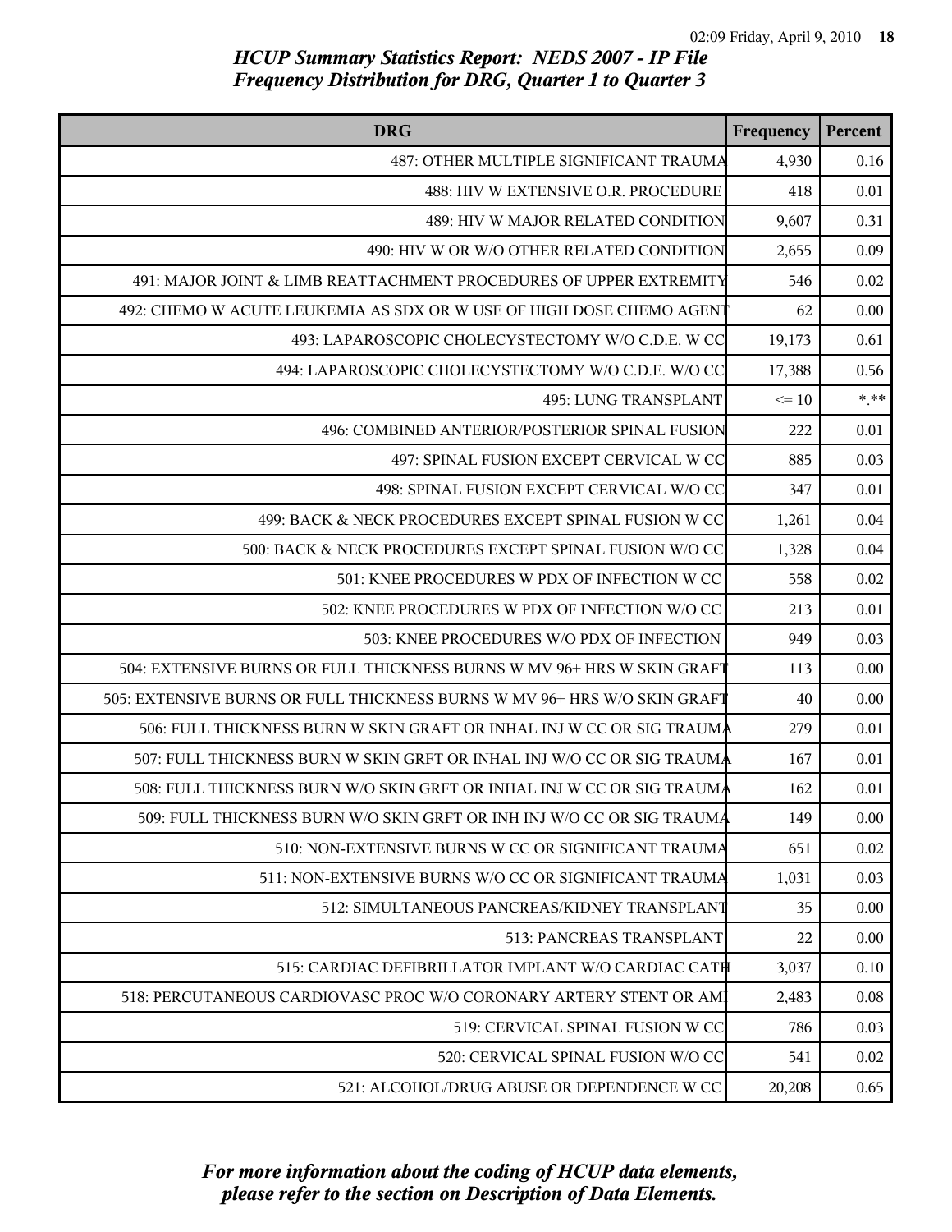# HCUP Summary Statistics Report: NEDS 2007 - IP File
## Frequency Distribution for DRG, Quarter 1 to Quarter 3

| DRG | Frequency | Percent |
|---|---|---|
| 487: OTHER MULTIPLE SIGNIFICANT TRAUMA | 4,930 | 0.16 |
| 488: HIV W EXTENSIVE O.R. PROCEDURE | 418 | 0.01 |
| 489: HIV W MAJOR RELATED CONDITION | 9,607 | 0.31 |
| 490: HIV W OR W/O OTHER RELATED CONDITION | 2,655 | 0.09 |
| 491: MAJOR JOINT & LIMB REATTACHMENT PROCEDURES OF UPPER EXTREMITY | 546 | 0.02 |
| 492: CHEMO W ACUTE LEUKEMIA AS SDX OR W USE OF HIGH DOSE CHEMO AGENT | 62 | 0.00 |
| 493: LAPAROSCOPIC CHOLECYSTECTOMY W/O C.D.E. W CC | 19,173 | 0.61 |
| 494: LAPAROSCOPIC CHOLECYSTECTOMY W/O C.D.E. W/O CC | 17,388 | 0.56 |
| 495: LUNG TRANSPLANT | <= 10 | *.** |
| 496: COMBINED ANTERIOR/POSTERIOR SPINAL FUSION | 222 | 0.01 |
| 497: SPINAL FUSION EXCEPT CERVICAL W CC | 885 | 0.03 |
| 498: SPINAL FUSION EXCEPT CERVICAL W/O CC | 347 | 0.01 |
| 499: BACK & NECK PROCEDURES EXCEPT SPINAL FUSION W CC | 1,261 | 0.04 |
| 500: BACK & NECK PROCEDURES EXCEPT SPINAL FUSION W/O CC | 1,328 | 0.04 |
| 501: KNEE PROCEDURES W PDX OF INFECTION W CC | 558 | 0.02 |
| 502: KNEE PROCEDURES W PDX OF INFECTION W/O CC | 213 | 0.01 |
| 503: KNEE PROCEDURES W/O PDX OF INFECTION | 949 | 0.03 |
| 504: EXTENSIVE BURNS OR FULL THICKNESS BURNS W MV 96+ HRS W SKIN GRAFT | 113 | 0.00 |
| 505: EXTENSIVE BURNS OR FULL THICKNESS BURNS W MV 96+ HRS W/O SKIN GRAFT | 40 | 0.00 |
| 506: FULL THICKNESS BURN W SKIN GRAFT OR INHAL INJ W CC OR SIG TRAUMA | 279 | 0.01 |
| 507: FULL THICKNESS BURN W SKIN GRFT OR INHAL INJ W/O CC OR SIG TRAUMA | 167 | 0.01 |
| 508: FULL THICKNESS BURN W/O SKIN GRFT OR INHAL INJ W CC OR SIG TRAUMA | 162 | 0.01 |
| 509: FULL THICKNESS BURN W/O SKIN GRFT OR INH INJ W/O CC OR SIG TRAUMA | 149 | 0.00 |
| 510: NON-EXTENSIVE BURNS W CC OR SIGNIFICANT TRAUMA | 651 | 0.02 |
| 511: NON-EXTENSIVE BURNS W/O CC OR SIGNIFICANT TRAUMA | 1,031 | 0.03 |
| 512: SIMULTANEOUS PANCREAS/KIDNEY TRANSPLANT | 35 | 0.00 |
| 513: PANCREAS TRANSPLANT | 22 | 0.00 |
| 515: CARDIAC DEFIBRILLATOR IMPLANT W/O CARDIAC CATH | 3,037 | 0.10 |
| 518: PERCUTANEOUS CARDIOVASC PROC W/O CORONARY ARTERY STENT OR AMI | 2,483 | 0.08 |
| 519: CERVICAL SPINAL FUSION W CC | 786 | 0.03 |
| 520: CERVICAL SPINAL FUSION W/O CC | 541 | 0.02 |
| 521: ALCOHOL/DRUG ABUSE OR DEPENDENCE W CC | 20,208 | 0.65 |

*For more information about the coding of HCUP data elements, please refer to the section on Description of Data Elements.*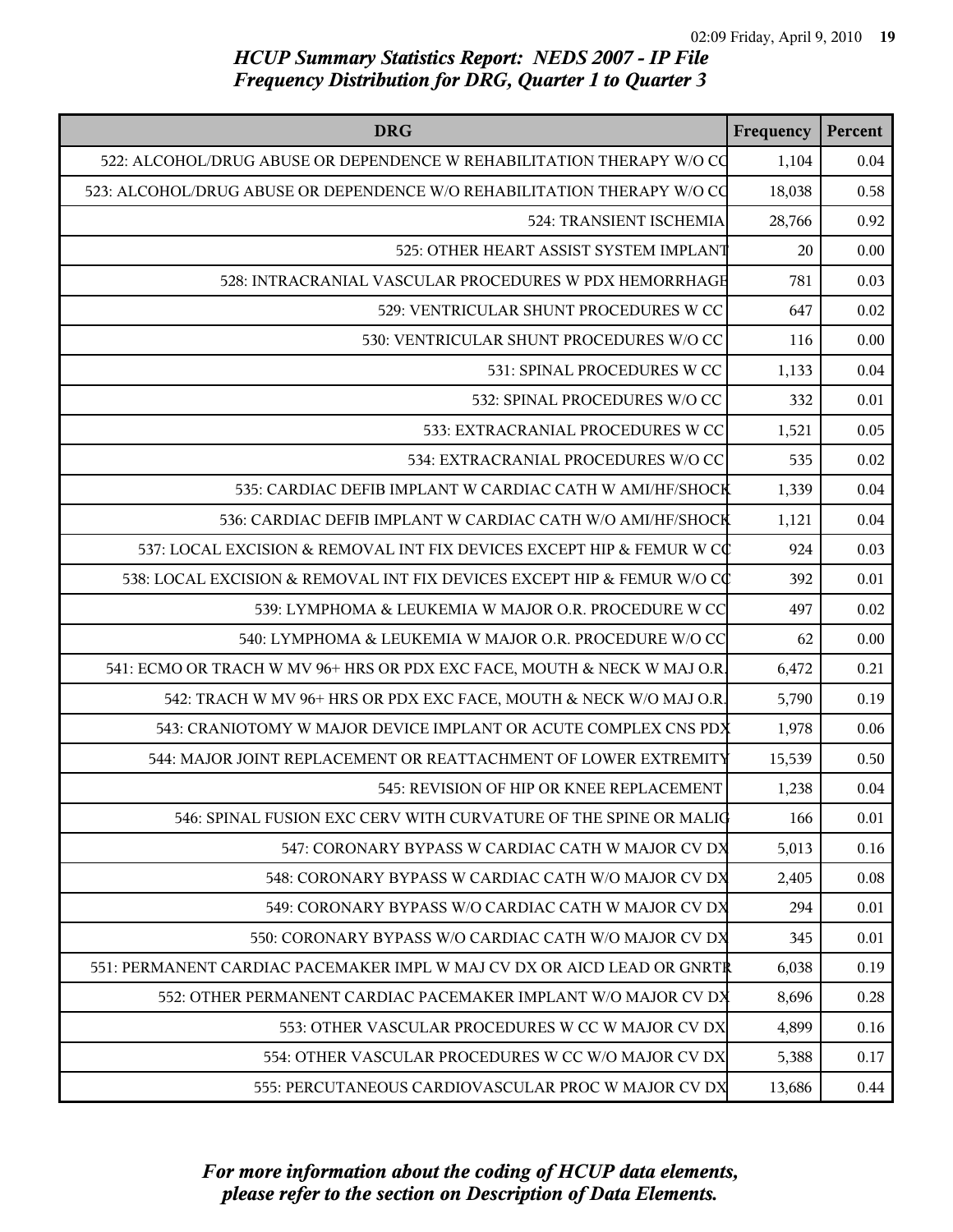## HCUP Summary Statistics Report: NEDS 2007 - IP File
## Frequency Distribution for DRG, Quarter 1 to Quarter 3

| DRG | Frequency | Percent |
|---|---|---|
| 522: ALCOHOL/DRUG ABUSE OR DEPENDENCE W REHABILITATION THERAPY W/O CC | 1,104 | 0.04 |
| 523: ALCOHOL/DRUG ABUSE OR DEPENDENCE W/O REHABILITATION THERAPY W/O CC | 18,038 | 0.58 |
| 524: TRANSIENT ISCHEMIA | 28,766 | 0.92 |
| 525: OTHER HEART ASSIST SYSTEM IMPLANT | 20 | 0.00 |
| 528: INTRACRANIAL VASCULAR PROCEDURES W PDX HEMORRHAGE | 781 | 0.03 |
| 529: VENTRICULAR SHUNT PROCEDURES W CC | 647 | 0.02 |
| 530: VENTRICULAR SHUNT PROCEDURES W/O CC | 116 | 0.00 |
| 531: SPINAL PROCEDURES W CC | 1,133 | 0.04 |
| 532: SPINAL PROCEDURES W/O CC | 332 | 0.01 |
| 533: EXTRACRANIAL PROCEDURES W CC | 1,521 | 0.05 |
| 534: EXTRACRANIAL PROCEDURES W/O CC | 535 | 0.02 |
| 535: CARDIAC DEFIB IMPLANT W CARDIAC CATH W AMI/HF/SHOCK | 1,339 | 0.04 |
| 536: CARDIAC DEFIB IMPLANT W CARDIAC CATH W/O AMI/HF/SHOCK | 1,121 | 0.04 |
| 537: LOCAL EXCISION & REMOVAL INT FIX DEVICES EXCEPT HIP & FEMUR W CC | 924 | 0.03 |
| 538: LOCAL EXCISION & REMOVAL INT FIX DEVICES EXCEPT HIP & FEMUR W/O CC | 392 | 0.01 |
| 539: LYMPHOMA & LEUKEMIA W MAJOR O.R. PROCEDURE W CC | 497 | 0.02 |
| 540: LYMPHOMA & LEUKEMIA W MAJOR O.R. PROCEDURE W/O CC | 62 | 0.00 |
| 541: ECMO OR TRACH W MV 96+ HRS OR PDX EXC FACE, MOUTH & NECK W MAJ O.R. | 6,472 | 0.21 |
| 542: TRACH W MV 96+ HRS OR PDX EXC FACE, MOUTH & NECK W/O MAJ O.R. | 5,790 | 0.19 |
| 543: CRANIOTOMY W MAJOR DEVICE IMPLANT OR ACUTE COMPLEX CNS PDX | 1,978 | 0.06 |
| 544: MAJOR JOINT REPLACEMENT OR REATTACHMENT OF LOWER EXTREMITY | 15,539 | 0.50 |
| 545: REVISION OF HIP OR KNEE REPLACEMENT | 1,238 | 0.04 |
| 546: SPINAL FUSION EXC CERV WITH CURVATURE OF THE SPINE OR MALIG | 166 | 0.01 |
| 547: CORONARY BYPASS W CARDIAC CATH W MAJOR CV DX | 5,013 | 0.16 |
| 548: CORONARY BYPASS W CARDIAC CATH W/O MAJOR CV DX | 2,405 | 0.08 |
| 549: CORONARY BYPASS W/O CARDIAC CATH W MAJOR CV DX | 294 | 0.01 |
| 550: CORONARY BYPASS W/O CARDIAC CATH W/O MAJOR CV DX | 345 | 0.01 |
| 551: PERMANENT CARDIAC PACEMAKER IMPL W MAJ CV DX OR AICD LEAD OR GNRTR | 6,038 | 0.19 |
| 552: OTHER PERMANENT CARDIAC PACEMAKER IMPLANT W/O MAJOR CV DX | 8,696 | 0.28 |
| 553: OTHER VASCULAR PROCEDURES W CC W MAJOR CV DX | 4,899 | 0.16 |
| 554: OTHER VASCULAR PROCEDURES W CC W/O MAJOR CV DX | 5,388 | 0.17 |
| 555: PERCUTANEOUS CARDIOVASCULAR PROC W MAJOR CV DX | 13,686 | 0.44 |

*For more information about the coding of HCUP data elements, please refer to the section on Description of Data Elements.*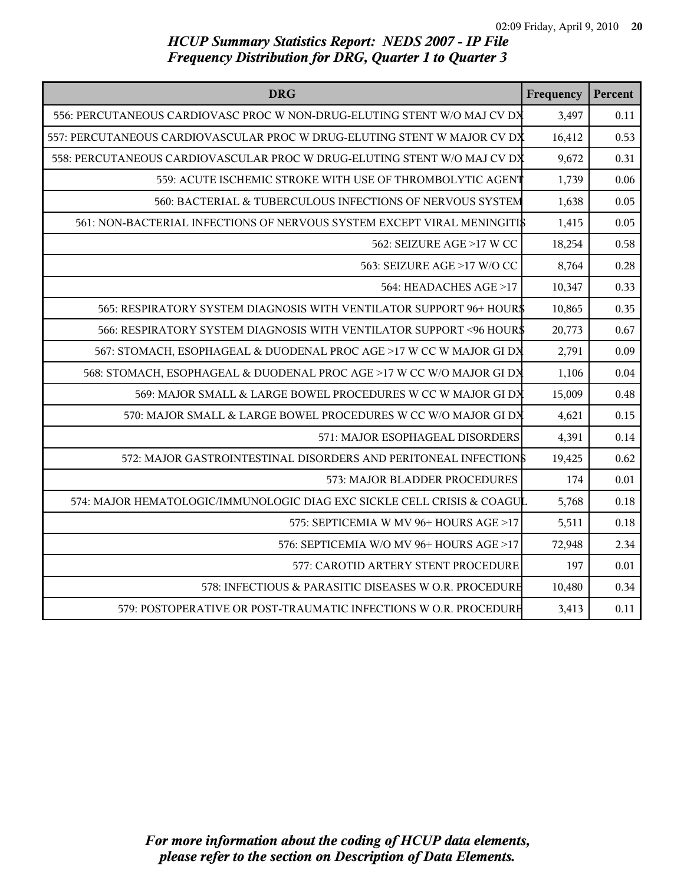# HCUP Summary Statistics Report: NEDS 2007 - IP File
## Frequency Distribution for DRG, Quarter 1 to Quarter 3

| DRG | Frequency | Percent |
|---|---|---|
| 556: PERCUTANEOUS CARDIOVASC PROC W NON-DRUG-ELUTING STENT W/O MAJ CV DX | 3,497 | 0.11 |
| 557: PERCUTANEOUS CARDIOVASCULAR PROC W DRUG-ELUTING STENT W MAJOR CV DX | 16,412 | 0.53 |
| 558: PERCUTANEOUS CARDIOVASCULAR PROC W DRUG-ELUTING STENT W/O MAJ CV DX | 9,672 | 0.31 |
| 559: ACUTE ISCHEMIC STROKE WITH USE OF THROMBOLYTIC AGENT | 1,739 | 0.06 |
| 560: BACTERIAL & TUBERCULOUS INFECTIONS OF NERVOUS SYSTEM | 1,638 | 0.05 |
| 561: NON-BACTERIAL INFECTIONS OF NERVOUS SYSTEM EXCEPT VIRAL MENINGITIS | 1,415 | 0.05 |
| 562: SEIZURE AGE >17 W CC | 18,254 | 0.58 |
| 563: SEIZURE AGE >17 W/O CC | 8,764 | 0.28 |
| 564: HEADACHES AGE >17 | 10,347 | 0.33 |
| 565: RESPIRATORY SYSTEM DIAGNOSIS WITH VENTILATOR SUPPORT 96+ HOURS | 10,865 | 0.35 |
| 566: RESPIRATORY SYSTEM DIAGNOSIS WITH VENTILATOR SUPPORT <96 HOURS | 20,773 | 0.67 |
| 567: STOMACH, ESOPHAGEAL & DUODENAL PROC AGE >17 W CC W MAJOR GI DX | 2,791 | 0.09 |
| 568: STOMACH, ESOPHAGEAL & DUODENAL PROC AGE >17 W CC W/O MAJOR GI DX | 1,106 | 0.04 |
| 569: MAJOR SMALL & LARGE BOWEL PROCEDURES W CC W MAJOR GI DX | 15,009 | 0.48 |
| 570: MAJOR SMALL & LARGE BOWEL PROCEDURES W CC W/O MAJOR GI DX | 4,621 | 0.15 |
| 571: MAJOR ESOPHAGEAL DISORDERS | 4,391 | 0.14 |
| 572: MAJOR GASTROINTESTINAL DISORDERS AND PERITONEAL INFECTIONS | 19,425 | 0.62 |
| 573: MAJOR BLADDER PROCEDURES | 174 | 0.01 |
| 574: MAJOR HEMATOLOGIC/IMMUNOLOGIC DIAG EXC SICKLE CELL CRISIS & COAGUL | 5,768 | 0.18 |
| 575: SEPTICEMIA W MV 96+ HOURS AGE >17 | 5,511 | 0.18 |
| 576: SEPTICEMIA W/O MV 96+ HOURS AGE >17 | 72,948 | 2.34 |
| 577: CAROTID ARTERY STENT PROCEDURE | 197 | 0.01 |
| 578: INFECTIOUS & PARASITIC DISEASES W O.R. PROCEDURE | 10,480 | 0.34 |
| 579: POSTOPERATIVE OR POST-TRAUMATIC INFECTIONS W O.R. PROCEDURE | 3,413 | 0.11 |

*For more information about the coding of HCUP data elements, please refer to the section on Description of Data Elements.*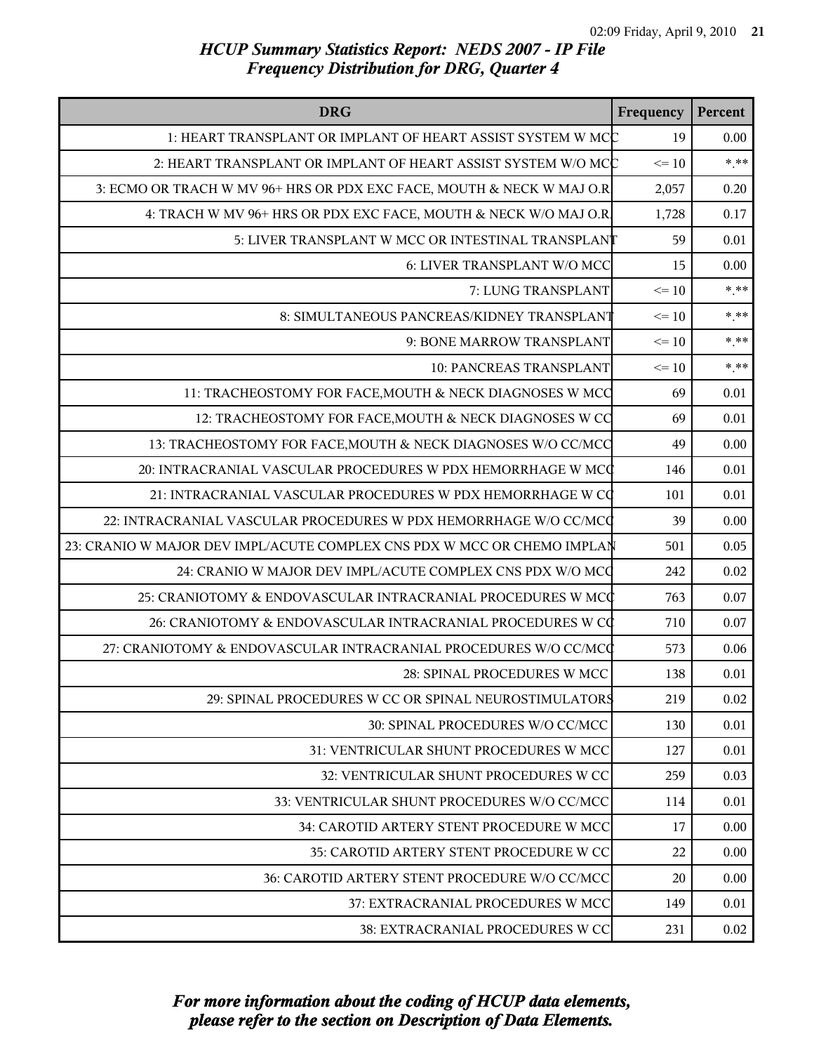## *HCUP Summary Statistics Report: NEDS 2007 - IP File*
## *Frequency Distribution for DRG, Quarter 4*

| DRG | Frequency | Percent |
|---|---|---|
| 1: HEART TRANSPLANT OR IMPLANT OF HEART ASSIST SYSTEM W MCC | 19 | 0.00 |
| 2: HEART TRANSPLANT OR IMPLANT OF HEART ASSIST SYSTEM W/O MCC | <= 10 | *.** |
| 3: ECMO OR TRACH W MV 96+ HRS OR PDX EXC FACE, MOUTH & NECK W MAJ O.R | 2,057 | 0.20 |
| 4: TRACH W MV 96+ HRS OR PDX EXC FACE, MOUTH & NECK W/O MAJ O.R. | 1,728 | 0.17 |
| 5: LIVER TRANSPLANT W MCC OR INTESTINAL TRANSPLANT | 59 | 0.01 |
| 6: LIVER TRANSPLANT W/O MCC | 15 | 0.00 |
| 7: LUNG TRANSPLANT | <= 10 | *.** |
| 8: SIMULTANEOUS PANCREAS/KIDNEY TRANSPLANT | <= 10 | *.** |
| 9: BONE MARROW TRANSPLANT | <= 10 | *.** |
| 10: PANCREAS TRANSPLANT | <= 10 | *.** |
| 11: TRACHEOSTOMY FOR FACE,MOUTH & NECK DIAGNOSES W MCC | 69 | 0.01 |
| 12: TRACHEOSTOMY FOR FACE,MOUTH & NECK DIAGNOSES W CC | 69 | 0.01 |
| 13: TRACHEOSTOMY FOR FACE,MOUTH & NECK DIAGNOSES W/O CC/MCC | 49 | 0.00 |
| 20: INTRACRANIAL VASCULAR PROCEDURES W PDX HEMORRHAGE W MCC | 146 | 0.01 |
| 21: INTRACRANIAL VASCULAR PROCEDURES W PDX HEMORRHAGE W CC | 101 | 0.01 |
| 22: INTRACRANIAL VASCULAR PROCEDURES W PDX HEMORRHAGE W/O CC/MCC | 39 | 0.00 |
| 23: CRANIO W MAJOR DEV IMPL/ACUTE COMPLEX CNS PDX W MCC OR CHEMO IMPLAN | 501 | 0.05 |
| 24: CRANIO W MAJOR DEV IMPL/ACUTE COMPLEX CNS PDX W/O MCC | 242 | 0.02 |
| 25: CRANIOTOMY & ENDOVASCULAR INTRACRANIAL PROCEDURES W MCC | 763 | 0.07 |
| 26: CRANIOTOMY & ENDOVASCULAR INTRACRANIAL PROCEDURES W CC | 710 | 0.07 |
| 27: CRANIOTOMY & ENDOVASCULAR INTRACRANIAL PROCEDURES W/O CC/MCC | 573 | 0.06 |
| 28: SPINAL PROCEDURES W MCC | 138 | 0.01 |
| 29: SPINAL PROCEDURES W CC OR SPINAL NEUROSTIMULATORS | 219 | 0.02 |
| 30: SPINAL PROCEDURES W/O CC/MCC | 130 | 0.01 |
| 31: VENTRICULAR SHUNT PROCEDURES W MCC | 127 | 0.01 |
| 32: VENTRICULAR SHUNT PROCEDURES W CC | 259 | 0.03 |
| 33: VENTRICULAR SHUNT PROCEDURES W/O CC/MCC | 114 | 0.01 |
| 34: CAROTID ARTERY STENT PROCEDURE W MCC | 17 | 0.00 |
| 35: CAROTID ARTERY STENT PROCEDURE W CC | 22 | 0.00 |
| 36: CAROTID ARTERY STENT PROCEDURE W/O CC/MCC | 20 | 0.00 |
| 37: EXTRACRANIAL PROCEDURES W MCC | 149 | 0.01 |
| 38: EXTRACRANIAL PROCEDURES W CC | 231 | 0.02 |

*For more information about the coding of HCUP data elements, please refer to the section on Description of Data Elements.*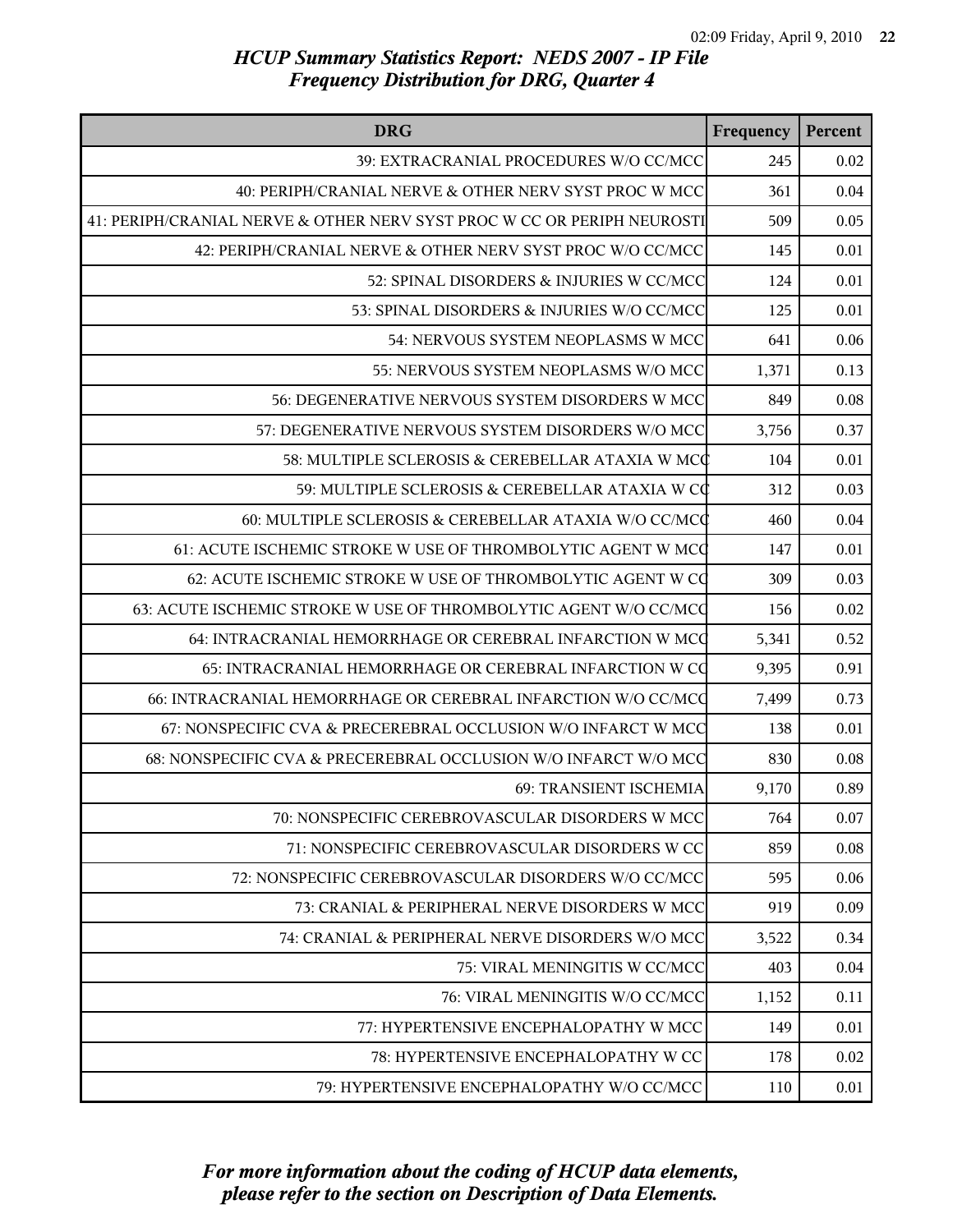## HCUP Summary Statistics Report: NEDS 2007 - IP File
## Frequency Distribution for DRG, Quarter 4

| DRG | Frequency | Percent |
|---|---|---|
| 39: EXTRACRANIAL PROCEDURES W/O CC/MCC | 245 | 0.02 |
| 40: PERIPH/CRANIAL NERVE & OTHER NERV SYST PROC W MCC | 361 | 0.04 |
| 41: PERIPH/CRANIAL NERVE & OTHER NERV SYST PROC W CC OR PERIPH NEUROSTI | 509 | 0.05 |
| 42: PERIPH/CRANIAL NERVE & OTHER NERV SYST PROC W/O CC/MCC | 145 | 0.01 |
| 52: SPINAL DISORDERS & INJURIES W CC/MCC | 124 | 0.01 |
| 53: SPINAL DISORDERS & INJURIES W/O CC/MCC | 125 | 0.01 |
| 54: NERVOUS SYSTEM NEOPLASMS W MCC | 641 | 0.06 |
| 55: NERVOUS SYSTEM NEOPLASMS W/O MCC | 1,371 | 0.13 |
| 56: DEGENERATIVE NERVOUS SYSTEM DISORDERS W MCC | 849 | 0.08 |
| 57: DEGENERATIVE NERVOUS SYSTEM DISORDERS W/O MCC | 3,756 | 0.37 |
| 58: MULTIPLE SCLEROSIS & CEREBELLAR ATAXIA W MCC | 104 | 0.01 |
| 59: MULTIPLE SCLEROSIS & CEREBELLAR ATAXIA W CC | 312 | 0.03 |
| 60: MULTIPLE SCLEROSIS & CEREBELLAR ATAXIA W/O CC/MCC | 460 | 0.04 |
| 61: ACUTE ISCHEMIC STROKE W USE OF THROMBOLYTIC AGENT W MCC | 147 | 0.01 |
| 62: ACUTE ISCHEMIC STROKE W USE OF THROMBOLYTIC AGENT W CC | 309 | 0.03 |
| 63: ACUTE ISCHEMIC STROKE W USE OF THROMBOLYTIC AGENT W/O CC/MCC | 156 | 0.02 |
| 64: INTRACRANIAL HEMORRHAGE OR CEREBRAL INFARCTION W MCC | 5,341 | 0.52 |
| 65: INTRACRANIAL HEMORRHAGE OR CEREBRAL INFARCTION W CC | 9,395 | 0.91 |
| 66: INTRACRANIAL HEMORRHAGE OR CEREBRAL INFARCTION W/O CC/MCC | 7,499 | 0.73 |
| 67: NONSPECIFIC CVA & PRECEREBRAL OCCLUSION W/O INFARCT W MCC | 138 | 0.01 |
| 68: NONSPECIFIC CVA & PRECEREBRAL OCCLUSION W/O INFARCT W/O MCC | 830 | 0.08 |
| 69: TRANSIENT ISCHEMIA | 9,170 | 0.89 |
| 70: NONSPECIFIC CEREBROVASCULAR DISORDERS W MCC | 764 | 0.07 |
| 71: NONSPECIFIC CEREBROVASCULAR DISORDERS W CC | 859 | 0.08 |
| 72: NONSPECIFIC CEREBROVASCULAR DISORDERS W/O CC/MCC | 595 | 0.06 |
| 73: CRANIAL & PERIPHERAL NERVE DISORDERS W MCC | 919 | 0.09 |
| 74: CRANIAL & PERIPHERAL NERVE DISORDERS W/O MCC | 3,522 | 0.34 |
| 75: VIRAL MENINGITIS W CC/MCC | 403 | 0.04 |
| 76: VIRAL MENINGITIS W/O CC/MCC | 1,152 | 0.11 |
| 77: HYPERTENSIVE ENCEPHALOPATHY W MCC | 149 | 0.01 |
| 78: HYPERTENSIVE ENCEPHALOPATHY W CC | 178 | 0.02 |
| 79: HYPERTENSIVE ENCEPHALOPATHY W/O CC/MCC | 110 | 0.01 |

*For more information about the coding of HCUP data elements, please refer to the section on Description of Data Elements.*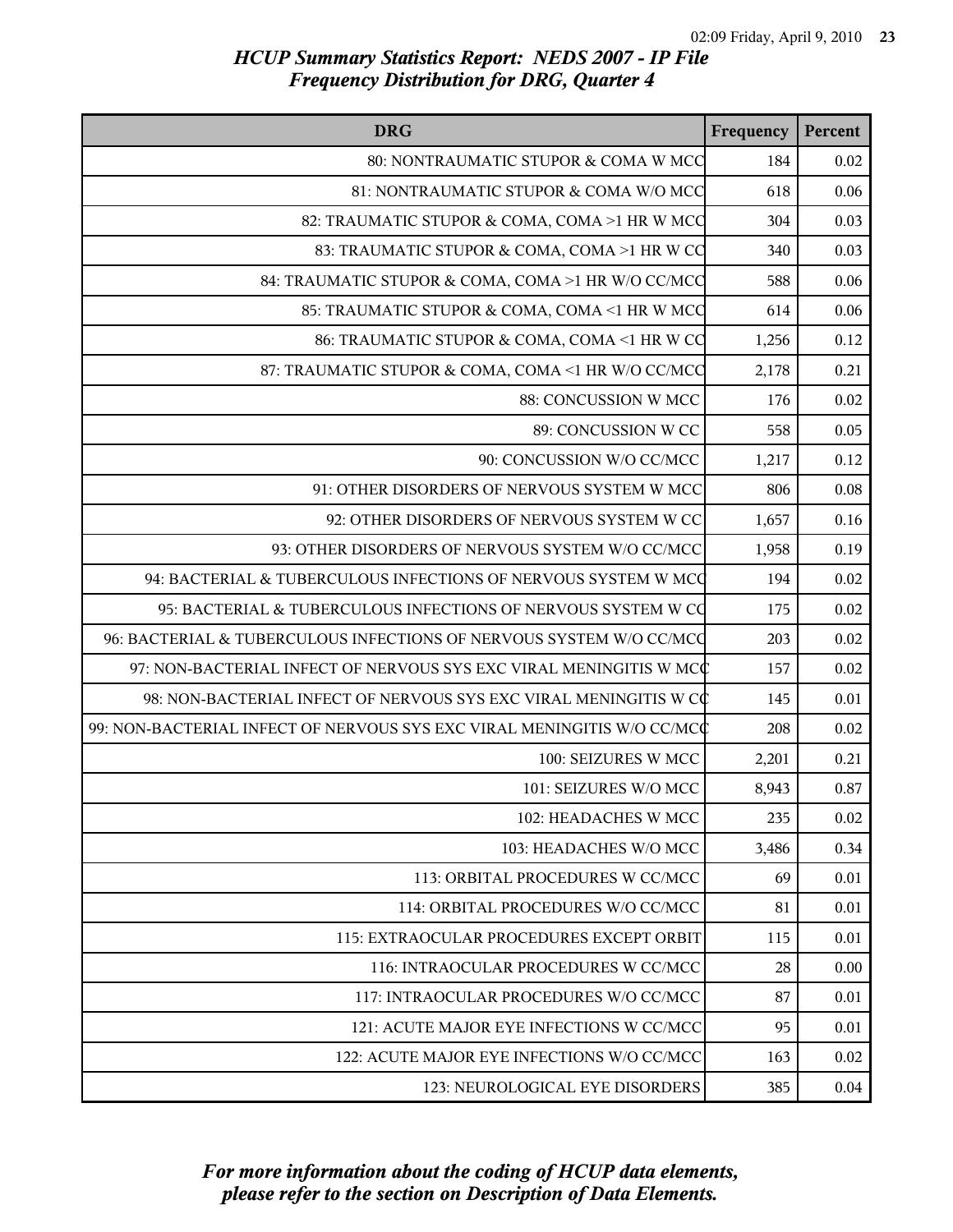# HCUP Summary Statistics Report: NEDS 2007 - IP File
## Frequency Distribution for DRG, Quarter 4

| DRG | Frequency | Percent |
|---|---|---|
| 80: NONTRAUMATIC STUPOR & COMA W MCC | 184 | 0.02 |
| 81: NONTRAUMATIC STUPOR & COMA W/O MCC | 618 | 0.06 |
| 82: TRAUMATIC STUPOR & COMA, COMA >1 HR W MCC | 304 | 0.03 |
| 83: TRAUMATIC STUPOR & COMA, COMA >1 HR W CC | 340 | 0.03 |
| 84: TRAUMATIC STUPOR & COMA, COMA >1 HR W/O CC/MCC | 588 | 0.06 |
| 85: TRAUMATIC STUPOR & COMA, COMA <1 HR W MCC | 614 | 0.06 |
| 86: TRAUMATIC STUPOR & COMA, COMA <1 HR W CC | 1,256 | 0.12 |
| 87: TRAUMATIC STUPOR & COMA, COMA <1 HR W/O CC/MCC | 2,178 | 0.21 |
| 88: CONCUSSION W MCC | 176 | 0.02 |
| 89: CONCUSSION W CC | 558 | 0.05 |
| 90: CONCUSSION W/O CC/MCC | 1,217 | 0.12 |
| 91: OTHER DISORDERS OF NERVOUS SYSTEM W MCC | 806 | 0.08 |
| 92: OTHER DISORDERS OF NERVOUS SYSTEM W CC | 1,657 | 0.16 |
| 93: OTHER DISORDERS OF NERVOUS SYSTEM W/O CC/MCC | 1,958 | 0.19 |
| 94: BACTERIAL & TUBERCULOUS INFECTIONS OF NERVOUS SYSTEM W MCC | 194 | 0.02 |
| 95: BACTERIAL & TUBERCULOUS INFECTIONS OF NERVOUS SYSTEM W CC | 175 | 0.02 |
| 96: BACTERIAL & TUBERCULOUS INFECTIONS OF NERVOUS SYSTEM W/O CC/MCC | 203 | 0.02 |
| 97: NON-BACTERIAL INFECT OF NERVOUS SYS EXC VIRAL MENINGITIS W MCC | 157 | 0.02 |
| 98: NON-BACTERIAL INFECT OF NERVOUS SYS EXC VIRAL MENINGITIS W CC | 145 | 0.01 |
| 99: NON-BACTERIAL INFECT OF NERVOUS SYS EXC VIRAL MENINGITIS W/O CC/MCC | 208 | 0.02 |
| 100: SEIZURES W MCC | 2,201 | 0.21 |
| 101: SEIZURES W/O MCC | 8,943 | 0.87 |
| 102: HEADACHES W MCC | 235 | 0.02 |
| 103: HEADACHES W/O MCC | 3,486 | 0.34 |
| 113: ORBITAL PROCEDURES W CC/MCC | 69 | 0.01 |
| 114: ORBITAL PROCEDURES W/O CC/MCC | 81 | 0.01 |
| 115: EXTRAOCULAR PROCEDURES EXCEPT ORBIT | 115 | 0.01 |
| 116: INTRAOCULAR PROCEDURES W CC/MCC | 28 | 0.00 |
| 117: INTRAOCULAR PROCEDURES W/O CC/MCC | 87 | 0.01 |
| 121: ACUTE MAJOR EYE INFECTIONS W CC/MCC | 95 | 0.01 |
| 122: ACUTE MAJOR EYE INFECTIONS W/O CC/MCC | 163 | 0.02 |
| 123: NEUROLOGICAL EYE DISORDERS | 385 | 0.04 |

*For more information about the coding of HCUP data elements, please refer to the section on Description of Data Elements.*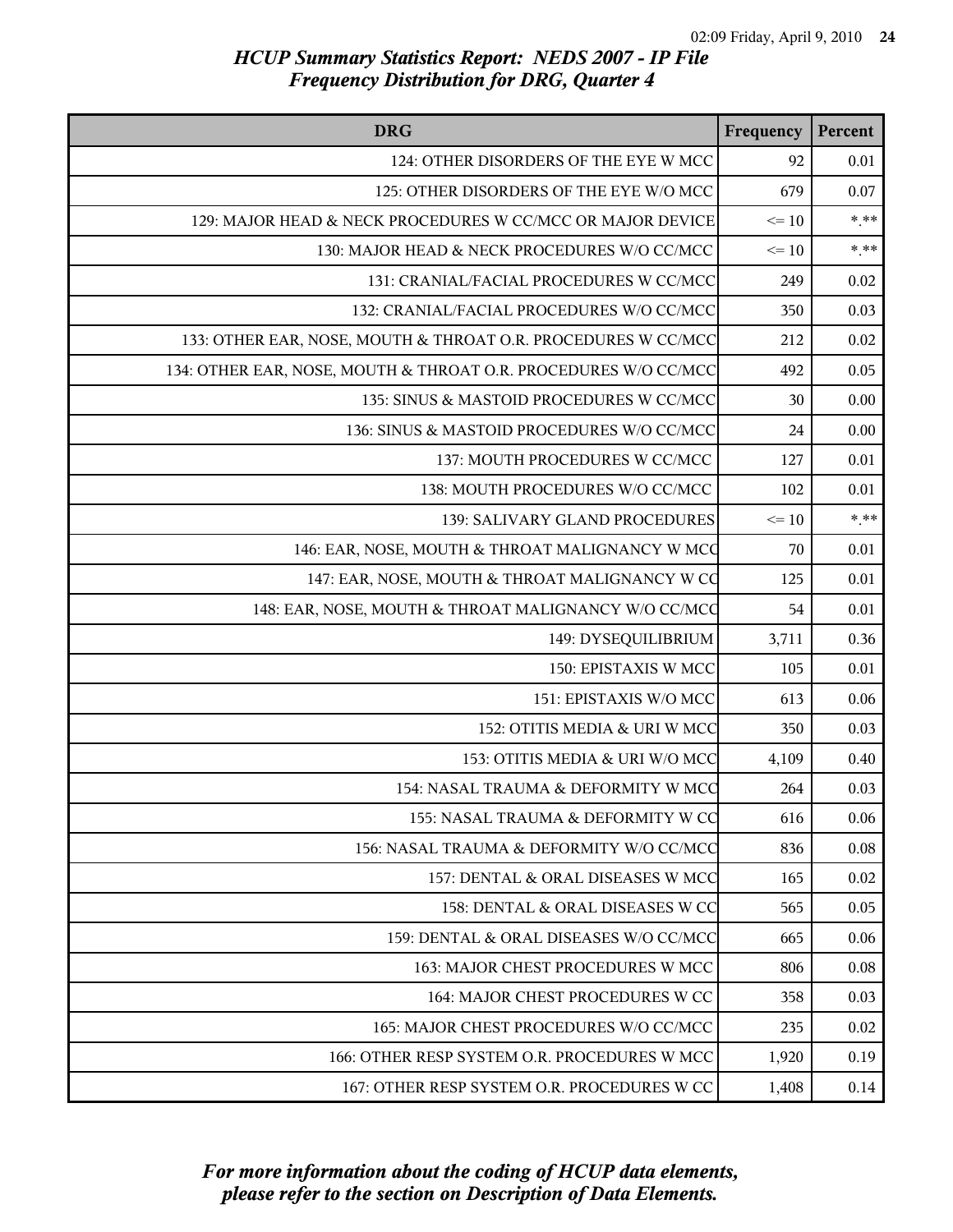*HCUP Summary Statistics Report: NEDS 2007 - IP File*
*Frequency Distribution for DRG, Quarter 4*

| DRG | Frequency | Percent |
|---|---|---|
| 124: OTHER DISORDERS OF THE EYE W MCC | 92 | 0.01 |
| 125: OTHER DISORDERS OF THE EYE W/O MCC | 679 | 0.07 |
| 129: MAJOR HEAD & NECK PROCEDURES W CC/MCC OR MAJOR DEVICE | <= 10 | *.** |
| 130: MAJOR HEAD & NECK PROCEDURES W/O CC/MCC | <= 10 | *.** |
| 131: CRANIAL/FACIAL PROCEDURES W CC/MCC | 249 | 0.02 |
| 132: CRANIAL/FACIAL PROCEDURES W/O CC/MCC | 350 | 0.03 |
| 133: OTHER EAR, NOSE, MOUTH & THROAT O.R. PROCEDURES W CC/MCC | 212 | 0.02 |
| 134: OTHER EAR, NOSE, MOUTH & THROAT O.R. PROCEDURES W/O CC/MCC | 492 | 0.05 |
| 135: SINUS & MASTOID PROCEDURES W CC/MCC | 30 | 0.00 |
| 136: SINUS & MASTOID PROCEDURES W/O CC/MCC | 24 | 0.00 |
| 137: MOUTH PROCEDURES W CC/MCC | 127 | 0.01 |
| 138: MOUTH PROCEDURES W/O CC/MCC | 102 | 0.01 |
| 139: SALIVARY GLAND PROCEDURES | <= 10 | *.** |
| 146: EAR, NOSE, MOUTH & THROAT MALIGNANCY W MCC | 70 | 0.01 |
| 147: EAR, NOSE, MOUTH & THROAT MALIGNANCY W CC | 125 | 0.01 |
| 148: EAR, NOSE, MOUTH & THROAT MALIGNANCY W/O CC/MCC | 54 | 0.01 |
| 149: DYSEQUILIBRIUM | 3,711 | 0.36 |
| 150: EPISTAXIS W MCC | 105 | 0.01 |
| 151: EPISTAXIS W/O MCC | 613 | 0.06 |
| 152: OTITIS MEDIA & URI W MCC | 350 | 0.03 |
| 153: OTITIS MEDIA & URI W/O MCC | 4,109 | 0.40 |
| 154: NASAL TRAUMA & DEFORMITY W MCC | 264 | 0.03 |
| 155: NASAL TRAUMA & DEFORMITY W CC | 616 | 0.06 |
| 156: NASAL TRAUMA & DEFORMITY W/O CC/MCC | 836 | 0.08 |
| 157: DENTAL & ORAL DISEASES W MCC | 165 | 0.02 |
| 158: DENTAL & ORAL DISEASES W CC | 565 | 0.05 |
| 159: DENTAL & ORAL DISEASES W/O CC/MCC | 665 | 0.06 |
| 163: MAJOR CHEST PROCEDURES W MCC | 806 | 0.08 |
| 164: MAJOR CHEST PROCEDURES W CC | 358 | 0.03 |
| 165: MAJOR CHEST PROCEDURES W/O CC/MCC | 235 | 0.02 |
| 166: OTHER RESP SYSTEM O.R. PROCEDURES W MCC | 1,920 | 0.19 |
| 167: OTHER RESP SYSTEM O.R. PROCEDURES W CC | 1,408 | 0.14 |

*For more information about the coding of HCUP data elements, please refer to the section on Description of Data Elements.*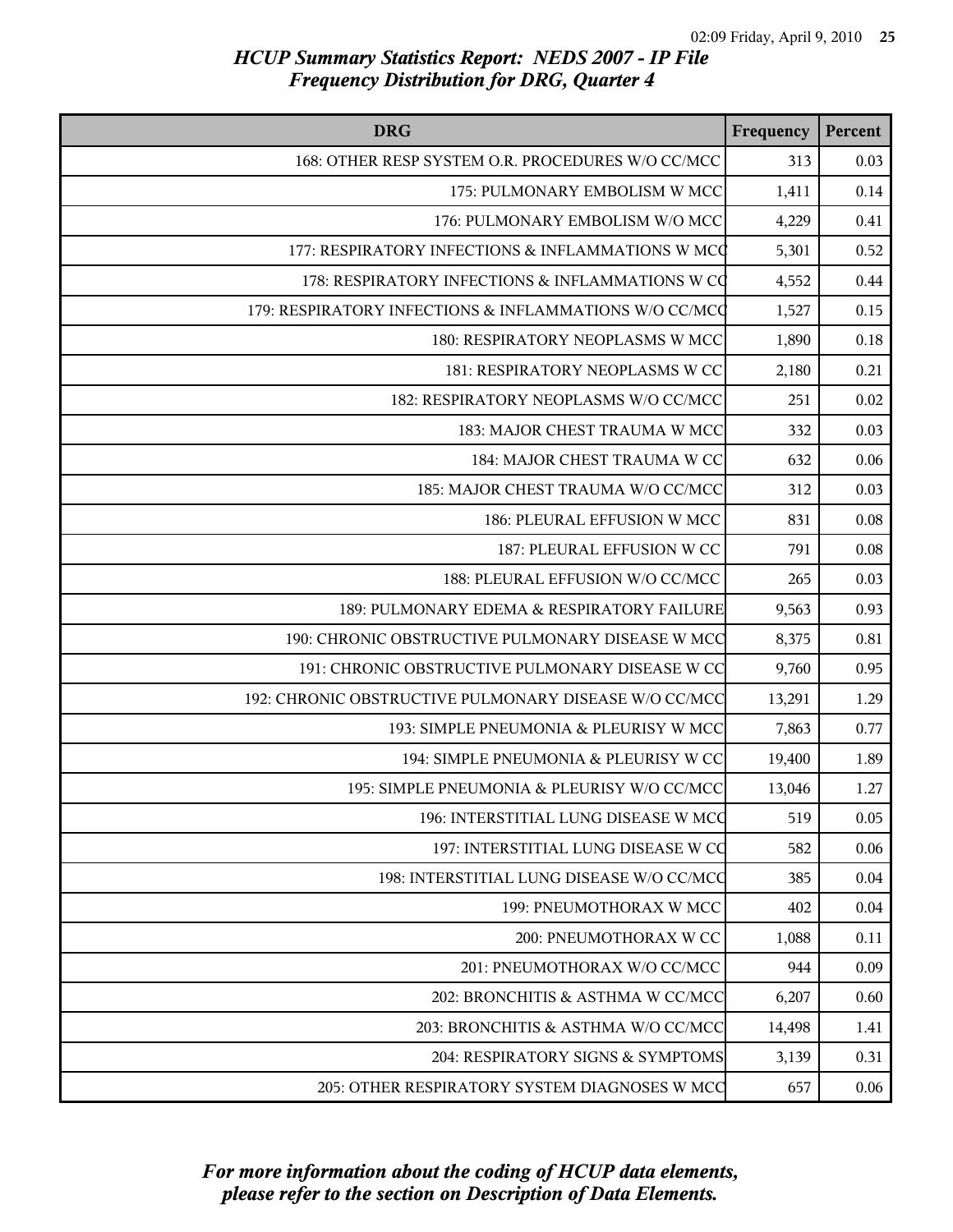# HCUP Summary Statistics Report: NEDS 2007 - IP File
## Frequency Distribution for DRG, Quarter 4

| DRG | Frequency | Percent |
|---|---|---|
| 168: OTHER RESP SYSTEM O.R. PROCEDURES W/O CC/MCC | 313 | 0.03 |
| 175: PULMONARY EMBOLISM W MCC | 1,411 | 0.14 |
| 176: PULMONARY EMBOLISM W/O MCC | 4,229 | 0.41 |
| 177: RESPIRATORY INFECTIONS & INFLAMMATIONS W MCC | 5,301 | 0.52 |
| 178: RESPIRATORY INFECTIONS & INFLAMMATIONS W CC | 4,552 | 0.44 |
| 179: RESPIRATORY INFECTIONS & INFLAMMATIONS W/O CC/MCC | 1,527 | 0.15 |
| 180: RESPIRATORY NEOPLASMS W MCC | 1,890 | 0.18 |
| 181: RESPIRATORY NEOPLASMS W CC | 2,180 | 0.21 |
| 182: RESPIRATORY NEOPLASMS W/O CC/MCC | 251 | 0.02 |
| 183: MAJOR CHEST TRAUMA W MCC | 332 | 0.03 |
| 184: MAJOR CHEST TRAUMA W CC | 632 | 0.06 |
| 185: MAJOR CHEST TRAUMA W/O CC/MCC | 312 | 0.03 |
| 186: PLEURAL EFFUSION W MCC | 831 | 0.08 |
| 187: PLEURAL EFFUSION W CC | 791 | 0.08 |
| 188: PLEURAL EFFUSION W/O CC/MCC | 265 | 0.03 |
| 189: PULMONARY EDEMA & RESPIRATORY FAILURE | 9,563 | 0.93 |
| 190: CHRONIC OBSTRUCTIVE PULMONARY DISEASE W MCC | 8,375 | 0.81 |
| 191: CHRONIC OBSTRUCTIVE PULMONARY DISEASE W CC | 9,760 | 0.95 |
| 192: CHRONIC OBSTRUCTIVE PULMONARY DISEASE W/O CC/MCC | 13,291 | 1.29 |
| 193: SIMPLE PNEUMONIA & PLEURISY W MCC | 7,863 | 0.77 |
| 194: SIMPLE PNEUMONIA & PLEURISY W CC | 19,400 | 1.89 |
| 195: SIMPLE PNEUMONIA & PLEURISY W/O CC/MCC | 13,046 | 1.27 |
| 196: INTERSTITIAL LUNG DISEASE W MCC | 519 | 0.05 |
| 197: INTERSTITIAL LUNG DISEASE W CC | 582 | 0.06 |
| 198: INTERSTITIAL LUNG DISEASE W/O CC/MCC | 385 | 0.04 |
| 199: PNEUMOTHORAX W MCC | 402 | 0.04 |
| 200: PNEUMOTHORAX W CC | 1,088 | 0.11 |
| 201: PNEUMOTHORAX W/O CC/MCC | 944 | 0.09 |
| 202: BRONCHITIS & ASTHMA W CC/MCC | 6,207 | 0.60 |
| 203: BRONCHITIS & ASTHMA W/O CC/MCC | 14,498 | 1.41 |
| 204: RESPIRATORY SIGNS & SYMPTOMS | 3,139 | 0.31 |
| 205: OTHER RESPIRATORY SYSTEM DIAGNOSES W MCC | 657 | 0.06 |

*For more information about the coding of HCUP data elements, please refer to the section on Description of Data Elements.*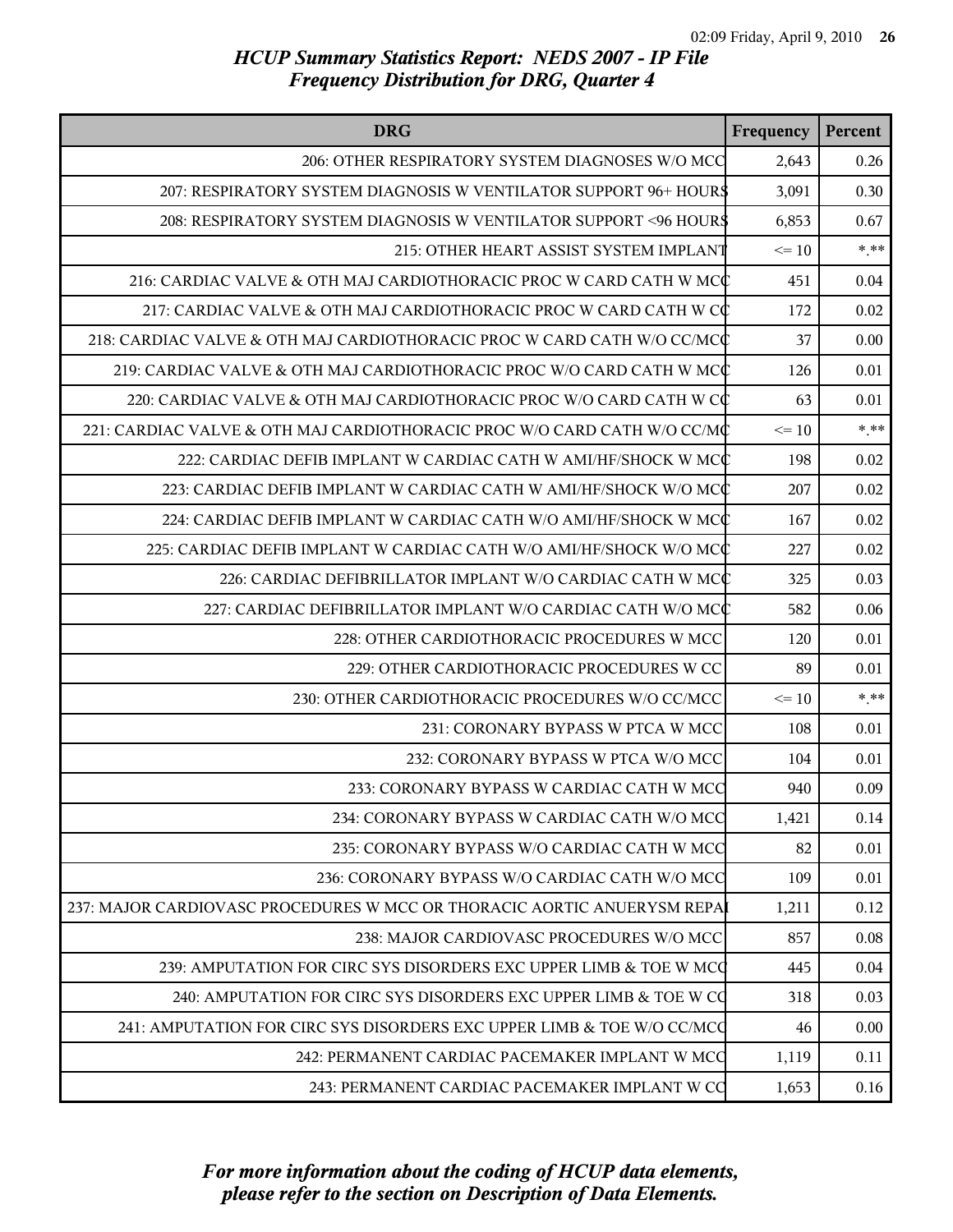## HCUP Summary Statistics Report: NEDS 2007 - IP File
## Frequency Distribution for DRG, Quarter 4

| DRG | Frequency | Percent |
|---|---|---|
| 206: OTHER RESPIRATORY SYSTEM DIAGNOSES W/O MCC | 2,643 | 0.26 |
| 207: RESPIRATORY SYSTEM DIAGNOSIS W VENTILATOR SUPPORT 96+ HOURS | 3,091 | 0.30 |
| 208: RESPIRATORY SYSTEM DIAGNOSIS W VENTILATOR SUPPORT <96 HOURS | 6,853 | 0.67 |
| 215: OTHER HEART ASSIST SYSTEM IMPLANT | <= 10 | *.** |
| 216: CARDIAC VALVE & OTH MAJ CARDIOTHORACIC PROC W CARD CATH W MCC | 451 | 0.04 |
| 217: CARDIAC VALVE & OTH MAJ CARDIOTHORACIC PROC W CARD CATH W CC | 172 | 0.02 |
| 218: CARDIAC VALVE & OTH MAJ CARDIOTHORACIC PROC W CARD CATH W/O CC/MCC | 37 | 0.00 |
| 219: CARDIAC VALVE & OTH MAJ CARDIOTHORACIC PROC W/O CARD CATH W MCC | 126 | 0.01 |
| 220: CARDIAC VALVE & OTH MAJ CARDIOTHORACIC PROC W/O CARD CATH W CC | 63 | 0.01 |
| 221: CARDIAC VALVE & OTH MAJ CARDIOTHORACIC PROC W/O CARD CATH W/O CC/MC | <= 10 | *.** |
| 222: CARDIAC DEFIB IMPLANT W CARDIAC CATH W AMI/HF/SHOCK W MCC | 198 | 0.02 |
| 223: CARDIAC DEFIB IMPLANT W CARDIAC CATH W AMI/HF/SHOCK W/O MCC | 207 | 0.02 |
| 224: CARDIAC DEFIB IMPLANT W CARDIAC CATH W/O AMI/HF/SHOCK W MCC | 167 | 0.02 |
| 225: CARDIAC DEFIB IMPLANT W CARDIAC CATH W/O AMI/HF/SHOCK W/O MCC | 227 | 0.02 |
| 226: CARDIAC DEFIBRILLATOR IMPLANT W/O CARDIAC CATH W MCC | 325 | 0.03 |
| 227: CARDIAC DEFIBRILLATOR IMPLANT W/O CARDIAC CATH W/O MCC | 582 | 0.06 |
| 228: OTHER CARDIOTHORACIC PROCEDURES W MCC | 120 | 0.01 |
| 229: OTHER CARDIOTHORACIC PROCEDURES W CC | 89 | 0.01 |
| 230: OTHER CARDIOTHORACIC PROCEDURES W/O CC/MCC | <= 10 | *.** |
| 231: CORONARY BYPASS W PTCA W MCC | 108 | 0.01 |
| 232: CORONARY BYPASS W PTCA W/O MCC | 104 | 0.01 |
| 233: CORONARY BYPASS W CARDIAC CATH W MCC | 940 | 0.09 |
| 234: CORONARY BYPASS W CARDIAC CATH W/O MCC | 1,421 | 0.14 |
| 235: CORONARY BYPASS W/O CARDIAC CATH W MCC | 82 | 0.01 |
| 236: CORONARY BYPASS W/O CARDIAC CATH W/O MCC | 109 | 0.01 |
| 237: MAJOR CARDIOVASC PROCEDURES W MCC OR THORACIC AORTIC ANUERYSM REPAI | 1,211 | 0.12 |
| 238: MAJOR CARDIOVASC PROCEDURES W/O MCC | 857 | 0.08 |
| 239: AMPUTATION FOR CIRC SYS DISORDERS EXC UPPER LIMB & TOE W MCC | 445 | 0.04 |
| 240: AMPUTATION FOR CIRC SYS DISORDERS EXC UPPER LIMB & TOE W CC | 318 | 0.03 |
| 241: AMPUTATION FOR CIRC SYS DISORDERS EXC UPPER LIMB & TOE W/O CC/MCC | 46 | 0.00 |
| 242: PERMANENT CARDIAC PACEMAKER IMPLANT W MCC | 1,119 | 0.11 |
| 243: PERMANENT CARDIAC PACEMAKER IMPLANT W CC | 1,653 | 0.16 |

*For more information about the coding of HCUP data elements, please refer to the section on Description of Data Elements.*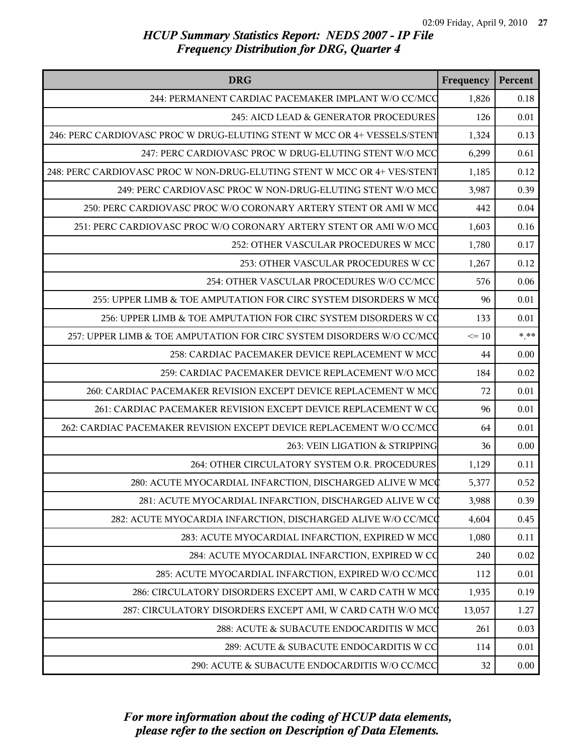## HCUP Summary Statistics Report: NEDS 2007 - IP File
## Frequency Distribution for DRG, Quarter 4

| DRG | Frequency | Percent |
|---|---|---|
| 244: PERMANENT CARDIAC PACEMAKER IMPLANT W/O CC/MCC | 1,826 | 0.18 |
| 245: AICD LEAD & GENERATOR PROCEDURES | 126 | 0.01 |
| 246: PERC CARDIOVASC PROC W DRUG-ELUTING STENT W MCC OR 4+ VESSELS/STENT | 1,324 | 0.13 |
| 247: PERC CARDIOVASC PROC W DRUG-ELUTING STENT W/O MCC | 6,299 | 0.61 |
| 248: PERC CARDIOVASC PROC W NON-DRUG-ELUTING STENT W MCC OR 4+ VES/STENT | 1,185 | 0.12 |
| 249: PERC CARDIOVASC PROC W NON-DRUG-ELUTING STENT W/O MCC | 3,987 | 0.39 |
| 250: PERC CARDIOVASC PROC W/O CORONARY ARTERY STENT OR AMI W MCC | 442 | 0.04 |
| 251: PERC CARDIOVASC PROC W/O CORONARY ARTERY STENT OR AMI W/O MCC | 1,603 | 0.16 |
| 252: OTHER VASCULAR PROCEDURES W MCC | 1,780 | 0.17 |
| 253: OTHER VASCULAR PROCEDURES W CC | 1,267 | 0.12 |
| 254: OTHER VASCULAR PROCEDURES W/O CC/MCC | 576 | 0.06 |
| 255: UPPER LIMB & TOE AMPUTATION FOR CIRC SYSTEM DISORDERS W MCC | 96 | 0.01 |
| 256: UPPER LIMB & TOE AMPUTATION FOR CIRC SYSTEM DISORDERS W CC | 133 | 0.01 |
| 257: UPPER LIMB & TOE AMPUTATION FOR CIRC SYSTEM DISORDERS W/O CC/MCC | <= 10 | *.** |
| 258: CARDIAC PACEMAKER DEVICE REPLACEMENT W MCC | 44 | 0.00 |
| 259: CARDIAC PACEMAKER DEVICE REPLACEMENT W/O MCC | 184 | 0.02 |
| 260: CARDIAC PACEMAKER REVISION EXCEPT DEVICE REPLACEMENT W MCC | 72 | 0.01 |
| 261: CARDIAC PACEMAKER REVISION EXCEPT DEVICE REPLACEMENT W CC | 96 | 0.01 |
| 262: CARDIAC PACEMAKER REVISION EXCEPT DEVICE REPLACEMENT W/O CC/MCC | 64 | 0.01 |
| 263: VEIN LIGATION & STRIPPING | 36 | 0.00 |
| 264: OTHER CIRCULATORY SYSTEM O.R. PROCEDURES | 1,129 | 0.11 |
| 280: ACUTE MYOCARDIAL INFARCTION, DISCHARGED ALIVE W MCC | 5,377 | 0.52 |
| 281: ACUTE MYOCARDIAL INFARCTION, DISCHARGED ALIVE W CC | 3,988 | 0.39 |
| 282: ACUTE MYOCARDIA INFARCTION, DISCHARGED ALIVE W/O CC/MCC | 4,604 | 0.45 |
| 283: ACUTE MYOCARDIAL INFARCTION, EXPIRED W MCC | 1,080 | 0.11 |
| 284: ACUTE MYOCARDIAL INFARCTION, EXPIRED W CC | 240 | 0.02 |
| 285: ACUTE MYOCARDIAL INFARCTION, EXPIRED W/O CC/MCC | 112 | 0.01 |
| 286: CIRCULATORY DISORDERS EXCEPT AMI, W CARD CATH W MCC | 1,935 | 0.19 |
| 287: CIRCULATORY DISORDERS EXCEPT AMI, W CARD CATH W/O MCC | 13,057 | 1.27 |
| 288: ACUTE & SUBACUTE ENDOCARDITIS W MCC | 261 | 0.03 |
| 289: ACUTE & SUBACUTE ENDOCARDITIS W CC | 114 | 0.01 |
| 290: ACUTE & SUBACUTE ENDOCARDITIS W/O CC/MCC | 32 | 0.00 |

*For more information about the coding of HCUP data elements, please refer to the section on Description of Data Elements.*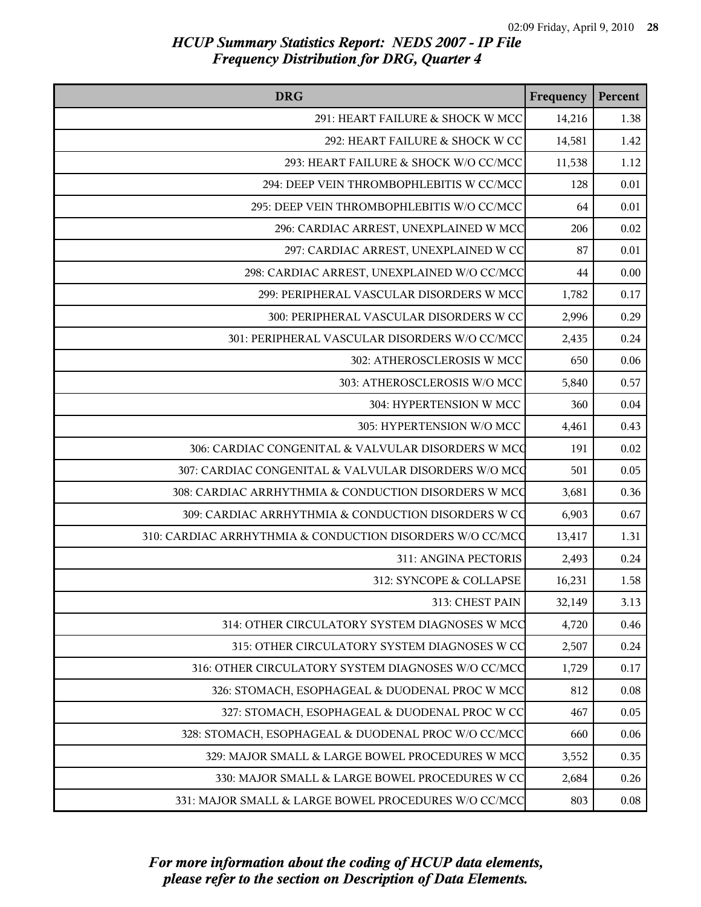# HCUP Summary Statistics Report: NEDS 2007 - IP File
## Frequency Distribution for DRG, Quarter 4

| DRG | Frequency | Percent |
|---|---|---|
| 291: HEART FAILURE & SHOCK W MCC | 14,216 | 1.38 |
| 292: HEART FAILURE & SHOCK W CC | 14,581 | 1.42 |
| 293: HEART FAILURE & SHOCK W/O CC/MCC | 11,538 | 1.12 |
| 294: DEEP VEIN THROMBOPHLEBITIS W CC/MCC | 128 | 0.01 |
| 295: DEEP VEIN THROMBOPHLEBITIS W/O CC/MCC | 64 | 0.01 |
| 296: CARDIAC ARREST, UNEXPLAINED W MCC | 206 | 0.02 |
| 297: CARDIAC ARREST, UNEXPLAINED W CC | 87 | 0.01 |
| 298: CARDIAC ARREST, UNEXPLAINED W/O CC/MCC | 44 | 0.00 |
| 299: PERIPHERAL VASCULAR DISORDERS W MCC | 1,782 | 0.17 |
| 300: PERIPHERAL VASCULAR DISORDERS W CC | 2,996 | 0.29 |
| 301: PERIPHERAL VASCULAR DISORDERS W/O CC/MCC | 2,435 | 0.24 |
| 302: ATHEROSCLEROSIS W MCC | 650 | 0.06 |
| 303: ATHEROSCLEROSIS W/O MCC | 5,840 | 0.57 |
| 304: HYPERTENSION W MCC | 360 | 0.04 |
| 305: HYPERTENSION W/O MCC | 4,461 | 0.43 |
| 306: CARDIAC CONGENITAL & VALVULAR DISORDERS W MCC | 191 | 0.02 |
| 307: CARDIAC CONGENITAL & VALVULAR DISORDERS W/O MCC | 501 | 0.05 |
| 308: CARDIAC ARRHYTHMIA & CONDUCTION DISORDERS W MCC | 3,681 | 0.36 |
| 309: CARDIAC ARRHYTHMIA & CONDUCTION DISORDERS W CC | 6,903 | 0.67 |
| 310: CARDIAC ARRHYTHMIA & CONDUCTION DISORDERS W/O CC/MCC | 13,417 | 1.31 |
| 311: ANGINA PECTORIS | 2,493 | 0.24 |
| 312: SYNCOPE & COLLAPSE | 16,231 | 1.58 |
| 313: CHEST PAIN | 32,149 | 3.13 |
| 314: OTHER CIRCULATORY SYSTEM DIAGNOSES W MCC | 4,720 | 0.46 |
| 315: OTHER CIRCULATORY SYSTEM DIAGNOSES W CC | 2,507 | 0.24 |
| 316: OTHER CIRCULATORY SYSTEM DIAGNOSES W/O CC/MCC | 1,729 | 0.17 |
| 326: STOMACH, ESOPHAGEAL & DUODENAL PROC W MCC | 812 | 0.08 |
| 327: STOMACH, ESOPHAGEAL & DUODENAL PROC W CC | 467 | 0.05 |
| 328: STOMACH, ESOPHAGEAL & DUODENAL PROC W/O CC/MCC | 660 | 0.06 |
| 329: MAJOR SMALL & LARGE BOWEL PROCEDURES W MCC | 3,552 | 0.35 |
| 330: MAJOR SMALL & LARGE BOWEL PROCEDURES W CC | 2,684 | 0.26 |
| 331: MAJOR SMALL & LARGE BOWEL PROCEDURES W/O CC/MCC | 803 | 0.08 |

*For more information about the coding of HCUP data elements, please refer to the section on Description of Data Elements.*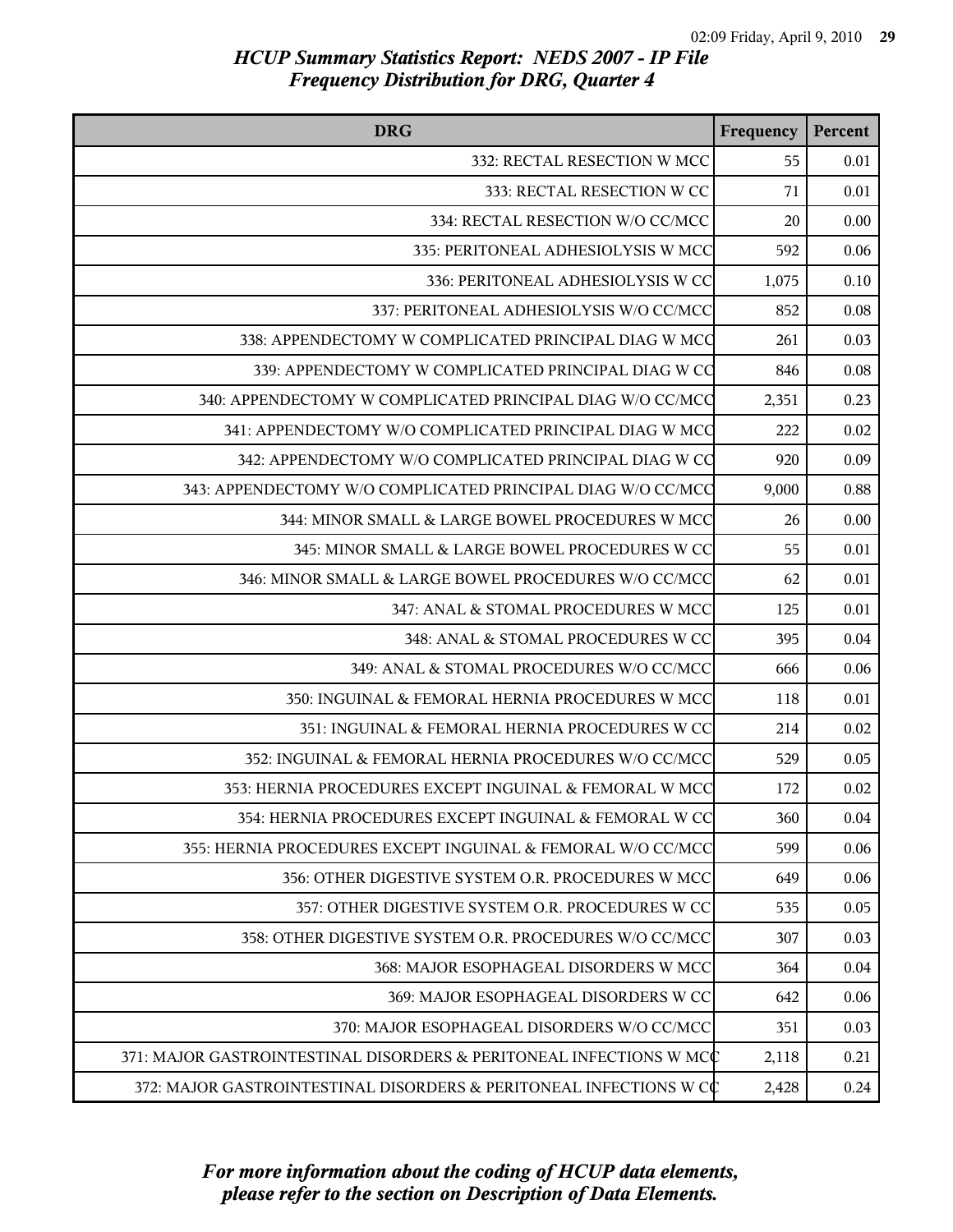*HCUP Summary Statistics Report: NEDS 2007 - IP File*
*Frequency Distribution for DRG, Quarter 4*

| DRG | Frequency | Percent |
|---|---|---|
| 332: RECTAL RESECTION W MCC | 55 | 0.01 |
| 333: RECTAL RESECTION W CC | 71 | 0.01 |
| 334: RECTAL RESECTION W/O CC/MCC | 20 | 0.00 |
| 335: PERITONEAL ADHESIOLYSIS W MCC | 592 | 0.06 |
| 336: PERITONEAL ADHESIOLYSIS W CC | 1,075 | 0.10 |
| 337: PERITONEAL ADHESIOLYSIS W/O CC/MCC | 852 | 0.08 |
| 338: APPENDECTOMY W COMPLICATED PRINCIPAL DIAG W MCC | 261 | 0.03 |
| 339: APPENDECTOMY W COMPLICATED PRINCIPAL DIAG W CC | 846 | 0.08 |
| 340: APPENDECTOMY W COMPLICATED PRINCIPAL DIAG W/O CC/MCC | 2,351 | 0.23 |
| 341: APPENDECTOMY W/O COMPLICATED PRINCIPAL DIAG W MCC | 222 | 0.02 |
| 342: APPENDECTOMY W/O COMPLICATED PRINCIPAL DIAG W CC | 920 | 0.09 |
| 343: APPENDECTOMY W/O COMPLICATED PRINCIPAL DIAG W/O CC/MCC | 9,000 | 0.88 |
| 344: MINOR SMALL & LARGE BOWEL PROCEDURES W MCC | 26 | 0.00 |
| 345: MINOR SMALL & LARGE BOWEL PROCEDURES W CC | 55 | 0.01 |
| 346: MINOR SMALL & LARGE BOWEL PROCEDURES W/O CC/MCC | 62 | 0.01 |
| 347: ANAL & STOMAL PROCEDURES W MCC | 125 | 0.01 |
| 348: ANAL & STOMAL PROCEDURES W CC | 395 | 0.04 |
| 349: ANAL & STOMAL PROCEDURES W/O CC/MCC | 666 | 0.06 |
| 350: INGUINAL & FEMORAL HERNIA PROCEDURES W MCC | 118 | 0.01 |
| 351: INGUINAL & FEMORAL HERNIA PROCEDURES W CC | 214 | 0.02 |
| 352: INGUINAL & FEMORAL HERNIA PROCEDURES W/O CC/MCC | 529 | 0.05 |
| 353: HERNIA PROCEDURES EXCEPT INGUINAL & FEMORAL W MCC | 172 | 0.02 |
| 354: HERNIA PROCEDURES EXCEPT INGUINAL & FEMORAL W CC | 360 | 0.04 |
| 355: HERNIA PROCEDURES EXCEPT INGUINAL & FEMORAL W/O CC/MCC | 599 | 0.06 |
| 356: OTHER DIGESTIVE SYSTEM O.R. PROCEDURES W MCC | 649 | 0.06 |
| 357: OTHER DIGESTIVE SYSTEM O.R. PROCEDURES W CC | 535 | 0.05 |
| 358: OTHER DIGESTIVE SYSTEM O.R. PROCEDURES W/O CC/MCC | 307 | 0.03 |
| 368: MAJOR ESOPHAGEAL DISORDERS W MCC | 364 | 0.04 |
| 369: MAJOR ESOPHAGEAL DISORDERS W CC | 642 | 0.06 |
| 370: MAJOR ESOPHAGEAL DISORDERS W/O CC/MCC | 351 | 0.03 |
| 371: MAJOR GASTROINTESTINAL DISORDERS & PERITONEAL INFECTIONS W MCC | 2,118 | 0.21 |
| 372: MAJOR GASTROINTESTINAL DISORDERS & PERITONEAL INFECTIONS W CC | 2,428 | 0.24 |

*For more information about the coding of HCUP data elements, please refer to the section on Description of Data Elements.*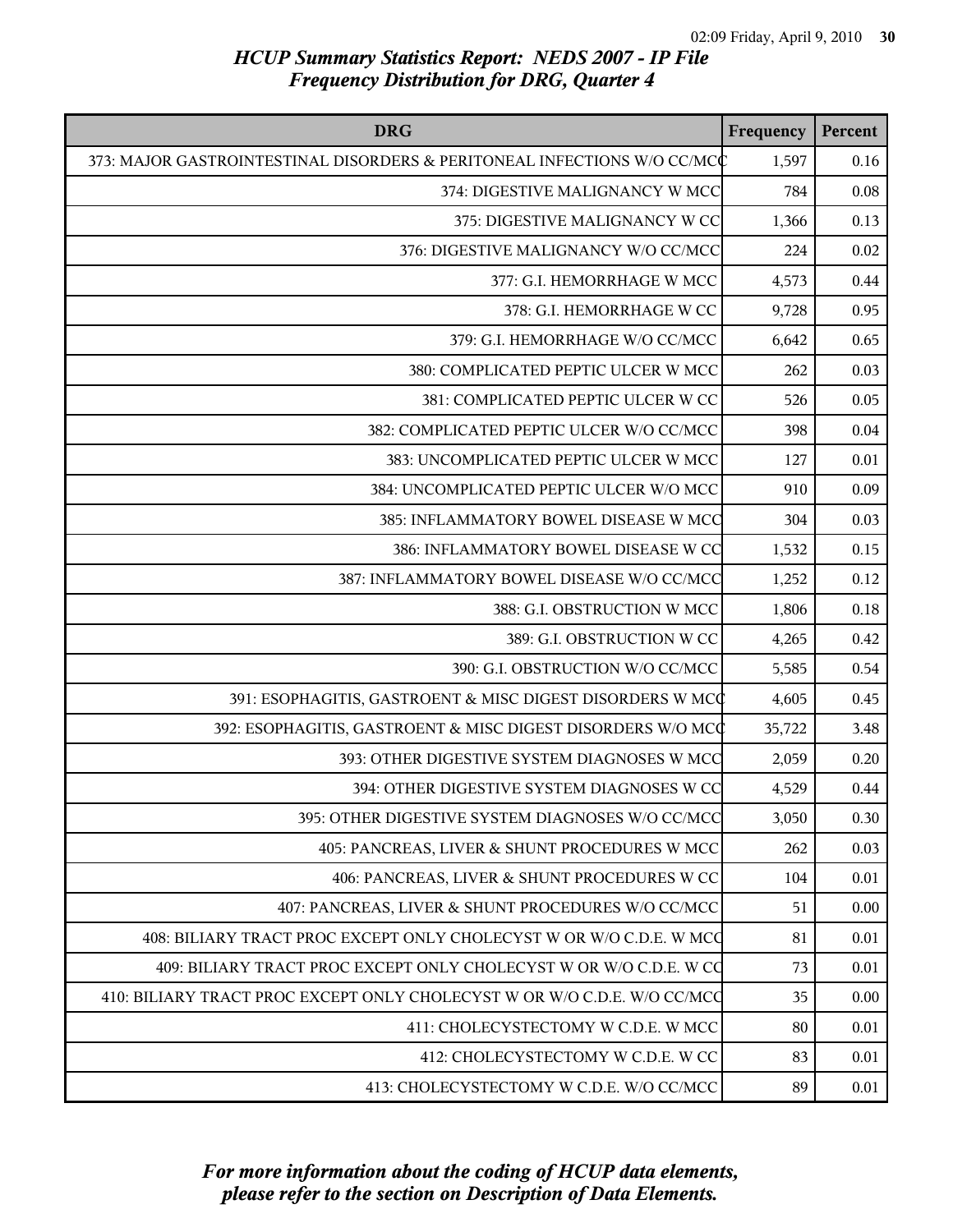# HCUP Summary Statistics Report: NEDS 2007 - IP File
## Frequency Distribution for DRG, Quarter 4

| DRG | Frequency | Percent |
|---|---|---|
| 373: MAJOR GASTROINTESTINAL DISORDERS & PERITONEAL INFECTIONS W/O CC/MCC | 1,597 | 0.16 |
| 374: DIGESTIVE MALIGNANCY W MCC | 784 | 0.08 |
| 375: DIGESTIVE MALIGNANCY W CC | 1,366 | 0.13 |
| 376: DIGESTIVE MALIGNANCY W/O CC/MCC | 224 | 0.02 |
| 377: G.I. HEMORRHAGE W MCC | 4,573 | 0.44 |
| 378: G.I. HEMORRHAGE W CC | 9,728 | 0.95 |
| 379: G.I. HEMORRHAGE W/O CC/MCC | 6,642 | 0.65 |
| 380: COMPLICATED PEPTIC ULCER W MCC | 262 | 0.03 |
| 381: COMPLICATED PEPTIC ULCER W CC | 526 | 0.05 |
| 382: COMPLICATED PEPTIC ULCER W/O CC/MCC | 398 | 0.04 |
| 383: UNCOMPLICATED PEPTIC ULCER W MCC | 127 | 0.01 |
| 384: UNCOMPLICATED PEPTIC ULCER W/O MCC | 910 | 0.09 |
| 385: INFLAMMATORY BOWEL DISEASE W MCC | 304 | 0.03 |
| 386: INFLAMMATORY BOWEL DISEASE W CC | 1,532 | 0.15 |
| 387: INFLAMMATORY BOWEL DISEASE W/O CC/MCC | 1,252 | 0.12 |
| 388: G.I. OBSTRUCTION W MCC | 1,806 | 0.18 |
| 389: G.I. OBSTRUCTION W CC | 4,265 | 0.42 |
| 390: G.I. OBSTRUCTION W/O CC/MCC | 5,585 | 0.54 |
| 391: ESOPHAGITIS, GASTROENT & MISC DIGEST DISORDERS W MCC | 4,605 | 0.45 |
| 392: ESOPHAGITIS, GASTROENT & MISC DIGEST DISORDERS W/O MCC | 35,722 | 3.48 |
| 393: OTHER DIGESTIVE SYSTEM DIAGNOSES W MCC | 2,059 | 0.20 |
| 394: OTHER DIGESTIVE SYSTEM DIAGNOSES W CC | 4,529 | 0.44 |
| 395: OTHER DIGESTIVE SYSTEM DIAGNOSES W/O CC/MCC | 3,050 | 0.30 |
| 405: PANCREAS, LIVER & SHUNT PROCEDURES W MCC | 262 | 0.03 |
| 406: PANCREAS, LIVER & SHUNT PROCEDURES W CC | 104 | 0.01 |
| 407: PANCREAS, LIVER & SHUNT PROCEDURES W/O CC/MCC | 51 | 0.00 |
| 408: BILIARY TRACT PROC EXCEPT ONLY CHOLECYST W OR W/O C.D.E. W MCC | 81 | 0.01 |
| 409: BILIARY TRACT PROC EXCEPT ONLY CHOLECYST W OR W/O C.D.E. W CC | 73 | 0.01 |
| 410: BILIARY TRACT PROC EXCEPT ONLY CHOLECYST W OR W/O C.D.E. W/O CC/MCC | 35 | 0.00 |
| 411: CHOLECYSTECTOMY W C.D.E. W MCC | 80 | 0.01 |
| 412: CHOLECYSTECTOMY W C.D.E. W CC | 83 | 0.01 |
| 413: CHOLECYSTECTOMY W C.D.E. W/O CC/MCC | 89 | 0.01 |

*For more information about the coding of HCUP data elements, please refer to the section on Description of Data Elements.*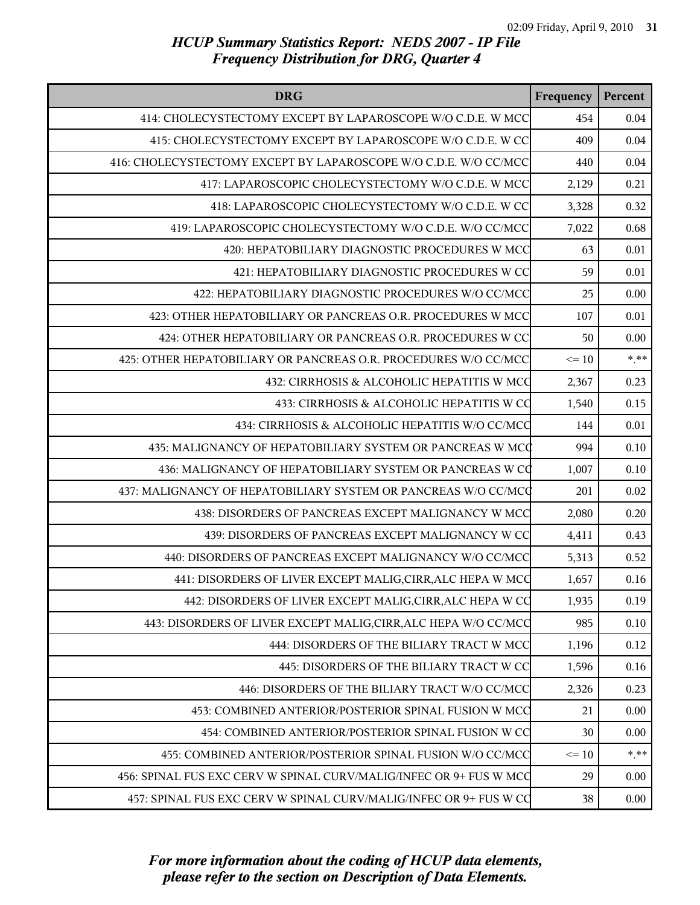# HCUP Summary Statistics Report: NEDS 2007 - IP File

## Frequency Distribution for DRG, Quarter 4

| DRG | Frequency | Percent |
|---|---|---|
| 414: CHOLECYSTECTOMY EXCEPT BY LAPAROSCOPE W/O C.D.E. W MCC | 454 | 0.04 |
| 415: CHOLECYSTECTOMY EXCEPT BY LAPAROSCOPE W/O C.D.E. W CC | 409 | 0.04 |
| 416: CHOLECYSTECTOMY EXCEPT BY LAPAROSCOPE W/O C.D.E. W/O CC/MCC | 440 | 0.04 |
| 417: LAPAROSCOPIC CHOLECYSTECTOMY W/O C.D.E. W MCC | 2,129 | 0.21 |
| 418: LAPAROSCOPIC CHOLECYSTECTOMY W/O C.D.E. W CC | 3,328 | 0.32 |
| 419: LAPAROSCOPIC CHOLECYSTECTOMY W/O C.D.E. W/O CC/MCC | 7,022 | 0.68 |
| 420: HEPATOBILIARY DIAGNOSTIC PROCEDURES W MCC | 63 | 0.01 |
| 421: HEPATOBILIARY DIAGNOSTIC PROCEDURES W CC | 59 | 0.01 |
| 422: HEPATOBILIARY DIAGNOSTIC PROCEDURES W/O CC/MCC | 25 | 0.00 |
| 423: OTHER HEPATOBILIARY OR PANCREAS O.R. PROCEDURES W MCC | 107 | 0.01 |
| 424: OTHER HEPATOBILIARY OR PANCREAS O.R. PROCEDURES W CC | 50 | 0.00 |
| 425: OTHER HEPATOBILIARY OR PANCREAS O.R. PROCEDURES W/O CC/MCC | <= 10 | *.** |
| 432: CIRRHOSIS & ALCOHOLIC HEPATITIS W MCC | 2,367 | 0.23 |
| 433: CIRRHOSIS & ALCOHOLIC HEPATITIS W CC | 1,540 | 0.15 |
| 434: CIRRHOSIS & ALCOHOLIC HEPATITIS W/O CC/MCC | 144 | 0.01 |
| 435: MALIGNANCY OF HEPATOBILIARY SYSTEM OR PANCREAS W MCC | 994 | 0.10 |
| 436: MALIGNANCY OF HEPATOBILIARY SYSTEM OR PANCREAS W CC | 1,007 | 0.10 |
| 437: MALIGNANCY OF HEPATOBILIARY SYSTEM OR PANCREAS W/O CC/MCC | 201 | 0.02 |
| 438: DISORDERS OF PANCREAS EXCEPT MALIGNANCY W MCC | 2,080 | 0.20 |
| 439: DISORDERS OF PANCREAS EXCEPT MALIGNANCY W CC | 4,411 | 0.43 |
| 440: DISORDERS OF PANCREAS EXCEPT MALIGNANCY W/O CC/MCC | 5,313 | 0.52 |
| 441: DISORDERS OF LIVER EXCEPT MALIG,CIRR,ALC HEPA W MCC | 1,657 | 0.16 |
| 442: DISORDERS OF LIVER EXCEPT MALIG,CIRR,ALC HEPA W CC | 1,935 | 0.19 |
| 443: DISORDERS OF LIVER EXCEPT MALIG,CIRR,ALC HEPA W/O CC/MCC | 985 | 0.10 |
| 444: DISORDERS OF THE BILIARY TRACT W MCC | 1,196 | 0.12 |
| 445: DISORDERS OF THE BILIARY TRACT W CC | 1,596 | 0.16 |
| 446: DISORDERS OF THE BILIARY TRACT W/O CC/MCC | 2,326 | 0.23 |
| 453: COMBINED ANTERIOR/POSTERIOR SPINAL FUSION W MCC | 21 | 0.00 |
| 454: COMBINED ANTERIOR/POSTERIOR SPINAL FUSION W CC | 30 | 0.00 |
| 455: COMBINED ANTERIOR/POSTERIOR SPINAL FUSION W/O CC/MCC | <= 10 | *.** |
| 456: SPINAL FUS EXC CERV W SPINAL CURV/MALIG/INFEC OR 9+ FUS W MCC | 29 | 0.00 |
| 457: SPINAL FUS EXC CERV W SPINAL CURV/MALIG/INFEC OR 9+ FUS W CC | 38 | 0.00 |

*For more information about the coding of HCUP data elements, please refer to the section on Description of Data Elements.*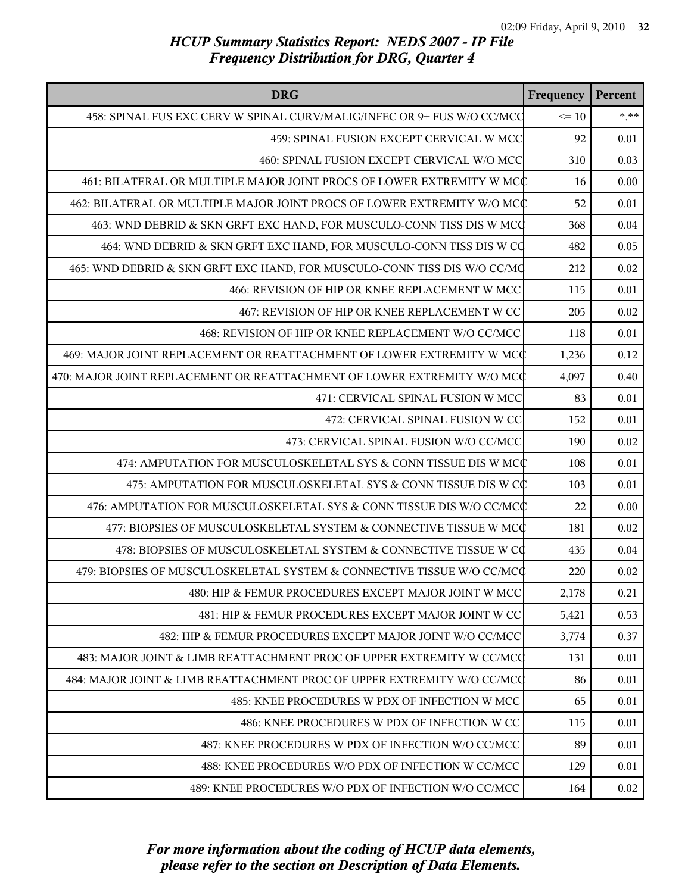## HCUP Summary Statistics Report: NEDS 2007 - IP File
## Frequency Distribution for DRG, Quarter 4

| DRG | Frequency | Percent |
|---|---|---|
| 458: SPINAL FUS EXC CERV W SPINAL CURV/MALIG/INFEC OR 9+ FUS W/O CC/MCC | <= 10 | *.** |
| 459: SPINAL FUSION EXCEPT CERVICAL W MCC | 92 | 0.01 |
| 460: SPINAL FUSION EXCEPT CERVICAL W/O MCC | 310 | 0.03 |
| 461: BILATERAL OR MULTIPLE MAJOR JOINT PROCS OF LOWER EXTREMITY W MCC | 16 | 0.00 |
| 462: BILATERAL OR MULTIPLE MAJOR JOINT PROCS OF LOWER EXTREMITY W/O MCC | 52 | 0.01 |
| 463: WND DEBRID & SKN GRFT EXC HAND, FOR MUSCULO-CONN TISS DIS W MCC | 368 | 0.04 |
| 464: WND DEBRID & SKN GRFT EXC HAND, FOR MUSCULO-CONN TISS DIS W CC | 482 | 0.05 |
| 465: WND DEBRID & SKN GRFT EXC HAND, FOR MUSCULO-CONN TISS DIS W/O CC/MCC | 212 | 0.02 |
| 466: REVISION OF HIP OR KNEE REPLACEMENT W MCC | 115 | 0.01 |
| 467: REVISION OF HIP OR KNEE REPLACEMENT W CC | 205 | 0.02 |
| 468: REVISION OF HIP OR KNEE REPLACEMENT W/O CC/MCC | 118 | 0.01 |
| 469: MAJOR JOINT REPLACEMENT OR REATTACHMENT OF LOWER EXTREMITY W MCC | 1,236 | 0.12 |
| 470: MAJOR JOINT REPLACEMENT OR REATTACHMENT OF LOWER EXTREMITY W/O MCC | 4,097 | 0.40 |
| 471: CERVICAL SPINAL FUSION W MCC | 83 | 0.01 |
| 472: CERVICAL SPINAL FUSION W CC | 152 | 0.01 |
| 473: CERVICAL SPINAL FUSION W/O CC/MCC | 190 | 0.02 |
| 474: AMPUTATION FOR MUSCULOSKELETAL SYS & CONN TISSUE DIS W MCC | 108 | 0.01 |
| 475: AMPUTATION FOR MUSCULOSKELETAL SYS & CONN TISSUE DIS W CC | 103 | 0.01 |
| 476: AMPUTATION FOR MUSCULOSKELETAL SYS & CONN TISSUE DIS W/O CC/MCC | 22 | 0.00 |
| 477: BIOPSIES OF MUSCULOSKELETAL SYSTEM & CONNECTIVE TISSUE W MCC | 181 | 0.02 |
| 478: BIOPSIES OF MUSCULOSKELETAL SYSTEM & CONNECTIVE TISSUE W CC | 435 | 0.04 |
| 479: BIOPSIES OF MUSCULOSKELETAL SYSTEM & CONNECTIVE TISSUE W/O CC/MCC | 220 | 0.02 |
| 480: HIP & FEMUR PROCEDURES EXCEPT MAJOR JOINT W MCC | 2,178 | 0.21 |
| 481: HIP & FEMUR PROCEDURES EXCEPT MAJOR JOINT W CC | 5,421 | 0.53 |
| 482: HIP & FEMUR PROCEDURES EXCEPT MAJOR JOINT W/O CC/MCC | 3,774 | 0.37 |
| 483: MAJOR JOINT & LIMB REATTACHMENT PROC OF UPPER EXTREMITY W CC/MCC | 131 | 0.01 |
| 484: MAJOR JOINT & LIMB REATTACHMENT PROC OF UPPER EXTREMITY W/O CC/MCC | 86 | 0.01 |
| 485: KNEE PROCEDURES W PDX OF INFECTION W MCC | 65 | 0.01 |
| 486: KNEE PROCEDURES W PDX OF INFECTION W CC | 115 | 0.01 |
| 487: KNEE PROCEDURES W PDX OF INFECTION W/O CC/MCC | 89 | 0.01 |
| 488: KNEE PROCEDURES W/O PDX OF INFECTION W CC/MCC | 129 | 0.01 |
| 489: KNEE PROCEDURES W/O PDX OF INFECTION W/O CC/MCC | 164 | 0.02 |

*For more information about the coding of HCUP data elements, please refer to the section on Description of Data Elements.*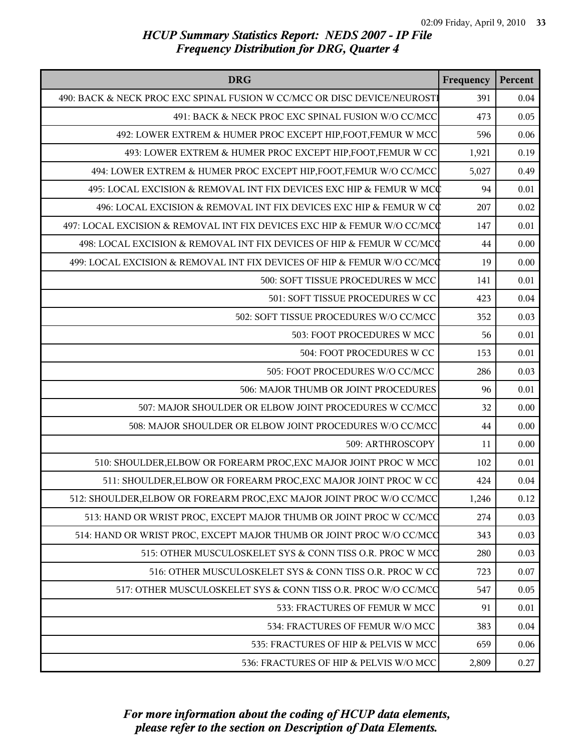## HCUP Summary Statistics Report: NEDS 2007 - IP File
## Frequency Distribution for DRG, Quarter 4

| DRG | Frequency | Percent |
|---|---|---|
| 490: BACK & NECK PROC EXC SPINAL FUSION W CC/MCC OR DISC DEVICE/NEUROSTI | 391 | 0.04 |
| 491: BACK & NECK PROC EXC SPINAL FUSION W/O CC/MCC | 473 | 0.05 |
| 492: LOWER EXTREM & HUMER PROC EXCEPT HIP,FOOT,FEMUR W MCC | 596 | 0.06 |
| 493: LOWER EXTREM & HUMER PROC EXCEPT HIP,FOOT,FEMUR W CC | 1,921 | 0.19 |
| 494: LOWER EXTREM & HUMER PROC EXCEPT HIP,FOOT,FEMUR W/O CC/MCC | 5,027 | 0.49 |
| 495: LOCAL EXCISION & REMOVAL INT FIX DEVICES EXC HIP & FEMUR W MCC | 94 | 0.01 |
| 496: LOCAL EXCISION & REMOVAL INT FIX DEVICES EXC HIP & FEMUR W CC | 207 | 0.02 |
| 497: LOCAL EXCISION & REMOVAL INT FIX DEVICES EXC HIP & FEMUR W/O CC/MCC | 147 | 0.01 |
| 498: LOCAL EXCISION & REMOVAL INT FIX DEVICES OF HIP & FEMUR W CC/MCC | 44 | 0.00 |
| 499: LOCAL EXCISION & REMOVAL INT FIX DEVICES OF HIP & FEMUR W/O CC/MCC | 19 | 0.00 |
| 500: SOFT TISSUE PROCEDURES W MCC | 141 | 0.01 |
| 501: SOFT TISSUE PROCEDURES W CC | 423 | 0.04 |
| 502: SOFT TISSUE PROCEDURES W/O CC/MCC | 352 | 0.03 |
| 503: FOOT PROCEDURES W MCC | 56 | 0.01 |
| 504: FOOT PROCEDURES W CC | 153 | 0.01 |
| 505: FOOT PROCEDURES W/O CC/MCC | 286 | 0.03 |
| 506: MAJOR THUMB OR JOINT PROCEDURES | 96 | 0.01 |
| 507: MAJOR SHOULDER OR ELBOW JOINT PROCEDURES W CC/MCC | 32 | 0.00 |
| 508: MAJOR SHOULDER OR ELBOW JOINT PROCEDURES W/O CC/MCC | 44 | 0.00 |
| 509: ARTHROSCOPY | 11 | 0.00 |
| 510: SHOULDER,ELBOW OR FOREARM PROC,EXC MAJOR JOINT PROC W MCC | 102 | 0.01 |
| 511: SHOULDER,ELBOW OR FOREARM PROC,EXC MAJOR JOINT PROC W CC | 424 | 0.04 |
| 512: SHOULDER,ELBOW OR FOREARM PROC,EXC MAJOR JOINT PROC W/O CC/MCC | 1,246 | 0.12 |
| 513: HAND OR WRIST PROC, EXCEPT MAJOR THUMB OR JOINT PROC W CC/MCC | 274 | 0.03 |
| 514: HAND OR WRIST PROC, EXCEPT MAJOR THUMB OR JOINT PROC W/O CC/MCC | 343 | 0.03 |
| 515: OTHER MUSCULOSKELET SYS & CONN TISS O.R. PROC W MCC | 280 | 0.03 |
| 516: OTHER MUSCULOSKELET SYS & CONN TISS O.R. PROC W CC | 723 | 0.07 |
| 517: OTHER MUSCULOSKELET SYS & CONN TISS O.R. PROC W/O CC/MCC | 547 | 0.05 |
| 533: FRACTURES OF FEMUR W MCC | 91 | 0.01 |
| 534: FRACTURES OF FEMUR W/O MCC | 383 | 0.04 |
| 535: FRACTURES OF HIP & PELVIS W MCC | 659 | 0.06 |
| 536: FRACTURES OF HIP & PELVIS W/O MCC | 2,809 | 0.27 |

*For more information about the coding of HCUP data elements, please refer to the section on Description of Data Elements.*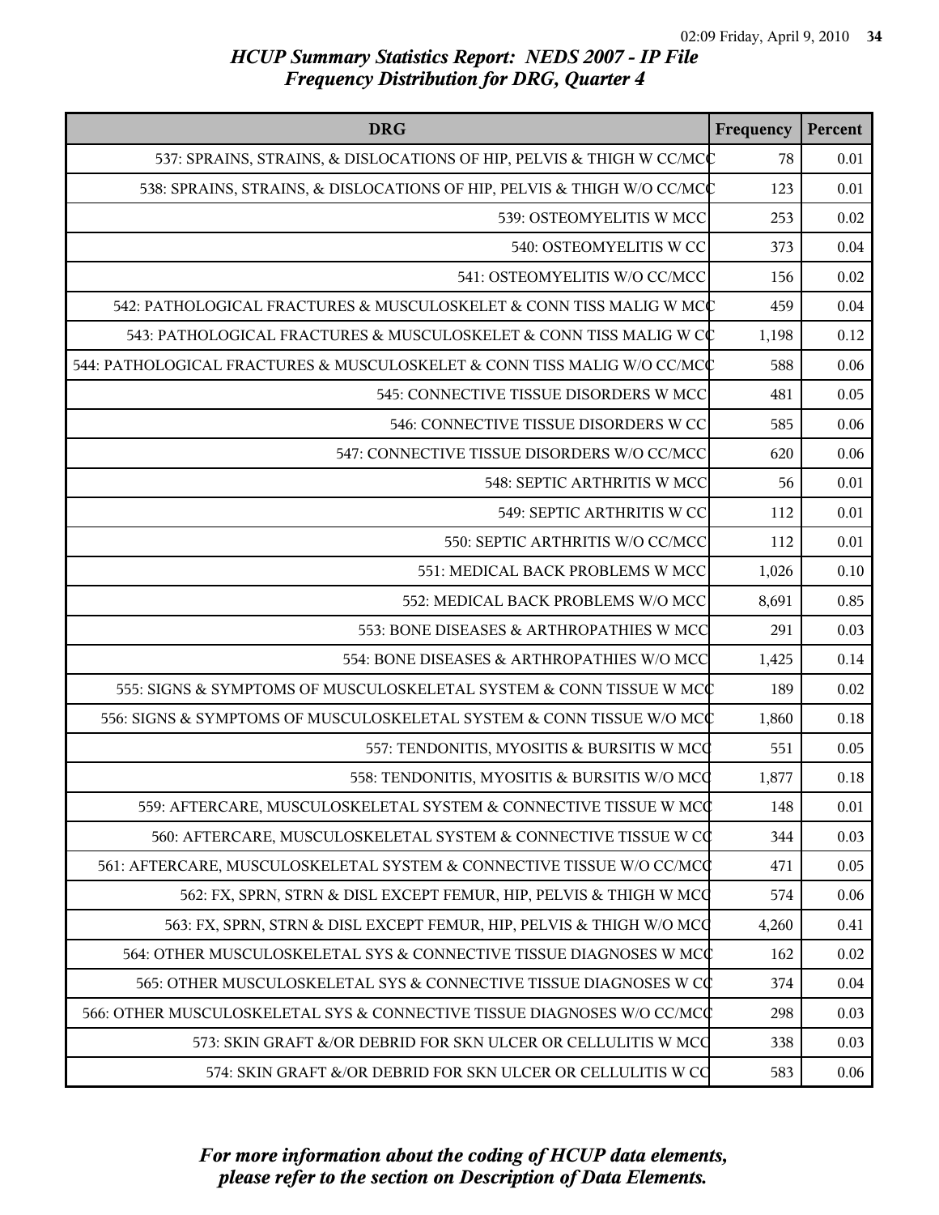## HCUP Summary Statistics Report: NEDS 2007 - IP File
## Frequency Distribution for DRG, Quarter 4

| DRG | Frequency | Percent |
|---|---|---|
| 537: SPRAINS, STRAINS, & DISLOCATIONS OF HIP, PELVIS & THIGH W CC/MCC | 78 | 0.01 |
| 538: SPRAINS, STRAINS, & DISLOCATIONS OF HIP, PELVIS & THIGH W/O CC/MCC | 123 | 0.01 |
| 539: OSTEOMYELITIS W MCC | 253 | 0.02 |
| 540: OSTEOMYELITIS W CC | 373 | 0.04 |
| 541: OSTEOMYELITIS W/O CC/MCC | 156 | 0.02 |
| 542: PATHOLOGICAL FRACTURES & MUSCULOSKELET & CONN TISS MALIG W MCC | 459 | 0.04 |
| 543: PATHOLOGICAL FRACTURES & MUSCULOSKELET & CONN TISS MALIG W CC | 1,198 | 0.12 |
| 544: PATHOLOGICAL FRACTURES & MUSCULOSKELET & CONN TISS MALIG W/O CC/MCC | 588 | 0.06 |
| 545: CONNECTIVE TISSUE DISORDERS W MCC | 481 | 0.05 |
| 546: CONNECTIVE TISSUE DISORDERS W CC | 585 | 0.06 |
| 547: CONNECTIVE TISSUE DISORDERS W/O CC/MCC | 620 | 0.06 |
| 548: SEPTIC ARTHRITIS W MCC | 56 | 0.01 |
| 549: SEPTIC ARTHRITIS W CC | 112 | 0.01 |
| 550: SEPTIC ARTHRITIS W/O CC/MCC | 112 | 0.01 |
| 551: MEDICAL BACK PROBLEMS W MCC | 1,026 | 0.10 |
| 552: MEDICAL BACK PROBLEMS W/O MCC | 8,691 | 0.85 |
| 553: BONE DISEASES & ARTHROPATHIES W MCC | 291 | 0.03 |
| 554: BONE DISEASES & ARTHROPATHIES W/O MCC | 1,425 | 0.14 |
| 555: SIGNS & SYMPTOMS OF MUSCULOSKELETAL SYSTEM & CONN TISSUE W MCC | 189 | 0.02 |
| 556: SIGNS & SYMPTOMS OF MUSCULOSKELETAL SYSTEM & CONN TISSUE W/O MCC | 1,860 | 0.18 |
| 557: TENDONITIS, MYOSITIS & BURSITIS W MCC | 551 | 0.05 |
| 558: TENDONITIS, MYOSITIS & BURSITIS W/O MCC | 1,877 | 0.18 |
| 559: AFTERCARE, MUSCULOSKELETAL SYSTEM & CONNECTIVE TISSUE W MCC | 148 | 0.01 |
| 560: AFTERCARE, MUSCULOSKELETAL SYSTEM & CONNECTIVE TISSUE W CC | 344 | 0.03 |
| 561: AFTERCARE, MUSCULOSKELETAL SYSTEM & CONNECTIVE TISSUE W/O CC/MCC | 471 | 0.05 |
| 562: FX, SPRN, STRN & DISL EXCEPT FEMUR, HIP, PELVIS & THIGH W MCC | 574 | 0.06 |
| 563: FX, SPRN, STRN & DISL EXCEPT FEMUR, HIP, PELVIS & THIGH W/O MCC | 4,260 | 0.41 |
| 564: OTHER MUSCULOSKELETAL SYS & CONNECTIVE TISSUE DIAGNOSES W MCC | 162 | 0.02 |
| 565: OTHER MUSCULOSKELETAL SYS & CONNECTIVE TISSUE DIAGNOSES W CC | 374 | 0.04 |
| 566: OTHER MUSCULOSKELETAL SYS & CONNECTIVE TISSUE DIAGNOSES W/O CC/MCC | 298 | 0.03 |
| 573: SKIN GRAFT &/OR DEBRID FOR SKN ULCER OR CELLULITIS W MCC | 338 | 0.03 |
| 574: SKIN GRAFT &/OR DEBRID FOR SKN ULCER OR CELLULITIS W CC | 583 | 0.06 |

*For more information about the coding of HCUP data elements, please refer to the section on Description of Data Elements.*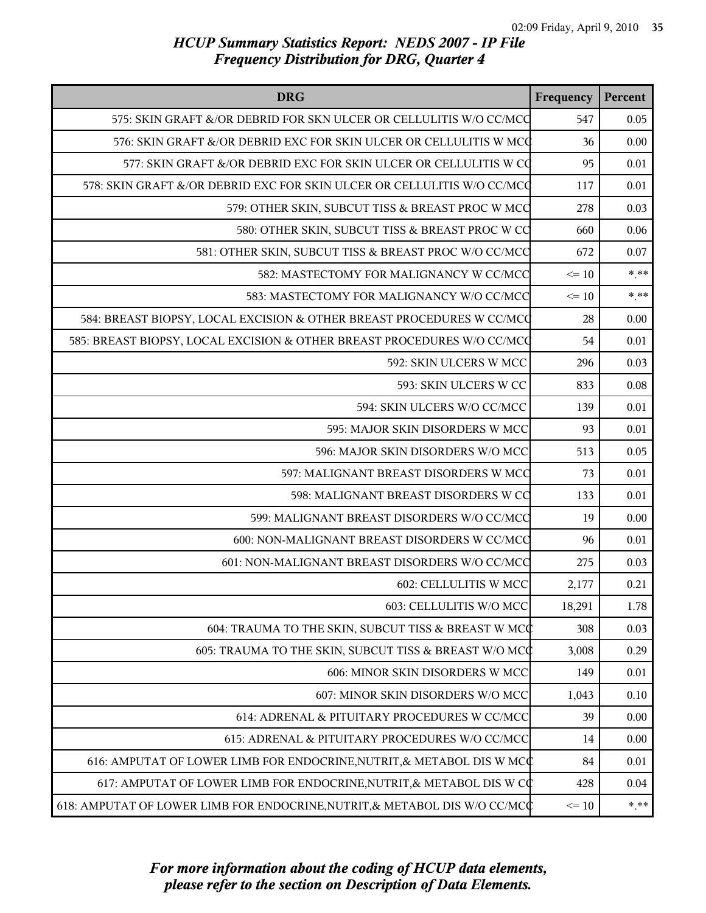# HCUP Summary Statistics Report: NEDS 2007 - IP File
## Frequency Distribution for DRG, Quarter 4

| DRG | Frequency | Percent |
|---|---|---|
| 575: SKIN GRAFT &/OR DEBRID FOR SKN ULCER OR CELLULITIS W/O CC/MCC | 547 | 0.05 |
| 576: SKIN GRAFT &/OR DEBRID EXC FOR SKIN ULCER OR CELLULITIS W MCC | 36 | 0.00 |
| 577: SKIN GRAFT &/OR DEBRID EXC FOR SKIN ULCER OR CELLULITIS W CC | 95 | 0.01 |
| 578: SKIN GRAFT &/OR DEBRID EXC FOR SKIN ULCER OR CELLULITIS W/O CC/MCC | 117 | 0.01 |
| 579: OTHER SKIN, SUBCUT TISS & BREAST PROC W MCC | 278 | 0.03 |
| 580: OTHER SKIN, SUBCUT TISS & BREAST PROC W CC | 660 | 0.06 |
| 581: OTHER SKIN, SUBCUT TISS & BREAST PROC W/O CC/MCC | 672 | 0.07 |
| 582: MASTECTOMY FOR MALIGNANCY W CC/MCC | <= 10 | *.** |
| 583: MASTECTOMY FOR MALIGNANCY W/O CC/MCC | <= 10 | *.** |
| 584: BREAST BIOPSY, LOCAL EXCISION & OTHER BREAST PROCEDURES W CC/MCC | 28 | 0.00 |
| 585: BREAST BIOPSY, LOCAL EXCISION & OTHER BREAST PROCEDURES W/O CC/MCC | 54 | 0.01 |
| 592: SKIN ULCERS W MCC | 296 | 0.03 |
| 593: SKIN ULCERS W CC | 833 | 0.08 |
| 594: SKIN ULCERS W/O CC/MCC | 139 | 0.01 |
| 595: MAJOR SKIN DISORDERS W MCC | 93 | 0.01 |
| 596: MAJOR SKIN DISORDERS W/O MCC | 513 | 0.05 |
| 597: MALIGNANT BREAST DISORDERS W MCC | 73 | 0.01 |
| 598: MALIGNANT BREAST DISORDERS W CC | 133 | 0.01 |
| 599: MALIGNANT BREAST DISORDERS W/O CC/MCC | 19 | 0.00 |
| 600: NON-MALIGNANT BREAST DISORDERS W CC/MCC | 96 | 0.01 |
| 601: NON-MALIGNANT BREAST DISORDERS W/O CC/MCC | 275 | 0.03 |
| 602: CELLULITIS W MCC | 2,177 | 0.21 |
| 603: CELLULITIS W/O MCC | 18,291 | 1.78 |
| 604: TRAUMA TO THE SKIN, SUBCUT TISS & BREAST W MCC | 308 | 0.03 |
| 605: TRAUMA TO THE SKIN, SUBCUT TISS & BREAST W/O MCC | 3,008 | 0.29 |
| 606: MINOR SKIN DISORDERS W MCC | 149 | 0.01 |
| 607: MINOR SKIN DISORDERS W/O MCC | 1,043 | 0.10 |
| 614: ADRENAL & PITUITARY PROCEDURES W CC/MCC | 39 | 0.00 |
| 615: ADRENAL & PITUITARY PROCEDURES W/O CC/MCC | 14 | 0.00 |
| 616: AMPUTAT OF LOWER LIMB FOR ENDOCRINE,NUTRIT,& METABOL DIS W MCC | 84 | 0.01 |
| 617: AMPUTAT OF LOWER LIMB FOR ENDOCRINE,NUTRIT,& METABOL DIS W CC | 428 | 0.04 |
| 618: AMPUTAT OF LOWER LIMB FOR ENDOCRINE,NUTRIT,& METABOL DIS W/O CC/MCC | <= 10 | *.** |

*For more information about the coding of HCUP data elements, please refer to the section on Description of Data Elements.*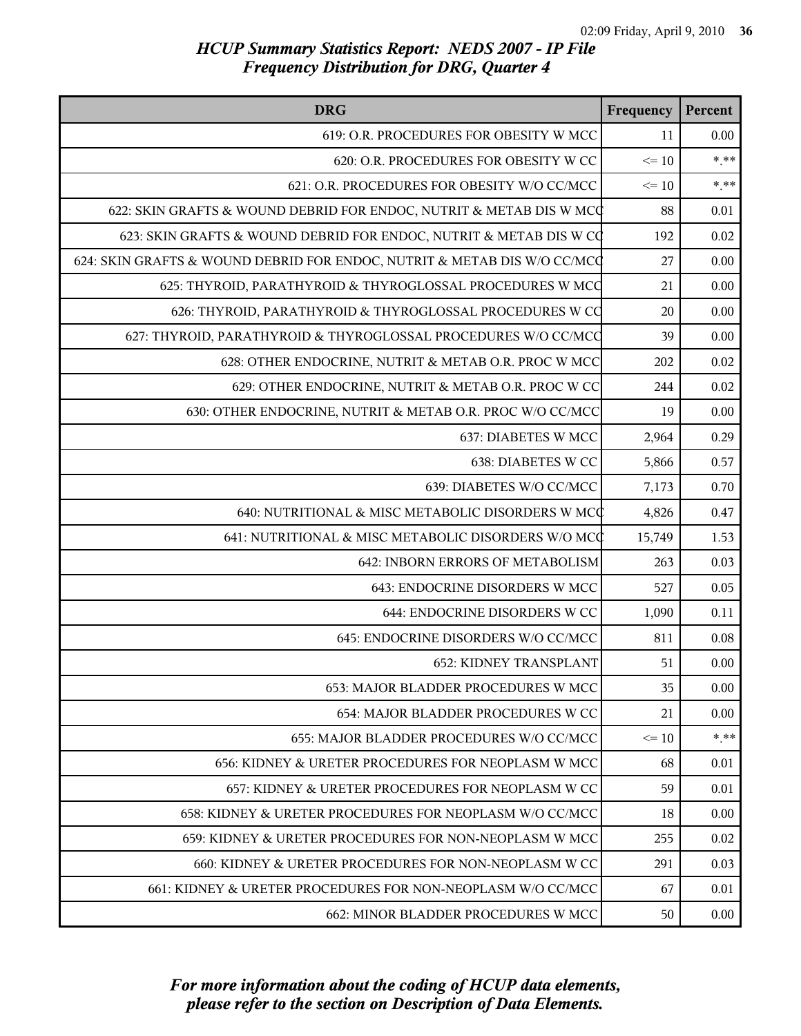# HCUP Summary Statistics Report: NEDS 2007 - IP File
## Frequency Distribution for DRG, Quarter 4

| DRG | Frequency | Percent |
|---|---|---|
| 619: O.R. PROCEDURES FOR OBESITY W MCC | 11 | 0.00 |
| 620: O.R. PROCEDURES FOR OBESITY W CC | <= 10 | *.** |
| 621: O.R. PROCEDURES FOR OBESITY W/O CC/MCC | <= 10 | *.** |
| 622: SKIN GRAFTS & WOUND DEBRID FOR ENDOC, NUTRIT & METAB DIS W MCC | 88 | 0.01 |
| 623: SKIN GRAFTS & WOUND DEBRID FOR ENDOC, NUTRIT & METAB DIS W CC | 192 | 0.02 |
| 624: SKIN GRAFTS & WOUND DEBRID FOR ENDOC, NUTRIT & METAB DIS W/O CC/MCC | 27 | 0.00 |
| 625: THYROID, PARATHYROID & THYROGLOSSAL PROCEDURES W MCC | 21 | 0.00 |
| 626: THYROID, PARATHYROID & THYROGLOSSAL PROCEDURES W CC | 20 | 0.00 |
| 627: THYROID, PARATHYROID & THYROGLOSSAL PROCEDURES W/O CC/MCC | 39 | 0.00 |
| 628: OTHER ENDOCRINE, NUTRIT & METAB O.R. PROC W MCC | 202 | 0.02 |
| 629: OTHER ENDOCRINE, NUTRIT & METAB O.R. PROC W CC | 244 | 0.02 |
| 630: OTHER ENDOCRINE, NUTRIT & METAB O.R. PROC W/O CC/MCC | 19 | 0.00 |
| 637: DIABETES W MCC | 2,964 | 0.29 |
| 638: DIABETES W CC | 5,866 | 0.57 |
| 639: DIABETES W/O CC/MCC | 7,173 | 0.70 |
| 640: NUTRITIONAL & MISC METABOLIC DISORDERS W MCC | 4,826 | 0.47 |
| 641: NUTRITIONAL & MISC METABOLIC DISORDERS W/O MCC | 15,749 | 1.53 |
| 642: INBORN ERRORS OF METABOLISM | 263 | 0.03 |
| 643: ENDOCRINE DISORDERS W MCC | 527 | 0.05 |
| 644: ENDOCRINE DISORDERS W CC | 1,090 | 0.11 |
| 645: ENDOCRINE DISORDERS W/O CC/MCC | 811 | 0.08 |
| 652: KIDNEY TRANSPLANT | 51 | 0.00 |
| 653: MAJOR BLADDER PROCEDURES W MCC | 35 | 0.00 |
| 654: MAJOR BLADDER PROCEDURES W CC | 21 | 0.00 |
| 655: MAJOR BLADDER PROCEDURES W/O CC/MCC | <= 10 | *.** |
| 656: KIDNEY & URETER PROCEDURES FOR NEOPLASM W MCC | 68 | 0.01 |
| 657: KIDNEY & URETER PROCEDURES FOR NEOPLASM W CC | 59 | 0.01 |
| 658: KIDNEY & URETER PROCEDURES FOR NEOPLASM W/O CC/MCC | 18 | 0.00 |
| 659: KIDNEY & URETER PROCEDURES FOR NON-NEOPLASM W MCC | 255 | 0.02 |
| 660: KIDNEY & URETER PROCEDURES FOR NON-NEOPLASM W CC | 291 | 0.03 |
| 661: KIDNEY & URETER PROCEDURES FOR NON-NEOPLASM W/O CC/MCC | 67 | 0.01 |
| 662: MINOR BLADDER PROCEDURES W MCC | 50 | 0.00 |

*For more information about the coding of HCUP data elements, please refer to the section on Description of Data Elements.*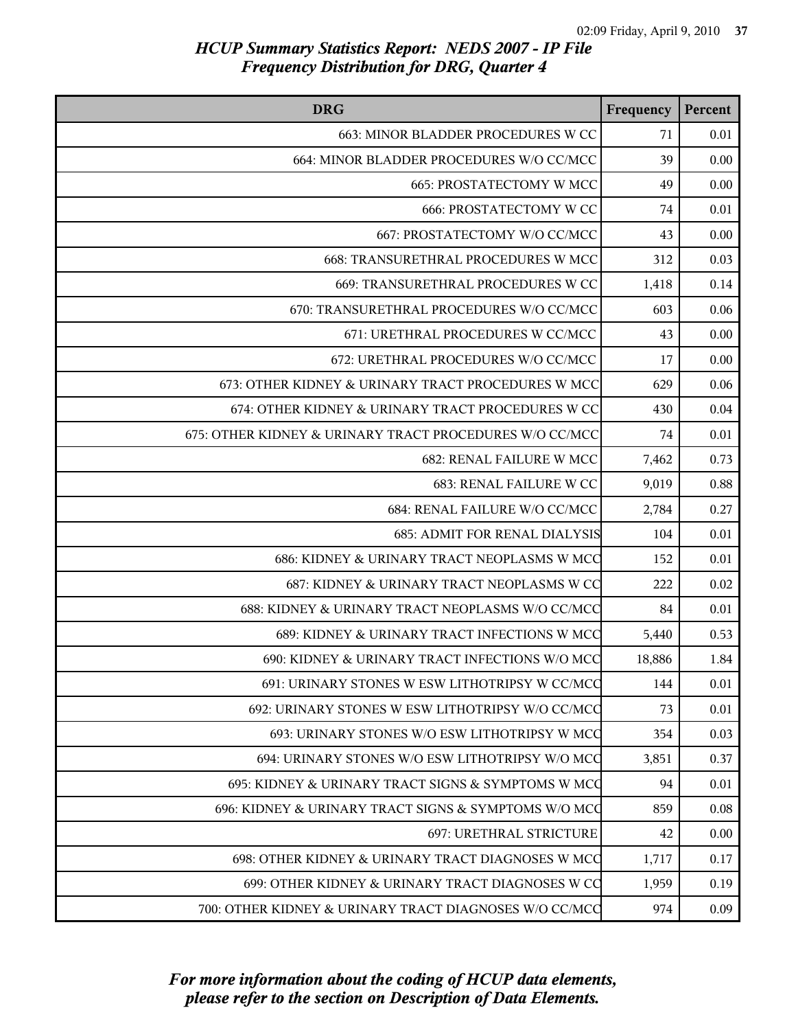# HCUP Summary Statistics Report: NEDS 2007 - IP File
## Frequency Distribution for DRG, Quarter 4

| DRG | Frequency | Percent |
|---|---|---|
| 663: MINOR BLADDER PROCEDURES W CC | 71 | 0.01 |
| 664: MINOR BLADDER PROCEDURES W/O CC/MCC | 39 | 0.00 |
| 665: PROSTATECTOMY W MCC | 49 | 0.00 |
| 666: PROSTATECTOMY W CC | 74 | 0.01 |
| 667: PROSTATECTOMY W/O CC/MCC | 43 | 0.00 |
| 668: TRANSURETHRAL PROCEDURES W MCC | 312 | 0.03 |
| 669: TRANSURETHRAL PROCEDURES W CC | 1,418 | 0.14 |
| 670: TRANSURETHRAL PROCEDURES W/O CC/MCC | 603 | 0.06 |
| 671: URETHRAL PROCEDURES W CC/MCC | 43 | 0.00 |
| 672: URETHRAL PROCEDURES W/O CC/MCC | 17 | 0.00 |
| 673: OTHER KIDNEY & URINARY TRACT PROCEDURES W MCC | 629 | 0.06 |
| 674: OTHER KIDNEY & URINARY TRACT PROCEDURES W CC | 430 | 0.04 |
| 675: OTHER KIDNEY & URINARY TRACT PROCEDURES W/O CC/MCC | 74 | 0.01 |
| 682: RENAL FAILURE W MCC | 7,462 | 0.73 |
| 683: RENAL FAILURE W CC | 9,019 | 0.88 |
| 684: RENAL FAILURE W/O CC/MCC | 2,784 | 0.27 |
| 685: ADMIT FOR RENAL DIALYSIS | 104 | 0.01 |
| 686: KIDNEY & URINARY TRACT NEOPLASMS W MCC | 152 | 0.01 |
| 687: KIDNEY & URINARY TRACT NEOPLASMS W CC | 222 | 0.02 |
| 688: KIDNEY & URINARY TRACT NEOPLASMS W/O CC/MCC | 84 | 0.01 |
| 689: KIDNEY & URINARY TRACT INFECTIONS W MCC | 5,440 | 0.53 |
| 690: KIDNEY & URINARY TRACT INFECTIONS W/O MCC | 18,886 | 1.84 |
| 691: URINARY STONES W ESW LITHOTRIPSY W CC/MCC | 144 | 0.01 |
| 692: URINARY STONES W ESW LITHOTRIPSY W/O CC/MCC | 73 | 0.01 |
| 693: URINARY STONES W/O ESW LITHOTRIPSY W MCC | 354 | 0.03 |
| 694: URINARY STONES W/O ESW LITHOTRIPSY W/O MCC | 3,851 | 0.37 |
| 695: KIDNEY & URINARY TRACT SIGNS & SYMPTOMS W MCC | 94 | 0.01 |
| 696: KIDNEY & URINARY TRACT SIGNS & SYMPTOMS W/O MCC | 859 | 0.08 |
| 697: URETHRAL STRICTURE | 42 | 0.00 |
| 698: OTHER KIDNEY & URINARY TRACT DIAGNOSES W MCC | 1,717 | 0.17 |
| 699: OTHER KIDNEY & URINARY TRACT DIAGNOSES W CC | 1,959 | 0.19 |
| 700: OTHER KIDNEY & URINARY TRACT DIAGNOSES W/O CC/MCC | 974 | 0.09 |

*For more information about the coding of HCUP data elements, please refer to the section on Description of Data Elements.*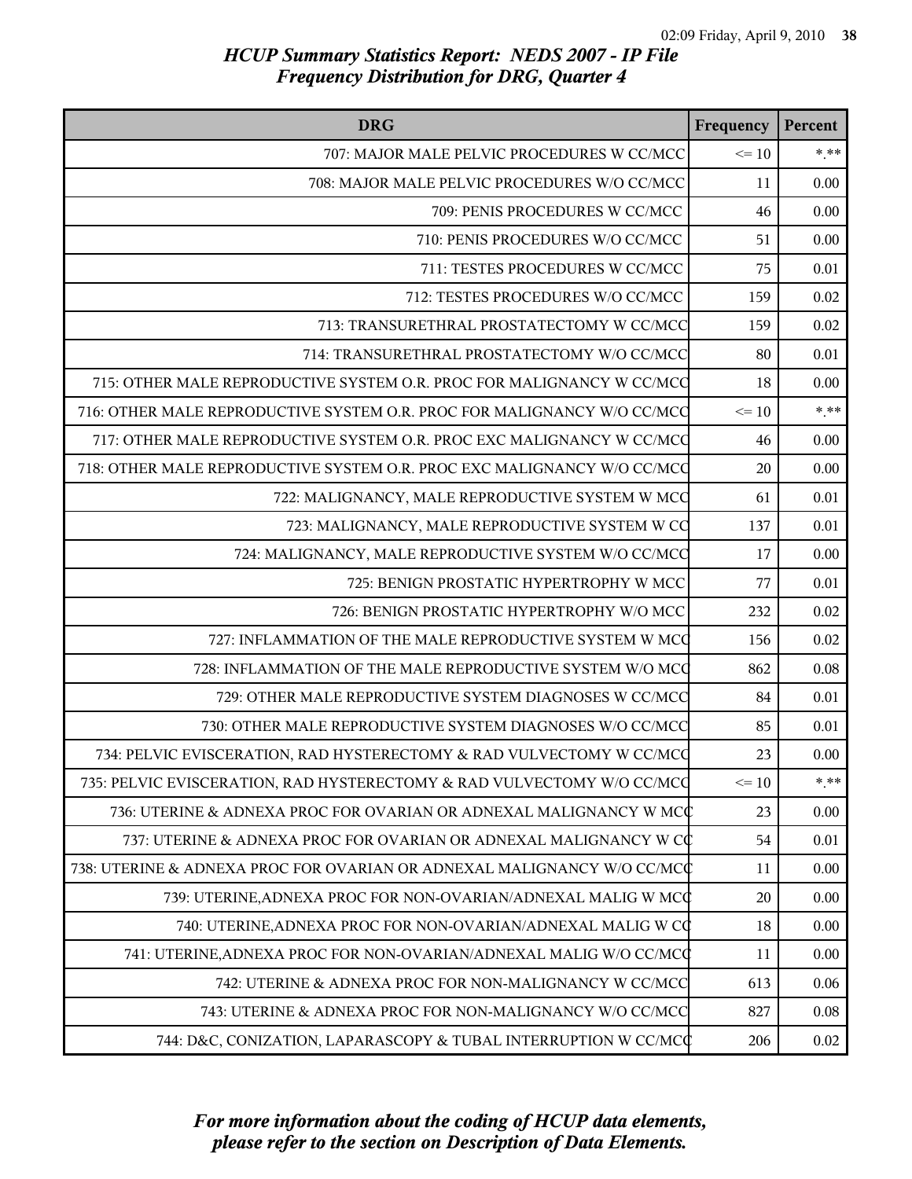# HCUP Summary Statistics Report: NEDS 2007 - IP File
## Frequency Distribution for DRG, Quarter 4

| DRG | Frequency | Percent |
|---|---|---|
| 707: MAJOR MALE PELVIC PROCEDURES W CC/MCC | <= 10 | *.** |
| 708: MAJOR MALE PELVIC PROCEDURES W/O CC/MCC | 11 | 0.00 |
| 709: PENIS PROCEDURES W CC/MCC | 46 | 0.00 |
| 710: PENIS PROCEDURES W/O CC/MCC | 51 | 0.00 |
| 711: TESTES PROCEDURES W CC/MCC | 75 | 0.01 |
| 712: TESTES PROCEDURES W/O CC/MCC | 159 | 0.02 |
| 713: TRANSURETHRAL PROSTATECTOMY W CC/MCC | 159 | 0.02 |
| 714: TRANSURETHRAL PROSTATECTOMY W/O CC/MCC | 80 | 0.01 |
| 715: OTHER MALE REPRODUCTIVE SYSTEM O.R. PROC FOR MALIGNANCY W CC/MCC | 18 | 0.00 |
| 716: OTHER MALE REPRODUCTIVE SYSTEM O.R. PROC FOR MALIGNANCY W/O CC/MCC | <= 10 | *.** |
| 717: OTHER MALE REPRODUCTIVE SYSTEM O.R. PROC EXC MALIGNANCY W CC/MCC | 46 | 0.00 |
| 718: OTHER MALE REPRODUCTIVE SYSTEM O.R. PROC EXC MALIGNANCY W/O CC/MCC | 20 | 0.00 |
| 722: MALIGNANCY, MALE REPRODUCTIVE SYSTEM W MCC | 61 | 0.01 |
| 723: MALIGNANCY, MALE REPRODUCTIVE SYSTEM W CC | 137 | 0.01 |
| 724: MALIGNANCY, MALE REPRODUCTIVE SYSTEM W/O CC/MCC | 17 | 0.00 |
| 725: BENIGN PROSTATIC HYPERTROPHY W MCC | 77 | 0.01 |
| 726: BENIGN PROSTATIC HYPERTROPHY W/O MCC | 232 | 0.02 |
| 727: INFLAMMATION OF THE MALE REPRODUCTIVE SYSTEM W MCC | 156 | 0.02 |
| 728: INFLAMMATION OF THE MALE REPRODUCTIVE SYSTEM W/O MCC | 862 | 0.08 |
| 729: OTHER MALE REPRODUCTIVE SYSTEM DIAGNOSES W CC/MCC | 84 | 0.01 |
| 730: OTHER MALE REPRODUCTIVE SYSTEM DIAGNOSES W/O CC/MCC | 85 | 0.01 |
| 734: PELVIC EVISCERATION, RAD HYSTERECTOMY & RAD VULVECTOMY W CC/MCC | 23 | 0.00 |
| 735: PELVIC EVISCERATION, RAD HYSTERECTOMY & RAD VULVECTOMY W/O CC/MCC | <= 10 | *.** |
| 736: UTERINE & ADNEXA PROC FOR OVARIAN OR ADNEXAL MALIGNANCY W MCC | 23 | 0.00 |
| 737: UTERINE & ADNEXA PROC FOR OVARIAN OR ADNEXAL MALIGNANCY W CC | 54 | 0.01 |
| 738: UTERINE & ADNEXA PROC FOR OVARIAN OR ADNEXAL MALIGNANCY W/O CC/MCC | 11 | 0.00 |
| 739: UTERINE,ADNEXA PROC FOR NON-OVARIAN/ADNEXAL MALIG W MCC | 20 | 0.00 |
| 740: UTERINE,ADNEXA PROC FOR NON-OVARIAN/ADNEXAL MALIG W CC | 18 | 0.00 |
| 741: UTERINE,ADNEXA PROC FOR NON-OVARIAN/ADNEXAL MALIG W/O CC/MCC | 11 | 0.00 |
| 742: UTERINE & ADNEXA PROC FOR NON-MALIGNANCY W CC/MCC | 613 | 0.06 |
| 743: UTERINE & ADNEXA PROC FOR NON-MALIGNANCY W/O CC/MCC | 827 | 0.08 |
| 744: D&C, CONIZATION, LAPARASCOPY & TUBAL INTERRUPTION W CC/MCC | 206 | 0.02 |

*For more information about the coding of HCUP data elements, please refer to the section on Description of Data Elements.*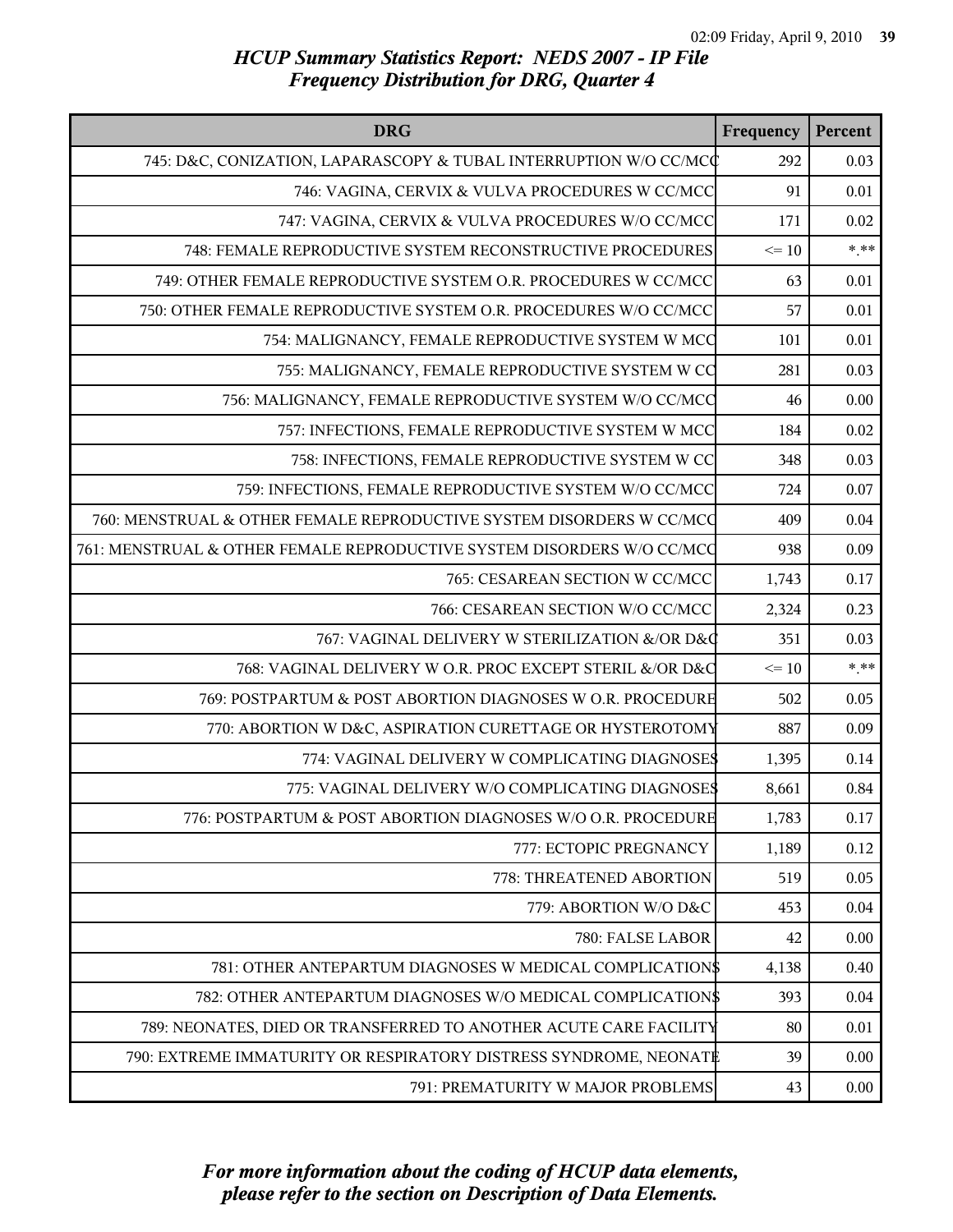# HCUP Summary Statistics Report: NEDS 2007 - IP File
## Frequency Distribution for DRG, Quarter 4

| DRG | Frequency | Percent |
|---|---|---|
| 745: D&C, CONIZATION, LAPARASCOPY & TUBAL INTERRUPTION W/O CC/MCC | 292 | 0.03 |
| 746: VAGINA, CERVIX & VULVA PROCEDURES W CC/MCC | 91 | 0.01 |
| 747: VAGINA, CERVIX & VULVA PROCEDURES W/O CC/MCC | 171 | 0.02 |
| 748: FEMALE REPRODUCTIVE SYSTEM RECONSTRUCTIVE PROCEDURES | <= 10 | *.** |
| 749: OTHER FEMALE REPRODUCTIVE SYSTEM O.R. PROCEDURES W CC/MCC | 63 | 0.01 |
| 750: OTHER FEMALE REPRODUCTIVE SYSTEM O.R. PROCEDURES W/O CC/MCC | 57 | 0.01 |
| 754: MALIGNANCY, FEMALE REPRODUCTIVE SYSTEM W MCC | 101 | 0.01 |
| 755: MALIGNANCY, FEMALE REPRODUCTIVE SYSTEM W CC | 281 | 0.03 |
| 756: MALIGNANCY, FEMALE REPRODUCTIVE SYSTEM W/O CC/MCC | 46 | 0.00 |
| 757: INFECTIONS, FEMALE REPRODUCTIVE SYSTEM W MCC | 184 | 0.02 |
| 758: INFECTIONS, FEMALE REPRODUCTIVE SYSTEM W CC | 348 | 0.03 |
| 759: INFECTIONS, FEMALE REPRODUCTIVE SYSTEM W/O CC/MCC | 724 | 0.07 |
| 760: MENSTRUAL & OTHER FEMALE REPRODUCTIVE SYSTEM DISORDERS W CC/MCC | 409 | 0.04 |
| 761: MENSTRUAL & OTHER FEMALE REPRODUCTIVE SYSTEM DISORDERS W/O CC/MCC | 938 | 0.09 |
| 765: CESAREAN SECTION W CC/MCC | 1,743 | 0.17 |
| 766: CESAREAN SECTION W/O CC/MCC | 2,324 | 0.23 |
| 767: VAGINAL DELIVERY W STERILIZATION &/OR D&C | 351 | 0.03 |
| 768: VAGINAL DELIVERY W O.R. PROC EXCEPT STERIL &/OR D&C | <= 10 | *.** |
| 769: POSTPARTUM & POST ABORTION DIAGNOSES W O.R. PROCEDURE | 502 | 0.05 |
| 770: ABORTION W D&C, ASPIRATION CURETTAGE OR HYSTEROTOMY | 887 | 0.09 |
| 774: VAGINAL DELIVERY W COMPLICATING DIAGNOSES | 1,395 | 0.14 |
| 775: VAGINAL DELIVERY W/O COMPLICATING DIAGNOSES | 8,661 | 0.84 |
| 776: POSTPARTUM & POST ABORTION DIAGNOSES W/O O.R. PROCEDURE | 1,783 | 0.17 |
| 777: ECTOPIC PREGNANCY | 1,189 | 0.12 |
| 778: THREATENED ABORTION | 519 | 0.05 |
| 779: ABORTION W/O D&C | 453 | 0.04 |
| 780: FALSE LABOR | 42 | 0.00 |
| 781: OTHER ANTEPARTUM DIAGNOSES W MEDICAL COMPLICATIONS | 4,138 | 0.40 |
| 782: OTHER ANTEPARTUM DIAGNOSES W/O MEDICAL COMPLICATIONS | 393 | 0.04 |
| 789: NEONATES, DIED OR TRANSFERRED TO ANOTHER ACUTE CARE FACILITY | 80 | 0.01 |
| 790: EXTREME IMMATURITY OR RESPIRATORY DISTRESS SYNDROME, NEONATE | 39 | 0.00 |
| 791: PREMATURITY W MAJOR PROBLEMS | 43 | 0.00 |

*For more information about the coding of HCUP data elements, please refer to the section on Description of Data Elements.*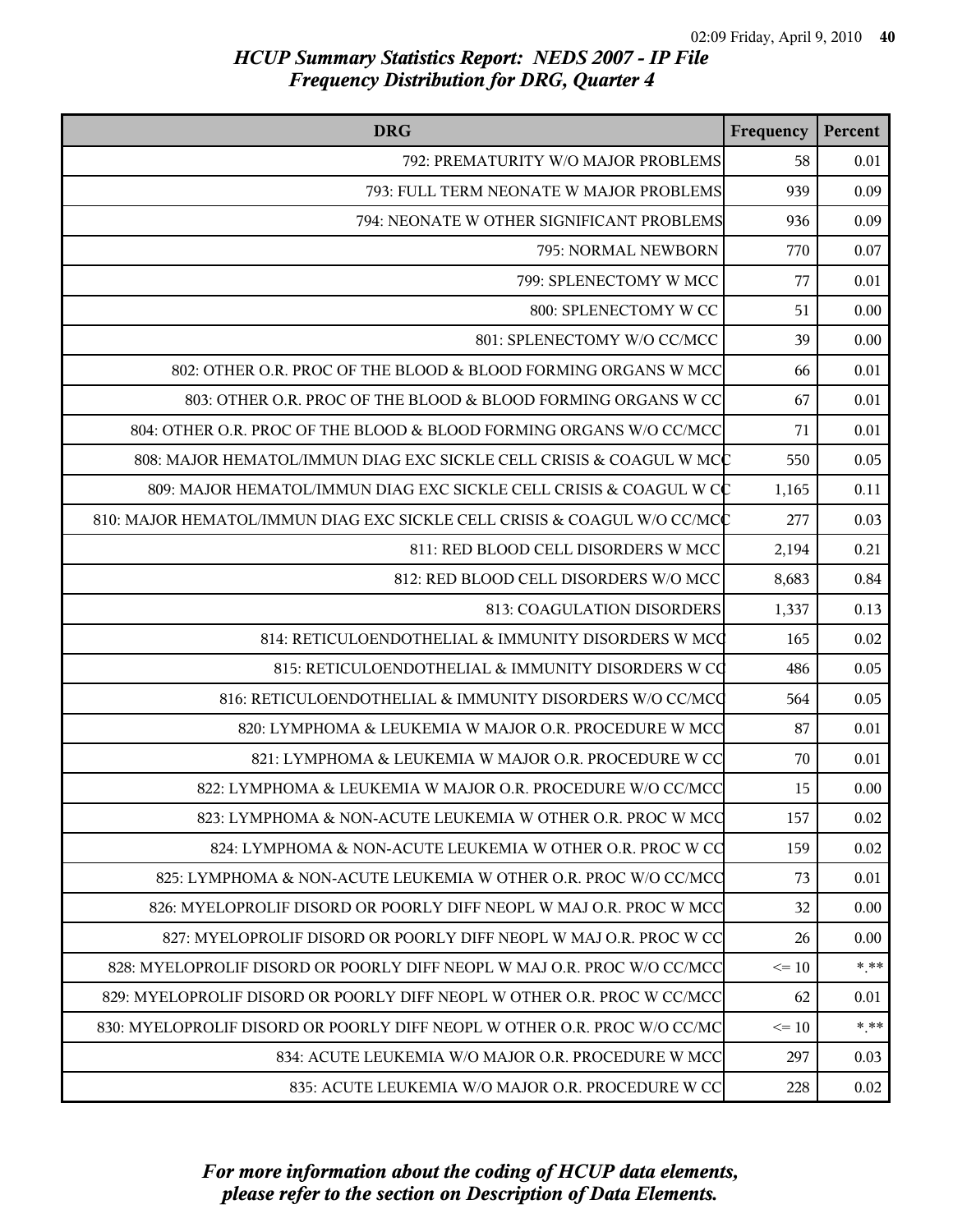# HCUP Summary Statistics Report: NEDS 2007 - IP File
## Frequency Distribution for DRG, Quarter 4

| DRG | Frequency | Percent |
|---|---|---|
| 792: PREMATURITY W/O MAJOR PROBLEMS | 58 | 0.01 |
| 793: FULL TERM NEONATE W MAJOR PROBLEMS | 939 | 0.09 |
| 794: NEONATE W OTHER SIGNIFICANT PROBLEMS | 936 | 0.09 |
| 795: NORMAL NEWBORN | 770 | 0.07 |
| 799: SPLENECTOMY W MCC | 77 | 0.01 |
| 800: SPLENECTOMY W CC | 51 | 0.00 |
| 801: SPLENECTOMY W/O CC/MCC | 39 | 0.00 |
| 802: OTHER O.R. PROC OF THE BLOOD & BLOOD FORMING ORGANS W MCC | 66 | 0.01 |
| 803: OTHER O.R. PROC OF THE BLOOD & BLOOD FORMING ORGANS W CC | 67 | 0.01 |
| 804: OTHER O.R. PROC OF THE BLOOD & BLOOD FORMING ORGANS W/O CC/MCC | 71 | 0.01 |
| 808: MAJOR HEMATOL/IMMUN DIAG EXC SICKLE CELL CRISIS & COAGUL W MCC | 550 | 0.05 |
| 809: MAJOR HEMATOL/IMMUN DIAG EXC SICKLE CELL CRISIS & COAGUL W CC | 1,165 | 0.11 |
| 810: MAJOR HEMATOL/IMMUN DIAG EXC SICKLE CELL CRISIS & COAGUL W/O CC/MCC | 277 | 0.03 |
| 811: RED BLOOD CELL DISORDERS W MCC | 2,194 | 0.21 |
| 812: RED BLOOD CELL DISORDERS W/O MCC | 8,683 | 0.84 |
| 813: COAGULATION DISORDERS | 1,337 | 0.13 |
| 814: RETICULOENDOTHELIAL & IMMUNITY DISORDERS W MCC | 165 | 0.02 |
| 815: RETICULOENDOTHELIAL & IMMUNITY DISORDERS W CC | 486 | 0.05 |
| 816: RETICULOENDOTHELIAL & IMMUNITY DISORDERS W/O CC/MCC | 564 | 0.05 |
| 820: LYMPHOMA & LEUKEMIA W MAJOR O.R. PROCEDURE W MCC | 87 | 0.01 |
| 821: LYMPHOMA & LEUKEMIA W MAJOR O.R. PROCEDURE W CC | 70 | 0.01 |
| 822: LYMPHOMA & LEUKEMIA W MAJOR O.R. PROCEDURE W/O CC/MCC | 15 | 0.00 |
| 823: LYMPHOMA & NON-ACUTE LEUKEMIA W OTHER O.R. PROC W MCC | 157 | 0.02 |
| 824: LYMPHOMA & NON-ACUTE LEUKEMIA W OTHER O.R. PROC W CC | 159 | 0.02 |
| 825: LYMPHOMA & NON-ACUTE LEUKEMIA W OTHER O.R. PROC W/O CC/MCC | 73 | 0.01 |
| 826: MYELOPROLIF DISORD OR POORLY DIFF NEOPL W MAJ O.R. PROC W MCC | 32 | 0.00 |
| 827: MYELOPROLIF DISORD OR POORLY DIFF NEOPL W MAJ O.R. PROC W CC | 26 | 0.00 |
| 828: MYELOPROLIF DISORD OR POORLY DIFF NEOPL W MAJ O.R. PROC W/O CC/MCC | <= 10 | *.** |
| 829: MYELOPROLIF DISORD OR POORLY DIFF NEOPL W OTHER O.R. PROC W CC/MCC | 62 | 0.01 |
| 830: MYELOPROLIF DISORD OR POORLY DIFF NEOPL W OTHER O.R. PROC W/O CC/MC | <= 10 | *.** |
| 834: ACUTE LEUKEMIA W/O MAJOR O.R. PROCEDURE W MCC | 297 | 0.03 |
| 835: ACUTE LEUKEMIA W/O MAJOR O.R. PROCEDURE W CC | 228 | 0.02 |

*For more information about the coding of HCUP data elements, please refer to the section on Description of Data Elements.*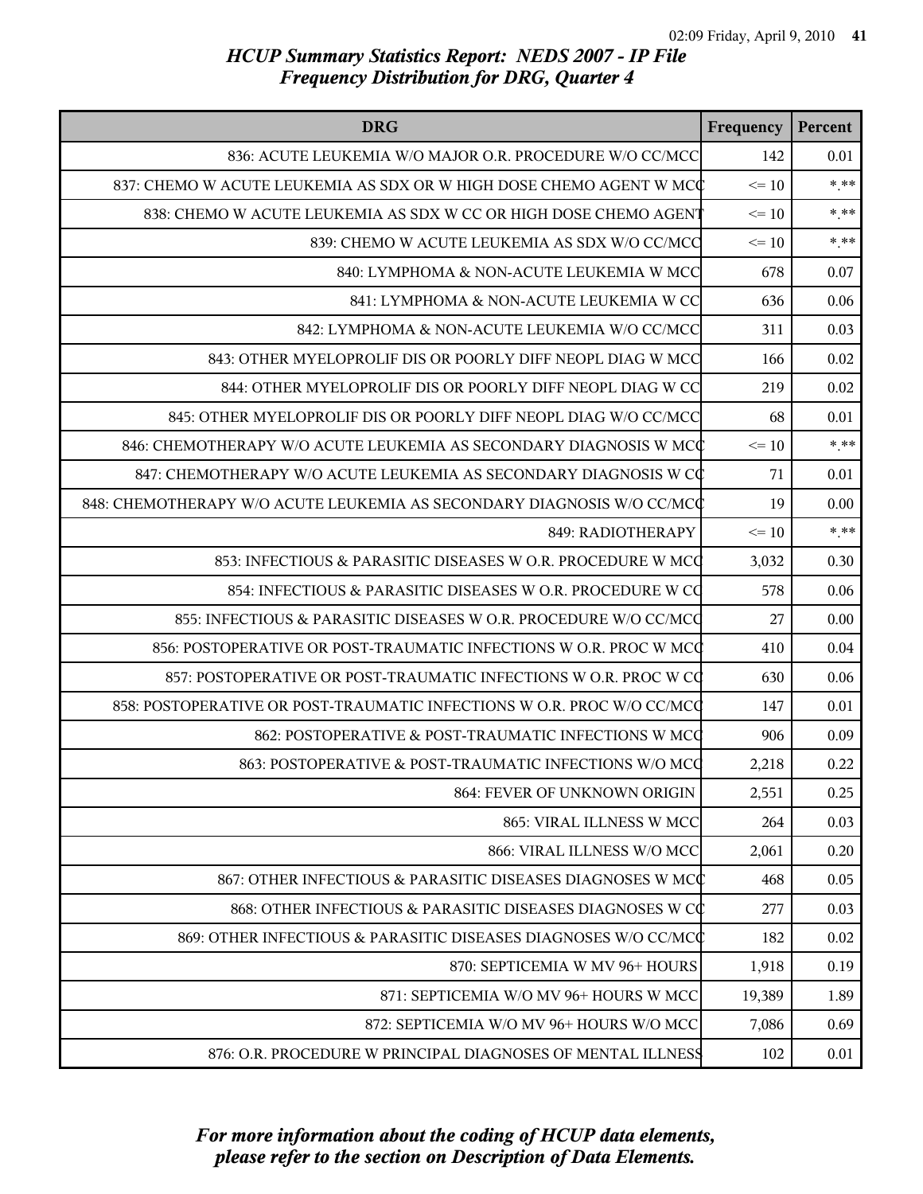# HCUP Summary Statistics Report: NEDS 2007 - IP File
## Frequency Distribution for DRG, Quarter 4

| DRG | Frequency | Percent |
|---|---|---|
| 836: ACUTE LEUKEMIA W/O MAJOR O.R. PROCEDURE W/O CC/MCC | 142 | 0.01 |
| 837: CHEMO W ACUTE LEUKEMIA AS SDX OR W HIGH DOSE CHEMO AGENT W MCC | <= 10 | *.** |
| 838: CHEMO W ACUTE LEUKEMIA AS SDX W CC OR HIGH DOSE CHEMO AGENT | <= 10 | *.** |
| 839: CHEMO W ACUTE LEUKEMIA AS SDX W/O CC/MCC | <= 10 | *.** |
| 840: LYMPHOMA & NON-ACUTE LEUKEMIA W MCC | 678 | 0.07 |
| 841: LYMPHOMA & NON-ACUTE LEUKEMIA W CC | 636 | 0.06 |
| 842: LYMPHOMA & NON-ACUTE LEUKEMIA W/O CC/MCC | 311 | 0.03 |
| 843: OTHER MYELOPROLIF DIS OR POORLY DIFF NEOPL DIAG W MCC | 166 | 0.02 |
| 844: OTHER MYELOPROLIF DIS OR POORLY DIFF NEOPL DIAG W CC | 219 | 0.02 |
| 845: OTHER MYELOPROLIF DIS OR POORLY DIFF NEOPL DIAG W/O CC/MCC | 68 | 0.01 |
| 846: CHEMOTHERAPY W/O ACUTE LEUKEMIA AS SECONDARY DIAGNOSIS W MCC | <= 10 | *.** |
| 847: CHEMOTHERAPY W/O ACUTE LEUKEMIA AS SECONDARY DIAGNOSIS W CC | 71 | 0.01 |
| 848: CHEMOTHERAPY W/O ACUTE LEUKEMIA AS SECONDARY DIAGNOSIS W/O CC/MCC | 19 | 0.00 |
| 849: RADIOTHERAPY | <= 10 | *.** |
| 853: INFECTIOUS & PARASITIC DISEASES W O.R. PROCEDURE W MCC | 3,032 | 0.30 |
| 854: INFECTIOUS & PARASITIC DISEASES W O.R. PROCEDURE W CC | 578 | 0.06 |
| 855: INFECTIOUS & PARASITIC DISEASES W O.R. PROCEDURE W/O CC/MCC | 27 | 0.00 |
| 856: POSTOPERATIVE OR POST-TRAUMATIC INFECTIONS W O.R. PROC W MCC | 410 | 0.04 |
| 857: POSTOPERATIVE OR POST-TRAUMATIC INFECTIONS W O.R. PROC W CC | 630 | 0.06 |
| 858: POSTOPERATIVE OR POST-TRAUMATIC INFECTIONS W O.R. PROC W/O CC/MCC | 147 | 0.01 |
| 862: POSTOPERATIVE & POST-TRAUMATIC INFECTIONS W MCC | 906 | 0.09 |
| 863: POSTOPERATIVE & POST-TRAUMATIC INFECTIONS W/O MCC | 2,218 | 0.22 |
| 864: FEVER OF UNKNOWN ORIGIN | 2,551 | 0.25 |
| 865: VIRAL ILLNESS W MCC | 264 | 0.03 |
| 866: VIRAL ILLNESS W/O MCC | 2,061 | 0.20 |
| 867: OTHER INFECTIOUS & PARASITIC DISEASES DIAGNOSES W MCC | 468 | 0.05 |
| 868: OTHER INFECTIOUS & PARASITIC DISEASES DIAGNOSES W CC | 277 | 0.03 |
| 869: OTHER INFECTIOUS & PARASITIC DISEASES DIAGNOSES W/O CC/MCC | 182 | 0.02 |
| 870: SEPTICEMIA W MV 96+ HOURS | 1,918 | 0.19 |
| 871: SEPTICEMIA W/O MV 96+ HOURS W MCC | 19,389 | 1.89 |
| 872: SEPTICEMIA W/O MV 96+ HOURS W/O MCC | 7,086 | 0.69 |
| 876: O.R. PROCEDURE W PRINCIPAL DIAGNOSES OF MENTAL ILLNESS | 102 | 0.01 |

*For more information about the coding of HCUP data elements, please refer to the section on Description of Data Elements.*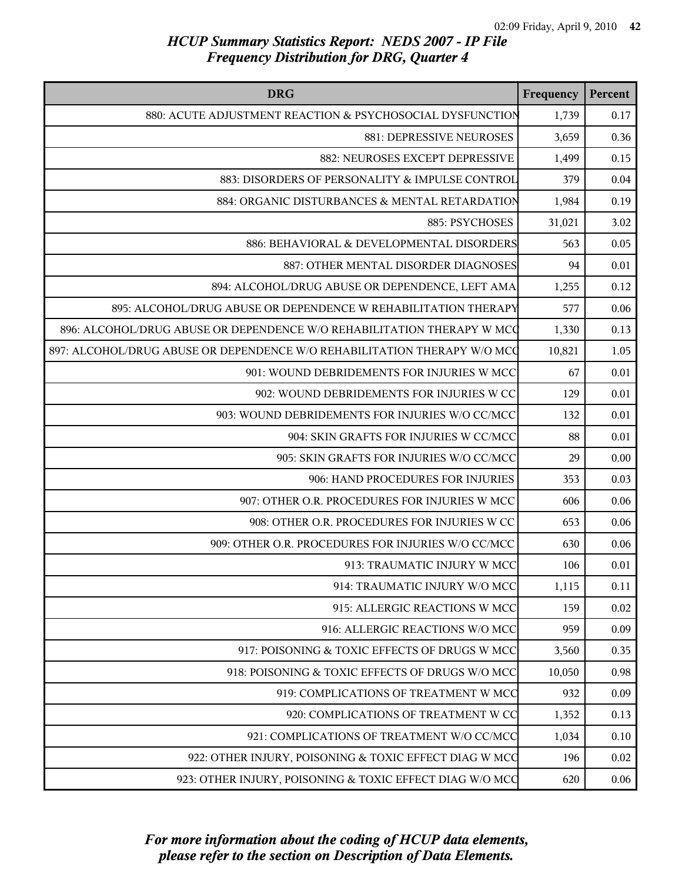# HCUP Summary Statistics Report: NEDS 2007 - IP File
## Frequency Distribution for DRG, Quarter 4

| DRG | Frequency | Percent |
|---|---|---|
| 880: ACUTE ADJUSTMENT REACTION & PSYCHOSOCIAL DYSFUNCTION | 1,739 | 0.17 |
| 881: DEPRESSIVE NEUROSES | 3,659 | 0.36 |
| 882: NEUROSES EXCEPT DEPRESSIVE | 1,499 | 0.15 |
| 883: DISORDERS OF PERSONALITY & IMPULSE CONTROL | 379 | 0.04 |
| 884: ORGANIC DISTURBANCES & MENTAL RETARDATION | 1,984 | 0.19 |
| 885: PSYCHOSES | 31,021 | 3.02 |
| 886: BEHAVIORAL & DEVELOPMENTAL DISORDERS | 563 | 0.05 |
| 887: OTHER MENTAL DISORDER DIAGNOSES | 94 | 0.01 |
| 894: ALCOHOL/DRUG ABUSE OR DEPENDENCE, LEFT AMA | 1,255 | 0.12 |
| 895: ALCOHOL/DRUG ABUSE OR DEPENDENCE W REHABILITATION THERAPY | 577 | 0.06 |
| 896: ALCOHOL/DRUG ABUSE OR DEPENDENCE W/O REHABILITATION THERAPY W MCC | 1,330 | 0.13 |
| 897: ALCOHOL/DRUG ABUSE OR DEPENDENCE W/O REHABILITATION THERAPY W/O MCC | 10,821 | 1.05 |
| 901: WOUND DEBRIDEMENTS FOR INJURIES W MCC | 67 | 0.01 |
| 902: WOUND DEBRIDEMENTS FOR INJURIES W CC | 129 | 0.01 |
| 903: WOUND DEBRIDEMENTS FOR INJURIES W/O CC/MCC | 132 | 0.01 |
| 904: SKIN GRAFTS FOR INJURIES W CC/MCC | 88 | 0.01 |
| 905: SKIN GRAFTS FOR INJURIES W/O CC/MCC | 29 | 0.00 |
| 906: HAND PROCEDURES FOR INJURIES | 353 | 0.03 |
| 907: OTHER O.R. PROCEDURES FOR INJURIES W MCC | 606 | 0.06 |
| 908: OTHER O.R. PROCEDURES FOR INJURIES W CC | 653 | 0.06 |
| 909: OTHER O.R. PROCEDURES FOR INJURIES W/O CC/MCC | 630 | 0.06 |
| 913: TRAUMATIC INJURY W MCC | 106 | 0.01 |
| 914: TRAUMATIC INJURY W/O MCC | 1,115 | 0.11 |
| 915: ALLERGIC REACTIONS W MCC | 159 | 0.02 |
| 916: ALLERGIC REACTIONS W/O MCC | 959 | 0.09 |
| 917: POISONING & TOXIC EFFECTS OF DRUGS W MCC | 3,560 | 0.35 |
| 918: POISONING & TOXIC EFFECTS OF DRUGS W/O MCC | 10,050 | 0.98 |
| 919: COMPLICATIONS OF TREATMENT W MCC | 932 | 0.09 |
| 920: COMPLICATIONS OF TREATMENT W CC | 1,352 | 0.13 |
| 921: COMPLICATIONS OF TREATMENT W/O CC/MCC | 1,034 | 0.10 |
| 922: OTHER INJURY, POISONING & TOXIC EFFECT DIAG W MCC | 196 | 0.02 |
| 923: OTHER INJURY, POISONING & TOXIC EFFECT DIAG W/O MCC | 620 | 0.06 |

*For more information about the coding of HCUP data elements, please refer to the section on Description of Data Elements.*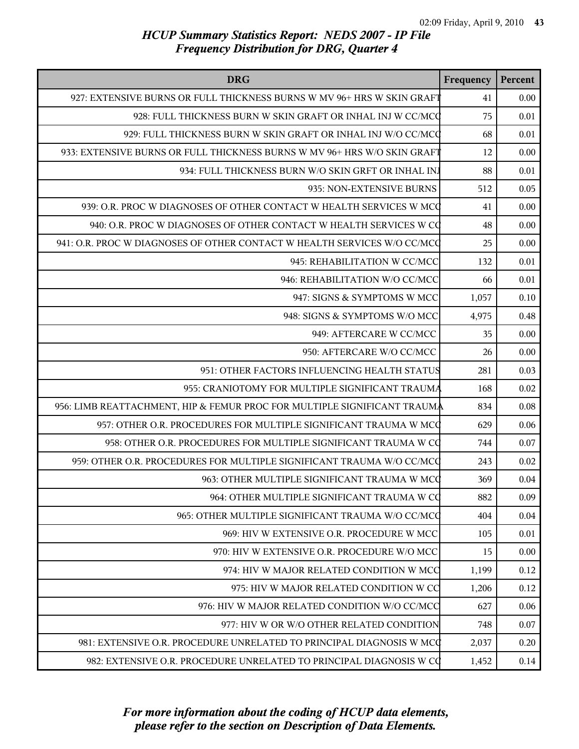## HCUP Summary Statistics Report: NEDS 2007 - IP File
## Frequency Distribution for DRG, Quarter 4

| DRG | Frequency | Percent |
|---|---|---|
| 927: EXTENSIVE BURNS OR FULL THICKNESS BURNS W MV 96+ HRS W SKIN GRAFT | 41 | 0.00 |
| 928: FULL THICKNESS BURN W SKIN GRAFT OR INHAL INJ W CC/MCC | 75 | 0.01 |
| 929: FULL THICKNESS BURN W SKIN GRAFT OR INHAL INJ W/O CC/MCC | 68 | 0.01 |
| 933: EXTENSIVE BURNS OR FULL THICKNESS BURNS W MV 96+ HRS W/O SKIN GRAFT | 12 | 0.00 |
| 934: FULL THICKNESS BURN W/O SKIN GRFT OR INHAL INJ | 88 | 0.01 |
| 935: NON-EXTENSIVE BURNS | 512 | 0.05 |
| 939: O.R. PROC W DIAGNOSES OF OTHER CONTACT W HEALTH SERVICES W MCC | 41 | 0.00 |
| 940: O.R. PROC W DIAGNOSES OF OTHER CONTACT W HEALTH SERVICES W CC | 48 | 0.00 |
| 941: O.R. PROC W DIAGNOSES OF OTHER CONTACT W HEALTH SERVICES W/O CC/MCC | 25 | 0.00 |
| 945: REHABILITATION W CC/MCC | 132 | 0.01 |
| 946: REHABILITATION W/O CC/MCC | 66 | 0.01 |
| 947: SIGNS & SYMPTOMS W MCC | 1,057 | 0.10 |
| 948: SIGNS & SYMPTOMS W/O MCC | 4,975 | 0.48 |
| 949: AFTERCARE W CC/MCC | 35 | 0.00 |
| 950: AFTERCARE W/O CC/MCC | 26 | 0.00 |
| 951: OTHER FACTORS INFLUENCING HEALTH STATUS | 281 | 0.03 |
| 955: CRANIOTOMY FOR MULTIPLE SIGNIFICANT TRAUMA | 168 | 0.02 |
| 956: LIMB REATTACHMENT, HIP & FEMUR PROC FOR MULTIPLE SIGNIFICANT TRAUMA | 834 | 0.08 |
| 957: OTHER O.R. PROCEDURES FOR MULTIPLE SIGNIFICANT TRAUMA W MCC | 629 | 0.06 |
| 958: OTHER O.R. PROCEDURES FOR MULTIPLE SIGNIFICANT TRAUMA W CC | 744 | 0.07 |
| 959: OTHER O.R. PROCEDURES FOR MULTIPLE SIGNIFICANT TRAUMA W/O CC/MCC | 243 | 0.02 |
| 963: OTHER MULTIPLE SIGNIFICANT TRAUMA W MCC | 369 | 0.04 |
| 964: OTHER MULTIPLE SIGNIFICANT TRAUMA W CC | 882 | 0.09 |
| 965: OTHER MULTIPLE SIGNIFICANT TRAUMA W/O CC/MCC | 404 | 0.04 |
| 969: HIV W EXTENSIVE O.R. PROCEDURE W MCC | 105 | 0.01 |
| 970: HIV W EXTENSIVE O.R. PROCEDURE W/O MCC | 15 | 0.00 |
| 974: HIV W MAJOR RELATED CONDITION W MCC | 1,199 | 0.12 |
| 975: HIV W MAJOR RELATED CONDITION W CC | 1,206 | 0.12 |
| 976: HIV W MAJOR RELATED CONDITION W/O CC/MCC | 627 | 0.06 |
| 977: HIV W OR W/O OTHER RELATED CONDITION | 748 | 0.07 |
| 981: EXTENSIVE O.R. PROCEDURE UNRELATED TO PRINCIPAL DIAGNOSIS W MCC | 2,037 | 0.20 |
| 982: EXTENSIVE O.R. PROCEDURE UNRELATED TO PRINCIPAL DIAGNOSIS W CC | 1,452 | 0.14 |

*For more information about the coding of HCUP data elements, please refer to the section on Description of Data Elements.*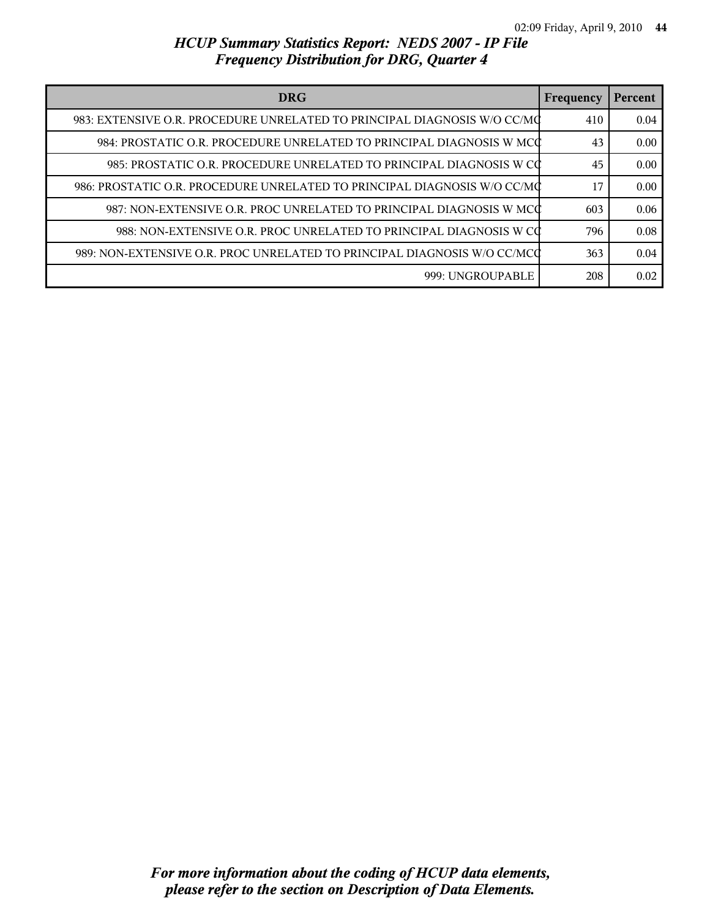## HCUP Summary Statistics Report: NEDS 2007 - IP File
## Frequency Distribution for DRG, Quarter 4

| DRG | Frequency | Percent |
|---|---|---|
| 983: EXTENSIVE O.R. PROCEDURE UNRELATED TO PRINCIPAL DIAGNOSIS W/O CC/MCC | 410 | 0.04 |
| 984: PROSTATIC O.R. PROCEDURE UNRELATED TO PRINCIPAL DIAGNOSIS W MCC | 43 | 0.00 |
| 985: PROSTATIC O.R. PROCEDURE UNRELATED TO PRINCIPAL DIAGNOSIS W CC | 45 | 0.00 |
| 986: PROSTATIC O.R. PROCEDURE UNRELATED TO PRINCIPAL DIAGNOSIS W/O CC/MCC | 17 | 0.00 |
| 987: NON-EXTENSIVE O.R. PROC UNRELATED TO PRINCIPAL DIAGNOSIS W MCC | 603 | 0.06 |
| 988: NON-EXTENSIVE O.R. PROC UNRELATED TO PRINCIPAL DIAGNOSIS W CC | 796 | 0.08 |
| 989: NON-EXTENSIVE O.R. PROC UNRELATED TO PRINCIPAL DIAGNOSIS W/O CC/MCC | 363 | 0.04 |
| 999: UNGROUPABLE | 208 | 0.02 |

*For more information about the coding of HCUP data elements, please refer to the section on Description of Data Elements.*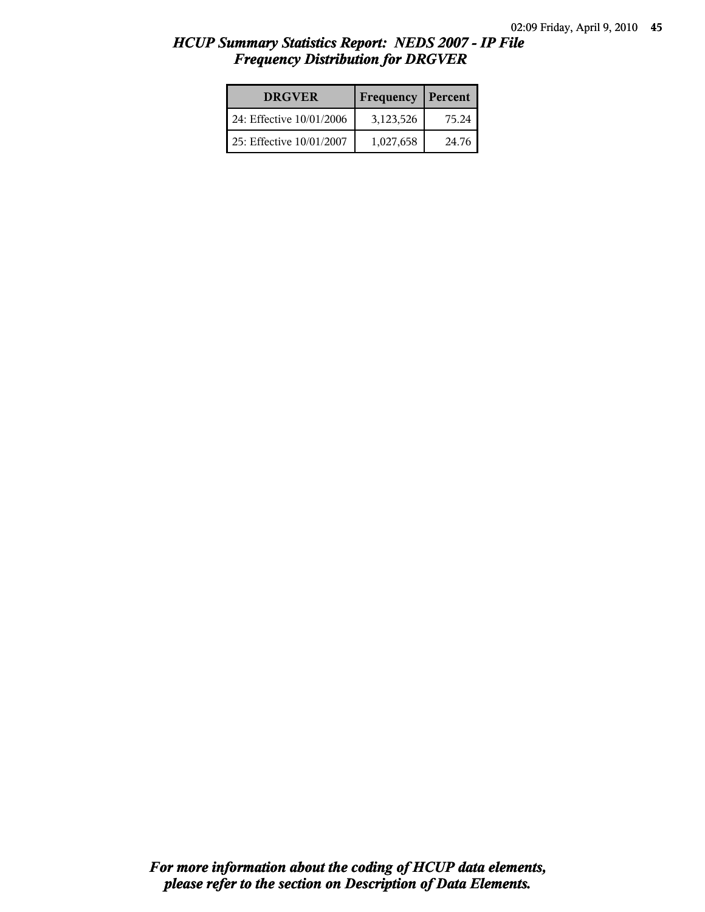## *HCUP Summary Statistics Report: NEDS 2007 - IP File*
## *Frequency Distribution for DRGVER*

| DRGVER | Frequency | Percent |
|---|---|---|
| 24: Effective 10/01/2006 | 3,123,526 | 75.24 |
| 25: Effective 10/01/2007 | 1,027,658 | 24.76 |

***For more information about the coding of HCUP data elements, please refer to the section on Description of Data Elements.***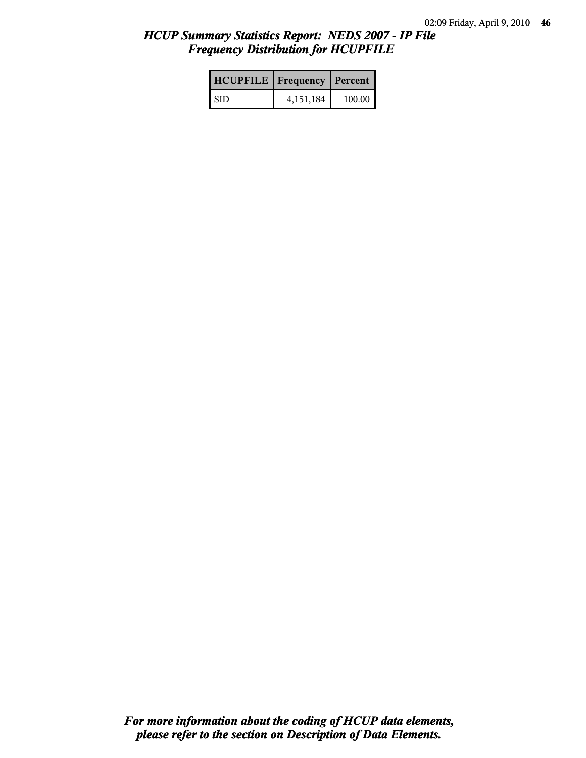## *HCUP Summary Statistics Report: NEDS 2007 - IP File*
## *Frequency Distribution for HCUPFILE*

| HCUPFILE | Frequency | Percent |
|---|---|---|
| SID | 4,151,184 | 100.00 |

***For more information about the coding of HCUP data elements, please refer to the section on Description of Data Elements.***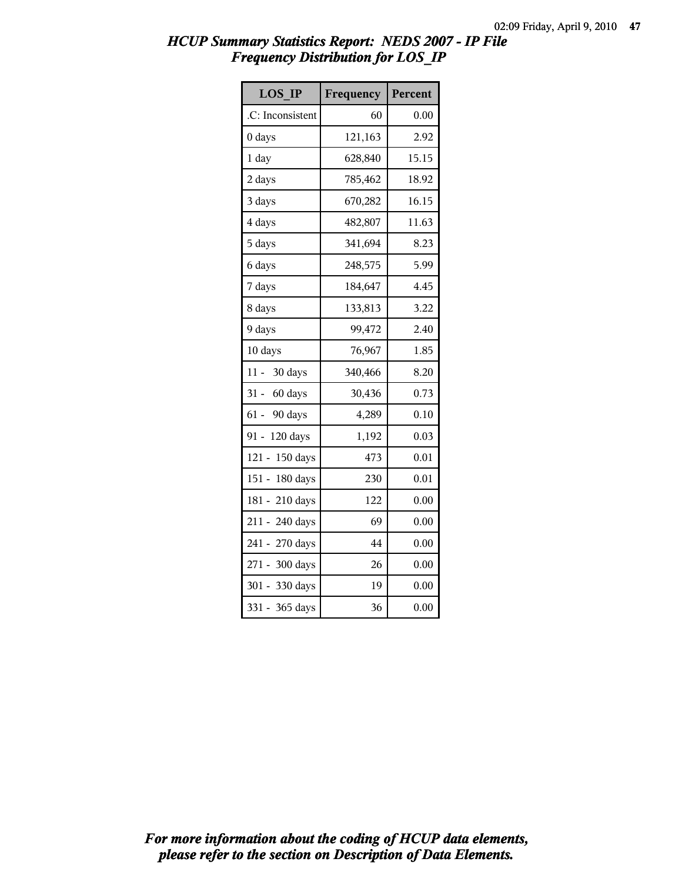# HCUP Summary Statistics Report: NEDS 2007 - IP File

## Frequency Distribution for LOS_IP

| LOS_IP | Frequency | Percent |
|---|---|---|
| .C: Inconsistent | 60 | 0.00 |
| 0 days | 121,163 | 2.92 |
| 1 day | 628,840 | 15.15 |
| 2 days | 785,462 | 18.92 |
| 3 days | 670,282 | 16.15 |
| 4 days | 482,807 | 11.63 |
| 5 days | 341,694 | 8.23 |
| 6 days | 248,575 | 5.99 |
| 7 days | 184,647 | 4.45 |
| 8 days | 133,813 | 3.22 |
| 9 days | 99,472 | 2.40 |
| 10 days | 76,967 | 1.85 |
| 11 - 30 days | 340,466 | 8.20 |
| 31 - 60 days | 30,436 | 0.73 |
| 61 - 90 days | 4,289 | 0.10 |
| 91 - 120 days | 1,192 | 0.03 |
| 121 - 150 days | 473 | 0.01 |
| 151 - 180 days | 230 | 0.01 |
| 181 - 210 days | 122 | 0.00 |
| 211 - 240 days | 69 | 0.00 |
| 241 - 270 days | 44 | 0.00 |
| 271 - 300 days | 26 | 0.00 |
| 301 - 330 days | 19 | 0.00 |
| 331 - 365 days | 36 | 0.00 |

*For more information about the coding of HCUP data elements, please refer to the section on Description of Data Elements.*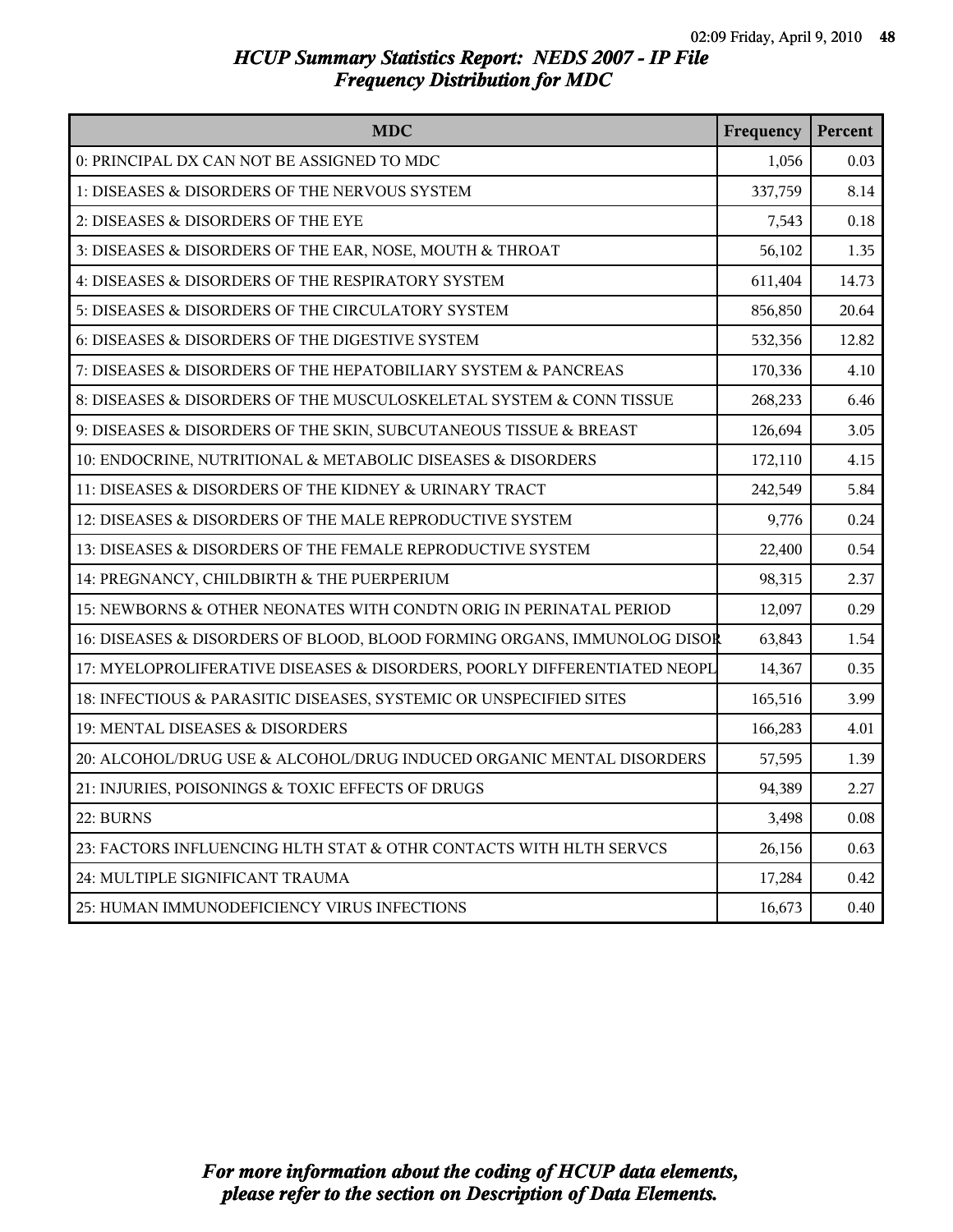# HCUP Summary Statistics Report: NEDS 2007 - IP File
## Frequency Distribution for MDC

| MDC | Frequency | Percent |
|---|---|---|
| 0: PRINCIPAL DX CAN NOT BE ASSIGNED TO MDC | 1,056 | 0.03 |
| 1: DISEASES & DISORDERS OF THE NERVOUS SYSTEM | 337,759 | 8.14 |
| 2: DISEASES & DISORDERS OF THE EYE | 7,543 | 0.18 |
| 3: DISEASES & DISORDERS OF THE EAR, NOSE, MOUTH & THROAT | 56,102 | 1.35 |
| 4: DISEASES & DISORDERS OF THE RESPIRATORY SYSTEM | 611,404 | 14.73 |
| 5: DISEASES & DISORDERS OF THE CIRCULATORY SYSTEM | 856,850 | 20.64 |
| 6: DISEASES & DISORDERS OF THE DIGESTIVE SYSTEM | 532,356 | 12.82 |
| 7: DISEASES & DISORDERS OF THE HEPATOBILIARY SYSTEM & PANCREAS | 170,336 | 4.10 |
| 8: DISEASES & DISORDERS OF THE MUSCULOSKELETAL SYSTEM & CONN TISSUE | 268,233 | 6.46 |
| 9: DISEASES & DISORDERS OF THE SKIN, SUBCUTANEOUS TISSUE & BREAST | 126,694 | 3.05 |
| 10: ENDOCRINE, NUTRITIONAL & METABOLIC DISEASES & DISORDERS | 172,110 | 4.15 |
| 11: DISEASES & DISORDERS OF THE KIDNEY & URINARY TRACT | 242,549 | 5.84 |
| 12: DISEASES & DISORDERS OF THE MALE REPRODUCTIVE SYSTEM | 9,776 | 0.24 |
| 13: DISEASES & DISORDERS OF THE FEMALE REPRODUCTIVE SYSTEM | 22,400 | 0.54 |
| 14: PREGNANCY, CHILDBIRTH & THE PUERPERIUM | 98,315 | 2.37 |
| 15: NEWBORNS & OTHER NEONATES WITH CONDTN ORIG IN PERINATAL PERIOD | 12,097 | 0.29 |
| 16: DISEASES & DISORDERS OF BLOOD, BLOOD FORMING ORGANS, IMMUNOLOG DISOR | 63,843 | 1.54 |
| 17: MYELOPROLIFERATIVE DISEASES & DISORDERS, POORLY DIFFERENTIATED NEOPL | 14,367 | 0.35 |
| 18: INFECTIOUS & PARASITIC DISEASES, SYSTEMIC OR UNSPECIFIED SITES | 165,516 | 3.99 |
| 19: MENTAL DISEASES & DISORDERS | 166,283 | 4.01 |
| 20: ALCOHOL/DRUG USE & ALCOHOL/DRUG INDUCED ORGANIC MENTAL DISORDERS | 57,595 | 1.39 |
| 21: INJURIES, POISONINGS & TOXIC EFFECTS OF DRUGS | 94,389 | 2.27 |
| 22: BURNS | 3,498 | 0.08 |
| 23: FACTORS INFLUENCING HLTH STAT & OTHR CONTACTS WITH HLTH SERVCS | 26,156 | 0.63 |
| 24: MULTIPLE SIGNIFICANT TRAUMA | 17,284 | 0.42 |
| 25: HUMAN IMMUNODEFICIENCY VIRUS INFECTIONS | 16,673 | 0.40 |

*For more information about the coding of HCUP data elements, please refer to the section on Description of Data Elements.*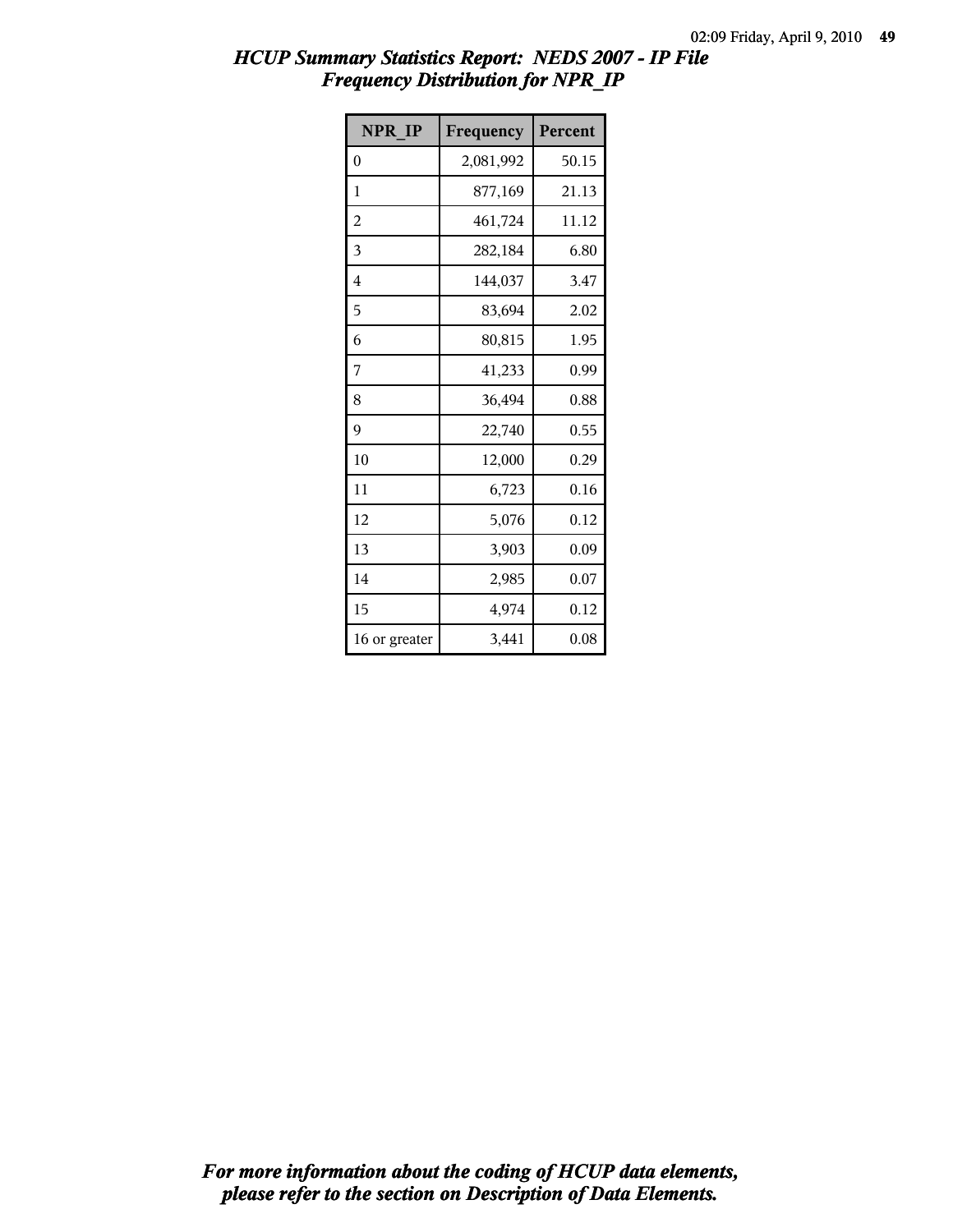# HCUP Summary Statistics Report: NEDS 2007 - IP File
## Frequency Distribution for NPR_IP

| NPR_IP | Frequency | Percent |
|---|---|---|
| 0 | 2,081,992 | 50.15 |
| 1 | 877,169 | 21.13 |
| 2 | 461,724 | 11.12 |
| 3 | 282,184 | 6.80 |
| 4 | 144,037 | 3.47 |
| 5 | 83,694 | 2.02 |
| 6 | 80,815 | 1.95 |
| 7 | 41,233 | 0.99 |
| 8 | 36,494 | 0.88 |
| 9 | 22,740 | 0.55 |
| 10 | 12,000 | 0.29 |
| 11 | 6,723 | 0.16 |
| 12 | 5,076 | 0.12 |
| 13 | 3,903 | 0.09 |
| 14 | 2,985 | 0.07 |
| 15 | 4,974 | 0.12 |
| 16 or greater | 3,441 | 0.08 |

*For more information about the coding of HCUP data elements, please refer to the section on Description of Data Elements.*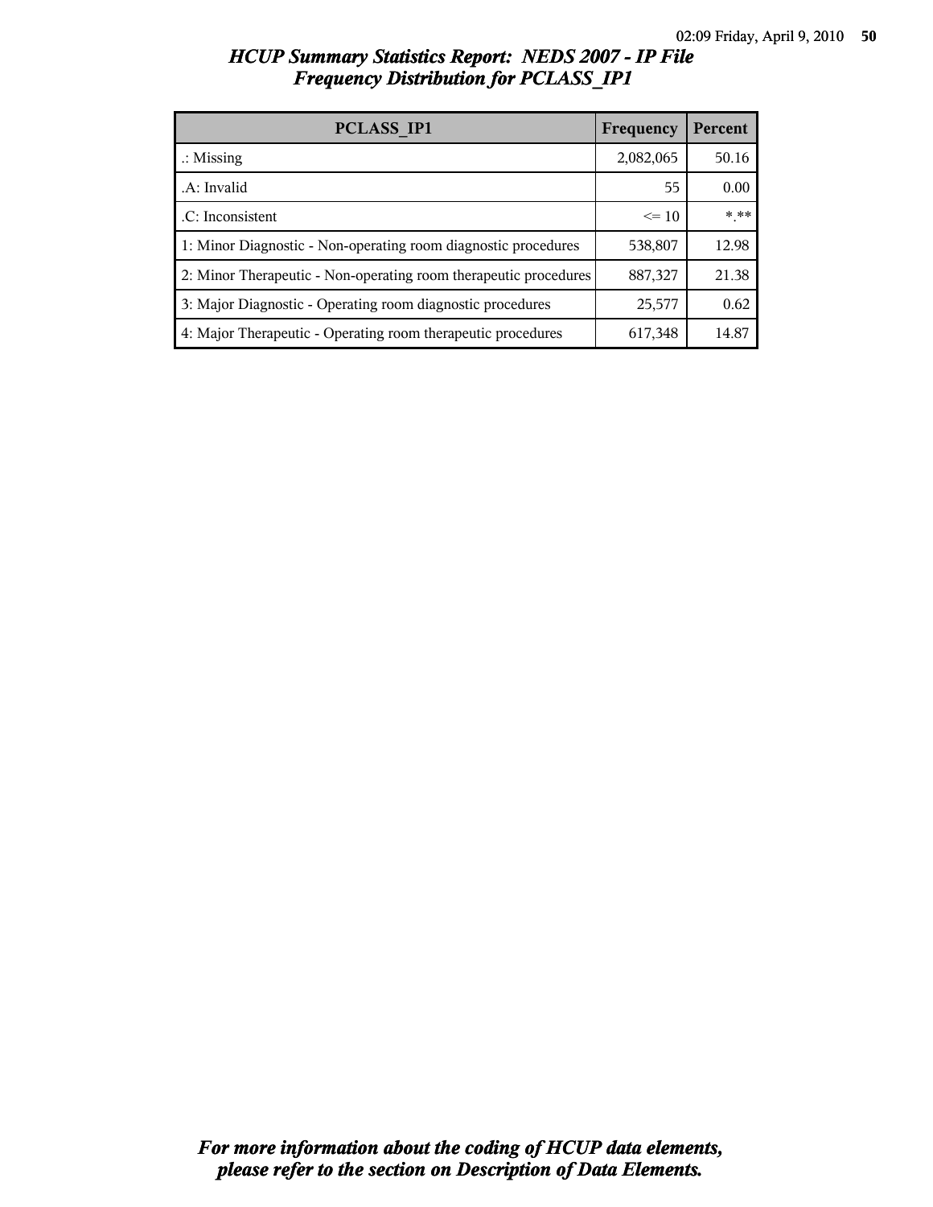# HCUP Summary Statistics Report: NEDS 2007 - IP File
## Frequency Distribution for PCLASS_IP1

| PCLASS_IP1 | Frequency | Percent |
|---|---|---|
| .: Missing | 2,082,065 | 50.16 |
| .A: Invalid | 55 | 0.00 |
| .C: Inconsistent | <= 10 | *.** |
| 1: Minor Diagnostic - Non-operating room diagnostic procedures | 538,807 | 12.98 |
| 2: Minor Therapeutic - Non-operating room therapeutic procedures | 887,327 | 21.38 |
| 3: Major Diagnostic - Operating room diagnostic procedures | 25,577 | 0.62 |
| 4: Major Therapeutic - Operating room therapeutic procedures | 617,348 | 14.87 |

*For more information about the coding of HCUP data elements, please refer to the section on Description of Data Elements.*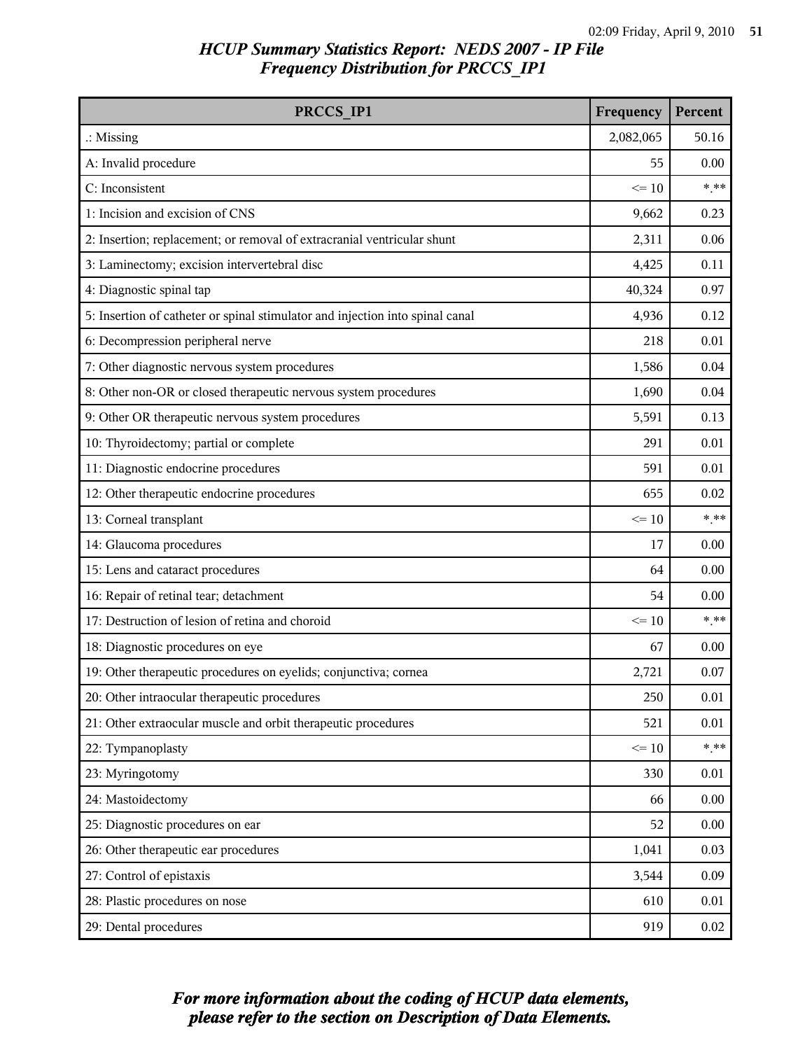# HCUP Summary Statistics Report: NEDS 2007 - IP File

## Frequency Distribution for PRCCS_IP1

| PRCCS_IP1 | Frequency | Percent |
|---|---|---|
| .: Missing | 2,082,065 | 50.16 |
| A: Invalid procedure | 55 | 0.00 |
| C: Inconsistent | <= 10 | *.** |
| 1: Incision and excision of CNS | 9,662 | 0.23 |
| 2: Insertion; replacement; or removal of extracranial ventricular shunt | 2,311 | 0.06 |
| 3: Laminectomy; excision intervertebral disc | 4,425 | 0.11 |
| 4: Diagnostic spinal tap | 40,324 | 0.97 |
| 5: Insertion of catheter or spinal stimulator and injection into spinal canal | 4,936 | 0.12 |
| 6: Decompression peripheral nerve | 218 | 0.01 |
| 7: Other diagnostic nervous system procedures | 1,586 | 0.04 |
| 8: Other non-OR or closed therapeutic nervous system procedures | 1,690 | 0.04 |
| 9: Other OR therapeutic nervous system procedures | 5,591 | 0.13 |
| 10: Thyroidectomy; partial or complete | 291 | 0.01 |
| 11: Diagnostic endocrine procedures | 591 | 0.01 |
| 12: Other therapeutic endocrine procedures | 655 | 0.02 |
| 13: Corneal transplant | <= 10 | *.** |
| 14: Glaucoma procedures | 17 | 0.00 |
| 15: Lens and cataract procedures | 64 | 0.00 |
| 16: Repair of retinal tear; detachment | 54 | 0.00 |
| 17: Destruction of lesion of retina and choroid | <= 10 | *.** |
| 18: Diagnostic procedures on eye | 67 | 0.00 |
| 19: Other therapeutic procedures on eyelids; conjunctiva; cornea | 2,721 | 0.07 |
| 20: Other intraocular therapeutic procedures | 250 | 0.01 |
| 21: Other extraocular muscle and orbit therapeutic procedures | 521 | 0.01 |
| 22: Tympanoplasty | <= 10 | *.** |
| 23: Myringotomy | 330 | 0.01 |
| 24: Mastoidectomy | 66 | 0.00 |
| 25: Diagnostic procedures on ear | 52 | 0.00 |
| 26: Other therapeutic ear procedures | 1,041 | 0.03 |
| 27: Control of epistaxis | 3,544 | 0.09 |
| 28: Plastic procedures on nose | 610 | 0.01 |
| 29: Dental procedures | 919 | 0.02 |

***For more information about the coding of HCUP data elements, please refer to the section on Description of Data Elements.***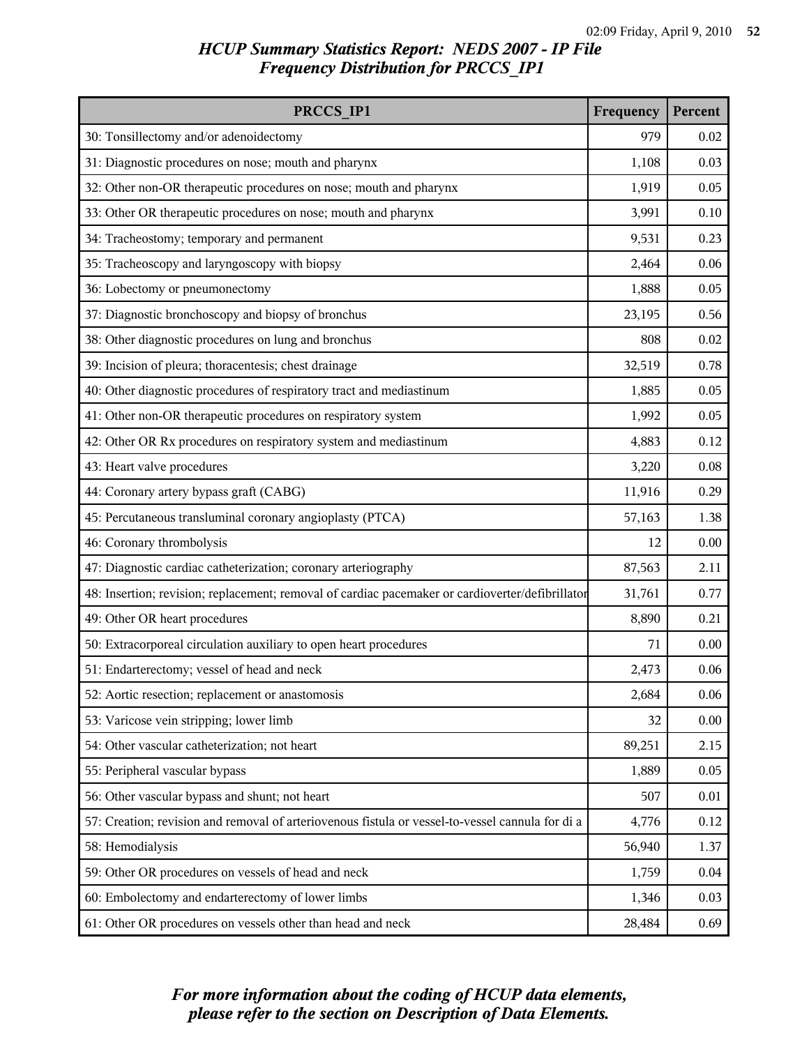## HCUP Summary Statistics Report: NEDS 2007 - IP File
## Frequency Distribution for PRCCS_IP1

| PRCCS_IP1 | Frequency | Percent |
|---|---|---|
| 30: Tonsillectomy and/or adenoidectomy | 979 | 0.02 |
| 31: Diagnostic procedures on nose; mouth and pharynx | 1,108 | 0.03 |
| 32: Other non-OR therapeutic procedures on nose; mouth and pharynx | 1,919 | 0.05 |
| 33: Other OR therapeutic procedures on nose; mouth and pharynx | 3,991 | 0.10 |
| 34: Tracheostomy; temporary and permanent | 9,531 | 0.23 |
| 35: Tracheoscopy and laryngoscopy with biopsy | 2,464 | 0.06 |
| 36: Lobectomy or pneumonectomy | 1,888 | 0.05 |
| 37: Diagnostic bronchoscopy and biopsy of bronchus | 23,195 | 0.56 |
| 38: Other diagnostic procedures on lung and bronchus | 808 | 0.02 |
| 39: Incision of pleura; thoracentesis; chest drainage | 32,519 | 0.78 |
| 40: Other diagnostic procedures of respiratory tract and mediastinum | 1,885 | 0.05 |
| 41: Other non-OR therapeutic procedures on respiratory system | 1,992 | 0.05 |
| 42: Other OR Rx procedures on respiratory system and mediastinum | 4,883 | 0.12 |
| 43: Heart valve procedures | 3,220 | 0.08 |
| 44: Coronary artery bypass graft (CABG) | 11,916 | 0.29 |
| 45: Percutaneous transluminal coronary angioplasty (PTCA) | 57,163 | 1.38 |
| 46: Coronary thrombolysis | 12 | 0.00 |
| 47: Diagnostic cardiac catheterization; coronary arteriography | 87,563 | 2.11 |
| 48: Insertion; revision; replacement; removal of cardiac pacemaker or cardioverter/defibrillator | 31,761 | 0.77 |
| 49: Other OR heart procedures | 8,890 | 0.21 |
| 50: Extracorporeal circulation auxiliary to open heart procedures | 71 | 0.00 |
| 51: Endarterectomy; vessel of head and neck | 2,473 | 0.06 |
| 52: Aortic resection; replacement or anastomosis | 2,684 | 0.06 |
| 53: Varicose vein stripping; lower limb | 32 | 0.00 |
| 54: Other vascular catheterization; not heart | 89,251 | 2.15 |
| 55: Peripheral vascular bypass | 1,889 | 0.05 |
| 56: Other vascular bypass and shunt; not heart | 507 | 0.01 |
| 57: Creation; revision and removal of arteriovenous fistula or vessel-to-vessel cannula for di a | 4,776 | 0.12 |
| 58: Hemodialysis | 56,940 | 1.37 |
| 59: Other OR procedures on vessels of head and neck | 1,759 | 0.04 |
| 60: Embolectomy and endarterectomy of lower limbs | 1,346 | 0.03 |
| 61: Other OR procedures on vessels other than head and neck | 28,484 | 0.69 |

*For more information about the coding of HCUP data elements, please refer to the section on Description of Data Elements.*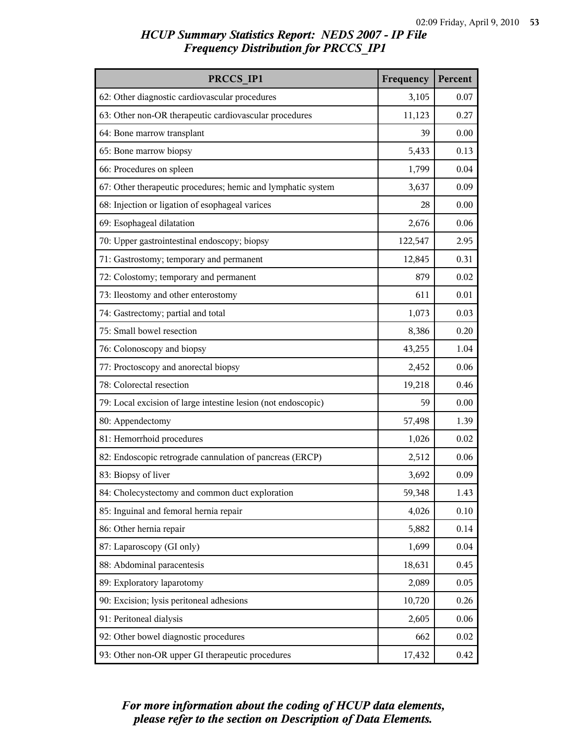# *HCUP Summary Statistics Report: NEDS 2007 - IP File*
## *Frequency Distribution for PRCCS_IP1*

| PRCCS_IP1 | Frequency | Percent |
|---|---|---|
| 62: Other diagnostic cardiovascular procedures | 3,105 | 0.07 |
| 63: Other non-OR therapeutic cardiovascular procedures | 11,123 | 0.27 |
| 64: Bone marrow transplant | 39 | 0.00 |
| 65: Bone marrow biopsy | 5,433 | 0.13 |
| 66: Procedures on spleen | 1,799 | 0.04 |
| 67: Other therapeutic procedures; hemic and lymphatic system | 3,637 | 0.09 |
| 68: Injection or ligation of esophageal varices | 28 | 0.00 |
| 69: Esophageal dilatation | 2,676 | 0.06 |
| 70: Upper gastrointestinal endoscopy; biopsy | 122,547 | 2.95 |
| 71: Gastrostomy; temporary and permanent | 12,845 | 0.31 |
| 72: Colostomy; temporary and permanent | 879 | 0.02 |
| 73: Ileostomy and other enterostomy | 611 | 0.01 |
| 74: Gastrectomy; partial and total | 1,073 | 0.03 |
| 75: Small bowel resection | 8,386 | 0.20 |
| 76: Colonoscopy and biopsy | 43,255 | 1.04 |
| 77: Proctoscopy and anorectal biopsy | 2,452 | 0.06 |
| 78: Colorectal resection | 19,218 | 0.46 |
| 79: Local excision of large intestine lesion (not endoscopic) | 59 | 0.00 |
| 80: Appendectomy | 57,498 | 1.39 |
| 81: Hemorrhoid procedures | 1,026 | 0.02 |
| 82: Endoscopic retrograde cannulation of pancreas (ERCP) | 2,512 | 0.06 |
| 83: Biopsy of liver | 3,692 | 0.09 |
| 84: Cholecystectomy and common duct exploration | 59,348 | 1.43 |
| 85: Inguinal and femoral hernia repair | 4,026 | 0.10 |
| 86: Other hernia repair | 5,882 | 0.14 |
| 87: Laparoscopy (GI only) | 1,699 | 0.04 |
| 88: Abdominal paracentesis | 18,631 | 0.45 |
| 89: Exploratory laparotomy | 2,089 | 0.05 |
| 90: Excision; lysis peritoneal adhesions | 10,720 | 0.26 |
| 91: Peritoneal dialysis | 2,605 | 0.06 |
| 92: Other bowel diagnostic procedures | 662 | 0.02 |
| 93: Other non-OR upper GI therapeutic procedures | 17,432 | 0.42 |

***For more information about the coding of HCUP data elements, please refer to the section on Description of Data Elements.***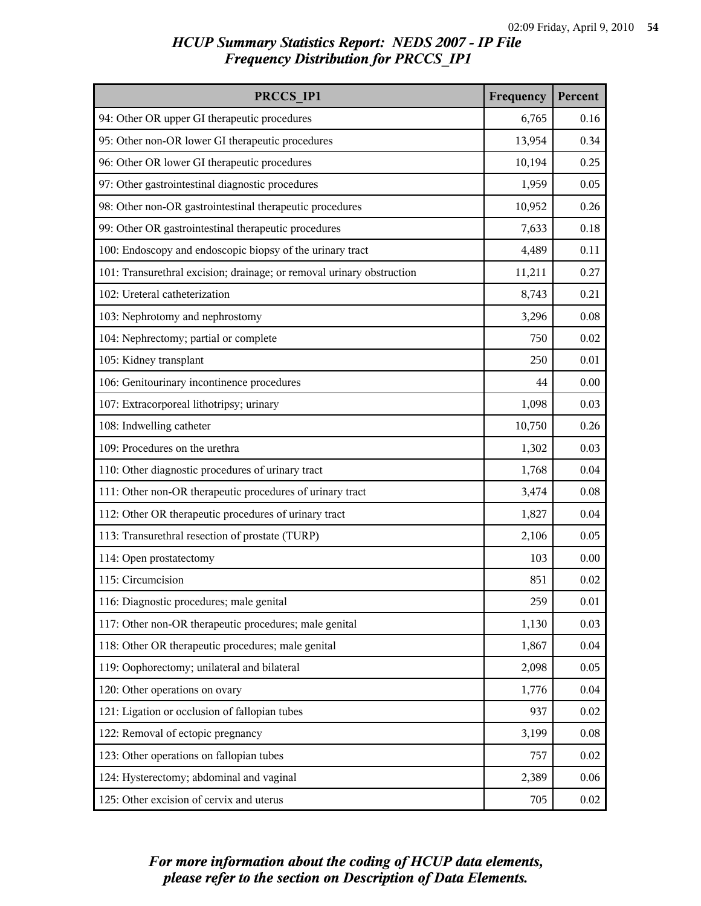# HCUP Summary Statistics Report: NEDS 2007 - IP File
## Frequency Distribution for PRCCS_IP1

| PRCCS_IP1 | Frequency | Percent |
|---|---|---|
| 94: Other OR upper GI therapeutic procedures | 6,765 | 0.16 |
| 95: Other non-OR lower GI therapeutic procedures | 13,954 | 0.34 |
| 96: Other OR lower GI therapeutic procedures | 10,194 | 0.25 |
| 97: Other gastrointestinal diagnostic procedures | 1,959 | 0.05 |
| 98: Other non-OR gastrointestinal therapeutic procedures | 10,952 | 0.26 |
| 99: Other OR gastrointestinal therapeutic procedures | 7,633 | 0.18 |
| 100: Endoscopy and endoscopic biopsy of the urinary tract | 4,489 | 0.11 |
| 101: Transurethral excision; drainage; or removal urinary obstruction | 11,211 | 0.27 |
| 102: Ureteral catheterization | 8,743 | 0.21 |
| 103: Nephrotomy and nephrostomy | 3,296 | 0.08 |
| 104: Nephrectomy; partial or complete | 750 | 0.02 |
| 105: Kidney transplant | 250 | 0.01 |
| 106: Genitourinary incontinence procedures | 44 | 0.00 |
| 107: Extracorporeal lithotripsy; urinary | 1,098 | 0.03 |
| 108: Indwelling catheter | 10,750 | 0.26 |
| 109: Procedures on the urethra | 1,302 | 0.03 |
| 110: Other diagnostic procedures of urinary tract | 1,768 | 0.04 |
| 111: Other non-OR therapeutic procedures of urinary tract | 3,474 | 0.08 |
| 112: Other OR therapeutic procedures of urinary tract | 1,827 | 0.04 |
| 113: Transurethral resection of prostate (TURP) | 2,106 | 0.05 |
| 114: Open prostatectomy | 103 | 0.00 |
| 115: Circumcision | 851 | 0.02 |
| 116: Diagnostic procedures; male genital | 259 | 0.01 |
| 117: Other non-OR therapeutic procedures; male genital | 1,130 | 0.03 |
| 118: Other OR therapeutic procedures; male genital | 1,867 | 0.04 |
| 119: Oophorectomy; unilateral and bilateral | 2,098 | 0.05 |
| 120: Other operations on ovary | 1,776 | 0.04 |
| 121: Ligation or occlusion of fallopian tubes | 937 | 0.02 |
| 122: Removal of ectopic pregnancy | 3,199 | 0.08 |
| 123: Other operations on fallopian tubes | 757 | 0.02 |
| 124: Hysterectomy; abdominal and vaginal | 2,389 | 0.06 |
| 125: Other excision of cervix and uterus | 705 | 0.02 |

*For more information about the coding of HCUP data elements, please refer to the section on Description of Data Elements.*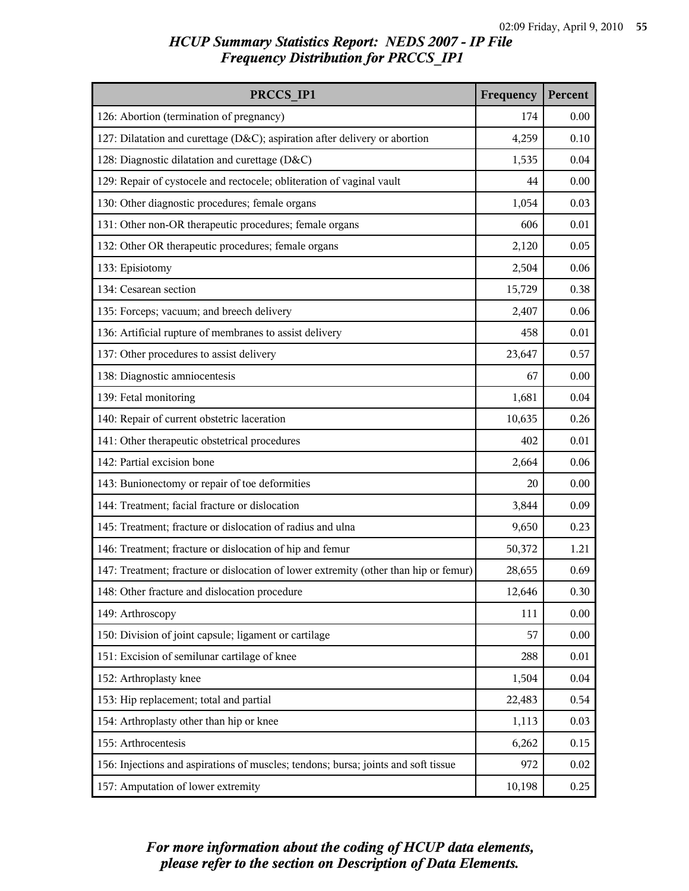## HCUP Summary Statistics Report: NEDS 2007 - IP File
## Frequency Distribution for PRCCS_IP1

| PRCCS_IP1 | Frequency | Percent |
|---|---|---|
| 126: Abortion (termination of pregnancy) | 174 | 0.00 |
| 127: Dilatation and curettage (D&C); aspiration after delivery or abortion | 4,259 | 0.10 |
| 128: Diagnostic dilatation and curettage (D&C) | 1,535 | 0.04 |
| 129: Repair of cystocele and rectocele; obliteration of vaginal vault | 44 | 0.00 |
| 130: Other diagnostic procedures; female organs | 1,054 | 0.03 |
| 131: Other non-OR therapeutic procedures; female organs | 606 | 0.01 |
| 132: Other OR therapeutic procedures; female organs | 2,120 | 0.05 |
| 133: Episiotomy | 2,504 | 0.06 |
| 134: Cesarean section | 15,729 | 0.38 |
| 135: Forceps; vacuum; and breech delivery | 2,407 | 0.06 |
| 136: Artificial rupture of membranes to assist delivery | 458 | 0.01 |
| 137: Other procedures to assist delivery | 23,647 | 0.57 |
| 138: Diagnostic amniocentesis | 67 | 0.00 |
| 139: Fetal monitoring | 1,681 | 0.04 |
| 140: Repair of current obstetric laceration | 10,635 | 0.26 |
| 141: Other therapeutic obstetrical procedures | 402 | 0.01 |
| 142: Partial excision bone | 2,664 | 0.06 |
| 143: Bunionectomy or repair of toe deformities | 20 | 0.00 |
| 144: Treatment; facial fracture or dislocation | 3,844 | 0.09 |
| 145: Treatment; fracture or dislocation of radius and ulna | 9,650 | 0.23 |
| 146: Treatment; fracture or dislocation of hip and femur | 50,372 | 1.21 |
| 147: Treatment; fracture or dislocation of lower extremity (other than hip or femur) | 28,655 | 0.69 |
| 148: Other fracture and dislocation procedure | 12,646 | 0.30 |
| 149: Arthroscopy | 111 | 0.00 |
| 150: Division of joint capsule; ligament or cartilage | 57 | 0.00 |
| 151: Excision of semilunar cartilage of knee | 288 | 0.01 |
| 152: Arthroplasty knee | 1,504 | 0.04 |
| 153: Hip replacement; total and partial | 22,483 | 0.54 |
| 154: Arthroplasty other than hip or knee | 1,113 | 0.03 |
| 155: Arthrocentesis | 6,262 | 0.15 |
| 156: Injections and aspirations of muscles; tendons; bursa; joints and soft tissue | 972 | 0.02 |
| 157: Amputation of lower extremity | 10,198 | 0.25 |

*For more information about the coding of HCUP data elements, please refer to the section on Description of Data Elements.*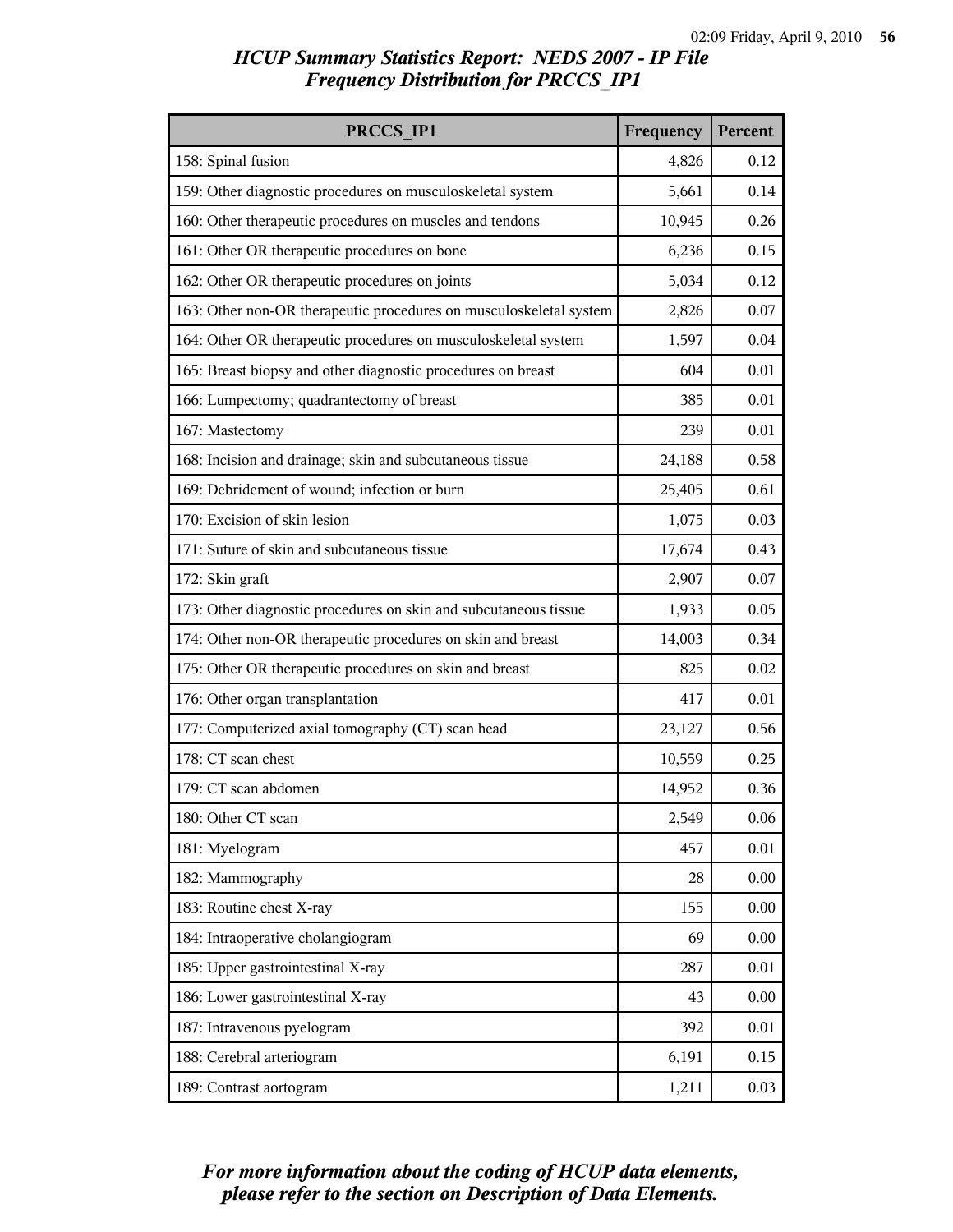## *HCUP Summary Statistics Report: NEDS 2007 - IP File*
## *Frequency Distribution for PRCCS_IP1*

| PRCCS_IP1 | Frequency | Percent |
|---|---|---|
| 158: Spinal fusion | 4,826 | 0.12 |
| 159: Other diagnostic procedures on musculoskeletal system | 5,661 | 0.14 |
| 160: Other therapeutic procedures on muscles and tendons | 10,945 | 0.26 |
| 161: Other OR therapeutic procedures on bone | 6,236 | 0.15 |
| 162: Other OR therapeutic procedures on joints | 5,034 | 0.12 |
| 163: Other non-OR therapeutic procedures on musculoskeletal system | 2,826 | 0.07 |
| 164: Other OR therapeutic procedures on musculoskeletal system | 1,597 | 0.04 |
| 165: Breast biopsy and other diagnostic procedures on breast | 604 | 0.01 |
| 166: Lumpectomy; quadrantectomy of breast | 385 | 0.01 |
| 167: Mastectomy | 239 | 0.01 |
| 168: Incision and drainage; skin and subcutaneous tissue | 24,188 | 0.58 |
| 169: Debridement of wound; infection or burn | 25,405 | 0.61 |
| 170: Excision of skin lesion | 1,075 | 0.03 |
| 171: Suture of skin and subcutaneous tissue | 17,674 | 0.43 |
| 172: Skin graft | 2,907 | 0.07 |
| 173: Other diagnostic procedures on skin and subcutaneous tissue | 1,933 | 0.05 |
| 174: Other non-OR therapeutic procedures on skin and breast | 14,003 | 0.34 |
| 175: Other OR therapeutic procedures on skin and breast | 825 | 0.02 |
| 176: Other organ transplantation | 417 | 0.01 |
| 177: Computerized axial tomography (CT) scan head | 23,127 | 0.56 |
| 178: CT scan chest | 10,559 | 0.25 |
| 179: CT scan abdomen | 14,952 | 0.36 |
| 180: Other CT scan | 2,549 | 0.06 |
| 181: Myelogram | 457 | 0.01 |
| 182: Mammography | 28 | 0.00 |
| 183: Routine chest X-ray | 155 | 0.00 |
| 184: Intraoperative cholangiogram | 69 | 0.00 |
| 185: Upper gastrointestinal X-ray | 287 | 0.01 |
| 186: Lower gastrointestinal X-ray | 43 | 0.00 |
| 187: Intravenous pyelogram | 392 | 0.01 |
| 188: Cerebral arteriogram | 6,191 | 0.15 |
| 189: Contrast aortogram | 1,211 | 0.03 |

*For more information about the coding of HCUP data elements, please refer to the section on Description of Data Elements.*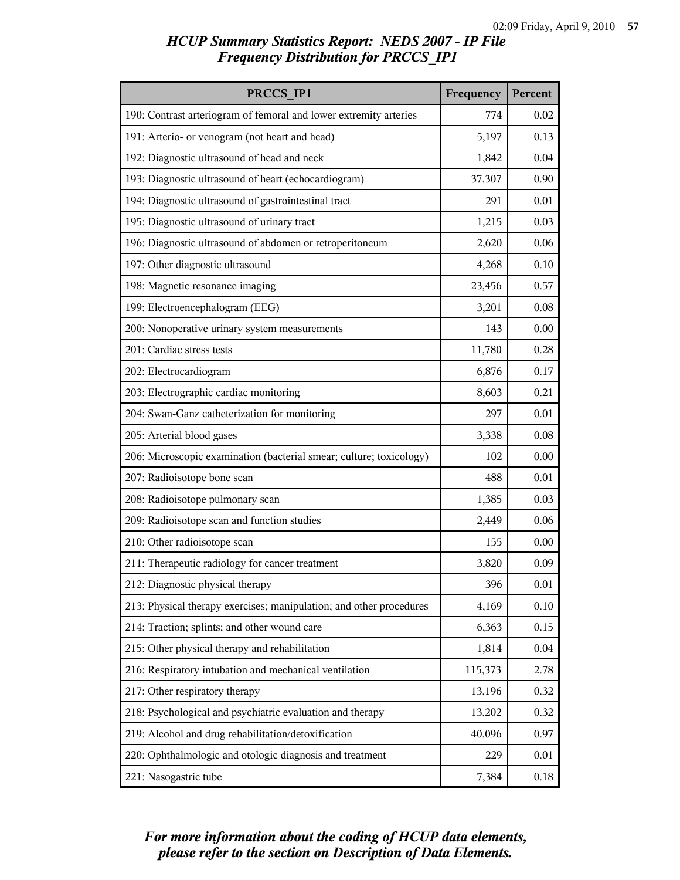## *HCUP Summary Statistics Report: NEDS 2007 - IP File*
## *Frequency Distribution for PRCCS_IP1*

| PRCCS_IP1 | Frequency | Percent |
|---|---|---|
| 190: Contrast arteriogram of femoral and lower extremity arteries | 774 | 0.02 |
| 191: Arterio- or venogram (not heart and head) | 5,197 | 0.13 |
| 192: Diagnostic ultrasound of head and neck | 1,842 | 0.04 |
| 193: Diagnostic ultrasound of heart (echocardiogram) | 37,307 | 0.90 |
| 194: Diagnostic ultrasound of gastrointestinal tract | 291 | 0.01 |
| 195: Diagnostic ultrasound of urinary tract | 1,215 | 0.03 |
| 196: Diagnostic ultrasound of abdomen or retroperitoneum | 2,620 | 0.06 |
| 197: Other diagnostic ultrasound | 4,268 | 0.10 |
| 198: Magnetic resonance imaging | 23,456 | 0.57 |
| 199: Electroencephalogram (EEG) | 3,201 | 0.08 |
| 200: Nonoperative urinary system measurements | 143 | 0.00 |
| 201: Cardiac stress tests | 11,780 | 0.28 |
| 202: Electrocardiogram | 6,876 | 0.17 |
| 203: Electrographic cardiac monitoring | 8,603 | 0.21 |
| 204: Swan-Ganz catheterization for monitoring | 297 | 0.01 |
| 205: Arterial blood gases | 3,338 | 0.08 |
| 206: Microscopic examination (bacterial smear; culture; toxicology) | 102 | 0.00 |
| 207: Radioisotope bone scan | 488 | 0.01 |
| 208: Radioisotope pulmonary scan | 1,385 | 0.03 |
| 209: Radioisotope scan and function studies | 2,449 | 0.06 |
| 210: Other radioisotope scan | 155 | 0.00 |
| 211: Therapeutic radiology for cancer treatment | 3,820 | 0.09 |
| 212: Diagnostic physical therapy | 396 | 0.01 |
| 213: Physical therapy exercises; manipulation; and other procedures | 4,169 | 0.10 |
| 214: Traction; splints; and other wound care | 6,363 | 0.15 |
| 215: Other physical therapy and rehabilitation | 1,814 | 0.04 |
| 216: Respiratory intubation and mechanical ventilation | 115,373 | 2.78 |
| 217: Other respiratory therapy | 13,196 | 0.32 |
| 218: Psychological and psychiatric evaluation and therapy | 13,202 | 0.32 |
| 219: Alcohol and drug rehabilitation/detoxification | 40,096 | 0.97 |
| 220: Ophthalmologic and otologic diagnosis and treatment | 229 | 0.01 |
| 221: Nasogastric tube | 7,384 | 0.18 |

***For more information about the coding of HCUP data elements, please refer to the section on Description of Data Elements.***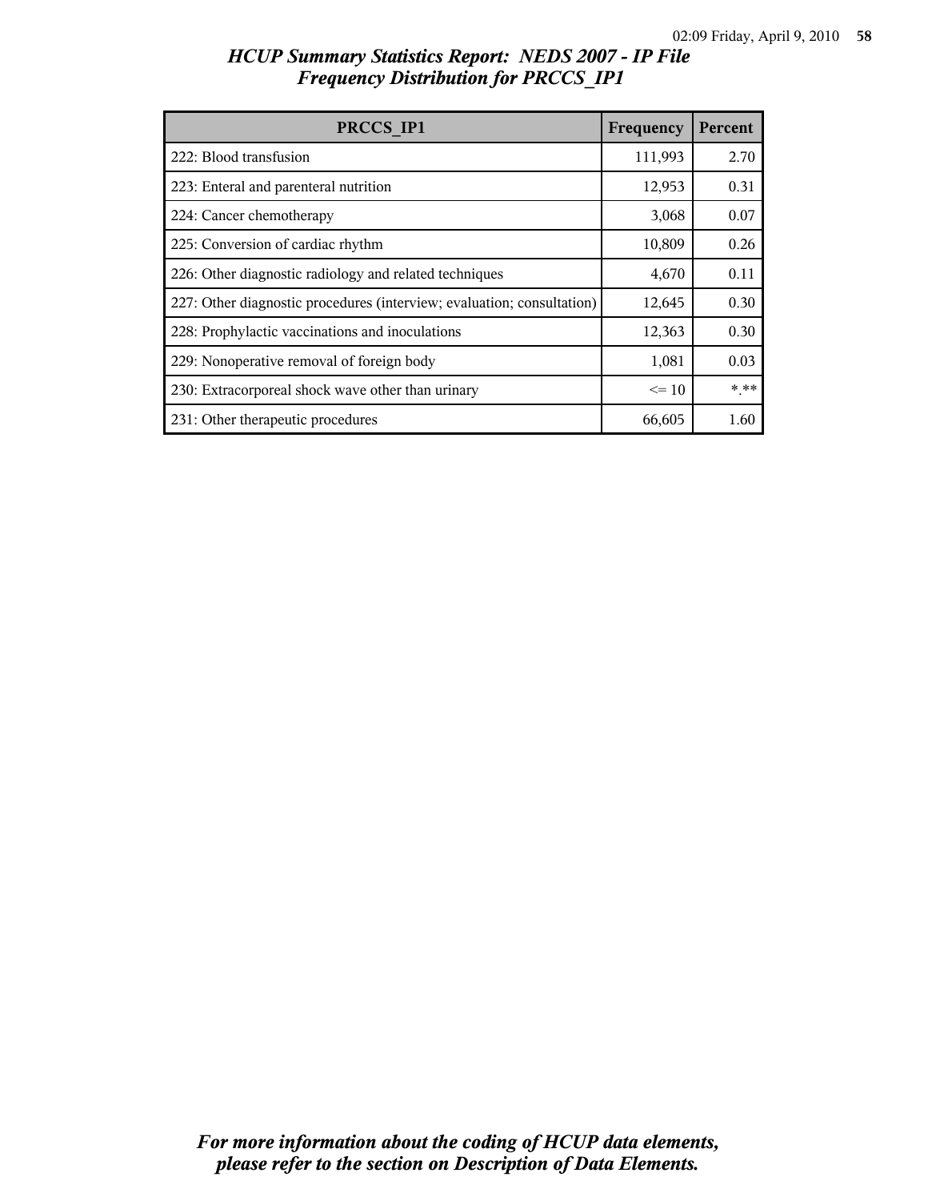## *HCUP Summary Statistics Report: NEDS 2007 - IP File*
## *Frequency Distribution for PRCCS_IP1*

| PRCCS_IP1 | Frequency | Percent |
|---|---|---|
| 222: Blood transfusion | 111,993 | 2.70 |
| 223: Enteral and parenteral nutrition | 12,953 | 0.31 |
| 224: Cancer chemotherapy | 3,068 | 0.07 |
| 225: Conversion of cardiac rhythm | 10,809 | 0.26 |
| 226: Other diagnostic radiology and related techniques | 4,670 | 0.11 |
| 227: Other diagnostic procedures (interview; evaluation; consultation) | 12,645 | 0.30 |
| 228: Prophylactic vaccinations and inoculations | 12,363 | 0.30 |
| 229: Nonoperative removal of foreign body | 1,081 | 0.03 |
| 230: Extracorporeal shock wave other than urinary | <= 10 | *.** |
| 231: Other therapeutic procedures | 66,605 | 1.60 |

*For more information about the coding of HCUP data elements, please refer to the section on Description of Data Elements.*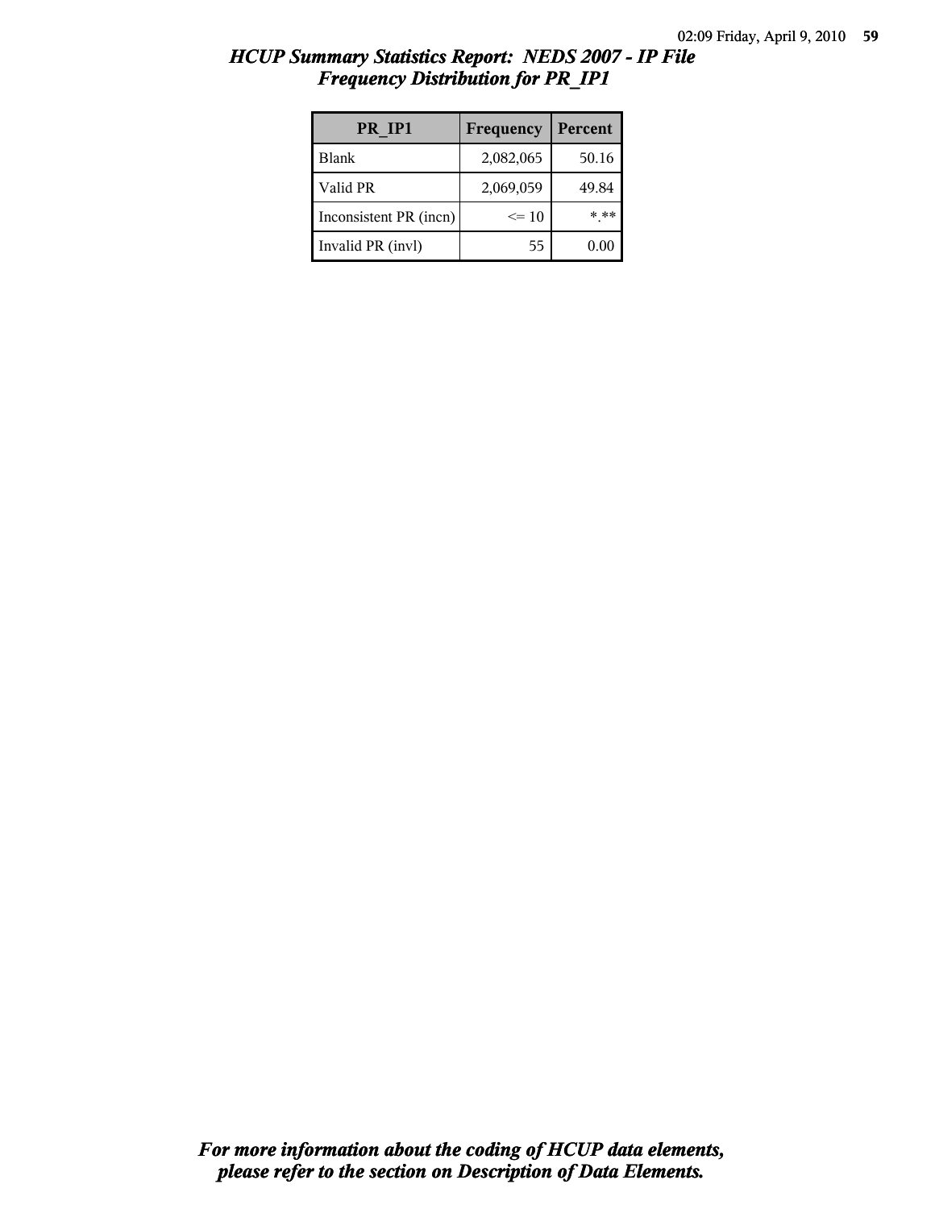# HCUP Summary Statistics Report: NEDS 2007 - IP File

## Frequency Distribution for PR_IP1

| PR_IP1 | Frequency | Percent |
|---|---|---|
| Blank | 2,082,065 | 50.16 |
| Valid PR | 2,069,059 | 49.84 |
| Inconsistent PR (incn) | <= 10 | *.** |
| Invalid PR (invl) | 55 | 0.00 |

*For more information about the coding of HCUP data elements, please refer to the section on Description of Data Elements.*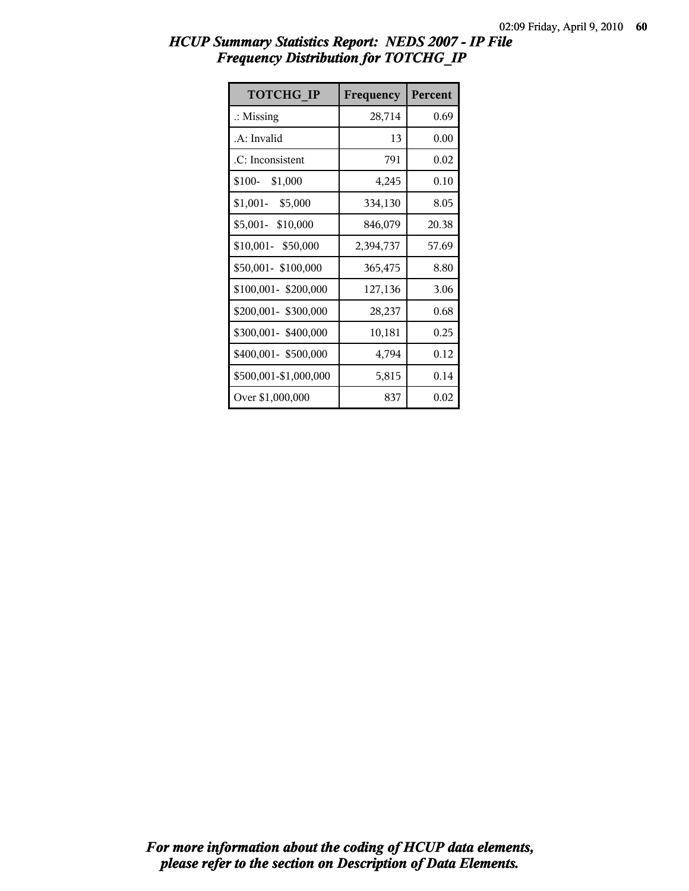# HCUP Summary Statistics Report: NEDS 2007 - IP File
## Frequency Distribution for TOTCHG_IP

| TOTCHG_IP | Frequency | Percent |
|---|---|---|
| .: Missing | 28,714 | 0.69 |
| .A: Invalid | 13 | 0.00 |
| .C: Inconsistent | 791 | 0.02 |
| $100- $1,000 | 4,245 | 0.10 |
| $1,001- $5,000 | 334,130 | 8.05 |
| $5,001- $10,000 | 846,079 | 20.38 |
| $10,001- $50,000 | 2,394,737 | 57.69 |
| $50,001- $100,000 | 365,475 | 8.80 |
| $100,001- $200,000 | 127,136 | 3.06 |
| $200,001- $300,000 | 28,237 | 0.68 |
| $300,001- $400,000 | 10,181 | 0.25 |
| $400,001- $500,000 | 4,794 | 0.12 |
| $500,001-$1,000,000 | 5,815 | 0.14 |
| Over $1,000,000 | 837 | 0.02 |

*For more information about the coding of HCUP data elements, please refer to the section on Description of Data Elements.*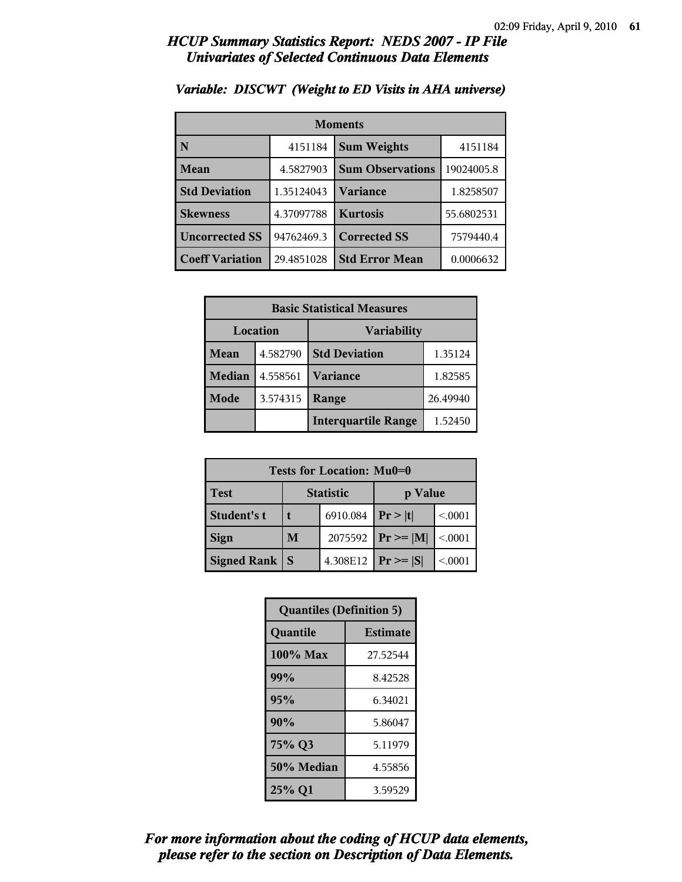# HCUP Summary Statistics Report: NEDS 2007 - IP File
## Univariates of Selected Continuous Data Elements

### Variable: DISCWT (Weight to ED Visits in AHA universe)

| Moments | | | |
|---|---|---|---|
| N | 4151184 | Sum Weights | 4151184 |
| Mean | 4.5827903 | Sum Observations | 19024005.8 |
| Std Deviation | 1.35124043 | Variance | 1.8258507 |
| Skewness | 4.37097788 | Kurtosis | 55.6802531 |
| Uncorrected SS | 94762469.3 | Corrected SS | 7579440.4 |
| Coeff Variation | 29.4851028 | Std Error Mean | 0.0006632 |

| Basic Statistical Measures | | | |
|---|---|---|---|
| Location | | Variability | |
| Mean | 4.582790 | Std Deviation | 1.35124 |
| Median | 4.558561 | Variance | 1.82585 |
| Mode | 3.574315 | Range | 26.49940 |
| | | Interquartile Range | 1.52450 |

| Tests for Location: Mu0=0 | | | | |
|---|---|---|---|---|
| Test | Statistic | | p Value | |
| Student's t | t | 6910.084 | Pr > \|t\| | <.0001 |
| Sign | M | 2075592 | Pr >= \|M\| | <.0001 |
| Signed Rank | S | 4.308E12 | Pr >= \|S\| | <.0001 |

| Quantiles (Definition 5) | |
|---|---|
| Quantile | Estimate |
| 100% Max | 27.52544 |
| 99% | 8.42528 |
| 95% | 6.34021 |
| 90% | 5.86047 |
| 75% Q3 | 5.11979 |
| 50% Median | 4.55856 |
| 25% Q1 | 3.59529 |

*For more information about the coding of HCUP data elements, please refer to the section on Description of Data Elements.*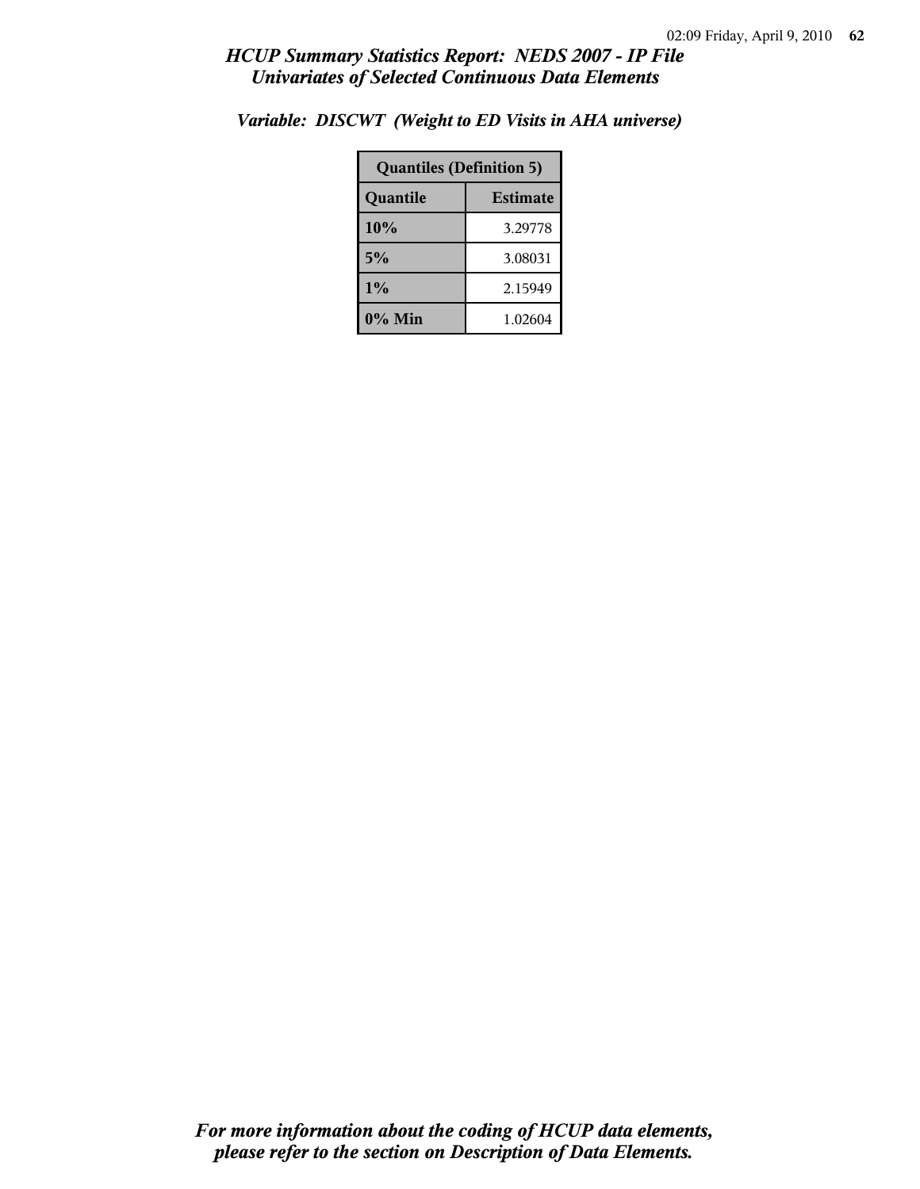## HCUP Summary Statistics Report: NEDS 2007 - IP File
## Univariates of Selected Continuous Data Elements

*Variable: DISCWT (Weight to ED Visits in AHA universe)*

| Quantiles (Definition 5) | |
|---|---|
| **Quantile** | **Estimate** |
| 10% | 3.29778 |
| 5% | 3.08031 |
| 1% | 2.15949 |
| 0% Min | 1.02604 |

*For more information about the coding of HCUP data elements, please refer to the section on Description of Data Elements.*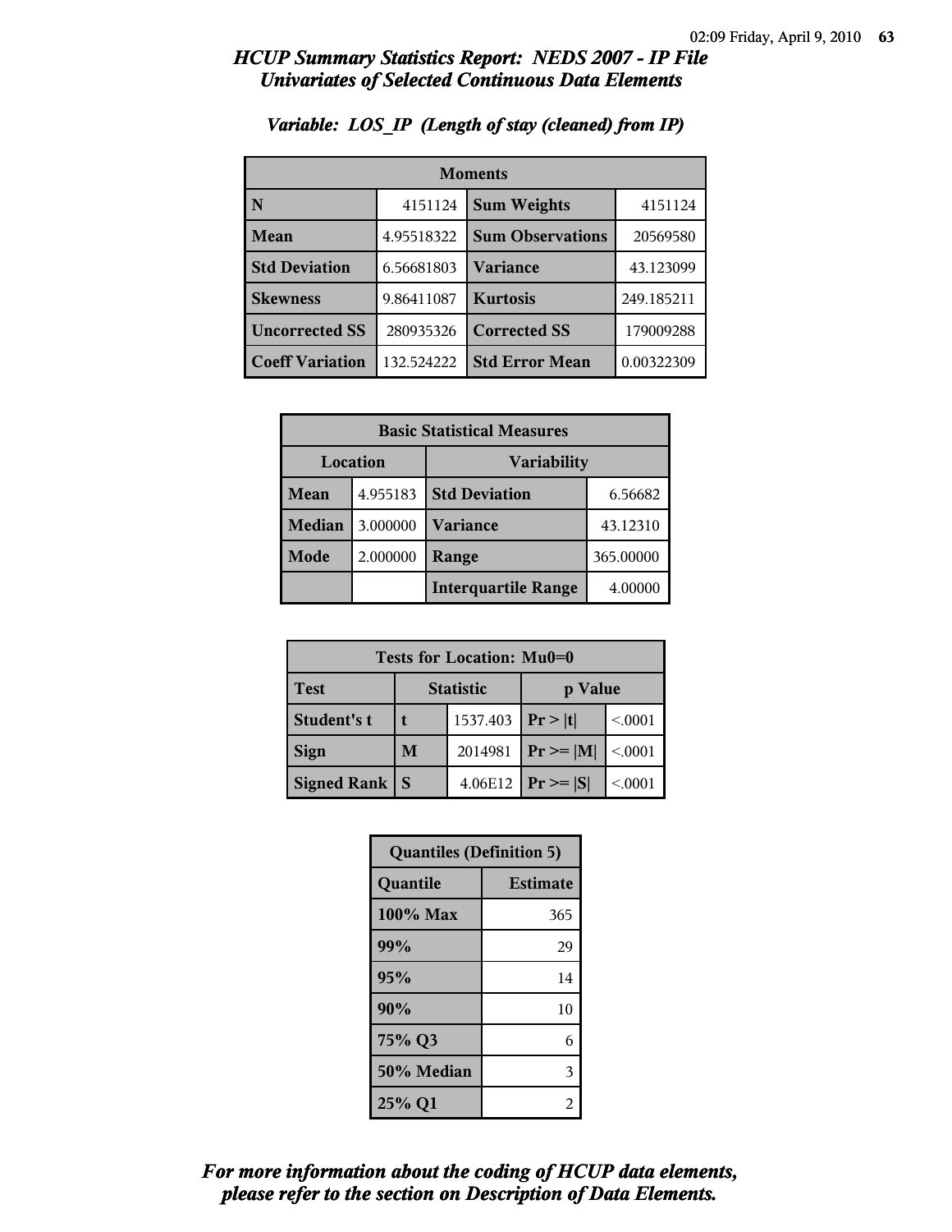# HCUP Summary Statistics Report: NEDS 2007 - IP File
## Univariates of Selected Continuous Data Elements

### Variable: LOS_IP (Length of stay (cleaned) from IP)

| Moments | | | |
|---|---|---|---|
| **N** | 4151124 | **Sum Weights** | 4151124 |
| **Mean** | 4.95518322 | **Sum Observations** | 20569580 |
| **Std Deviation** | 6.56681803 | **Variance** | 43.123099 |
| **Skewness** | 9.86411087 | **Kurtosis** | 249.185211 |
| **Uncorrected SS** | 280935326 | **Corrected SS** | 179009288 |
| **Coeff Variation** | 132.524222 | **Std Error Mean** | 0.00322309 |

| Basic Statistical Measures | | | |
|---|---|---|---|
| Location | | Variability | |
| **Mean** | 4.955183 | **Std Deviation** | 6.56682 |
| **Median** | 3.000000 | **Variance** | 43.12310 |
| **Mode** | 2.000000 | **Range** | 365.00000 |
| | | **Interquartile Range** | 4.00000 |

| Tests for Location: Mu0=0 | | | | |
|---|---|---|---|---|
| **Test** | Statistic | | p Value | |
| **Student's t** | **t** | 1537.403 | **Pr > \|t\|** | <.0001 |
| **Sign** | **M** | 2014981 | **Pr >= \|M\|** | <.0001 |
| **Signed Rank** | **S** | 4.06E12 | **Pr >= \|S\|** | <.0001 |

| Quantiles (Definition 5) | |
|---|---|
| **Quantile** | **Estimate** |
| **100% Max** | 365 |
| **99%** | 29 |
| **95%** | 14 |
| **90%** | 10 |
| **75% Q3** | 6 |
| **50% Median** | 3 |
| **25% Q1** | 2 |

*For more information about the coding of HCUP data elements, please refer to the section on Description of Data Elements.*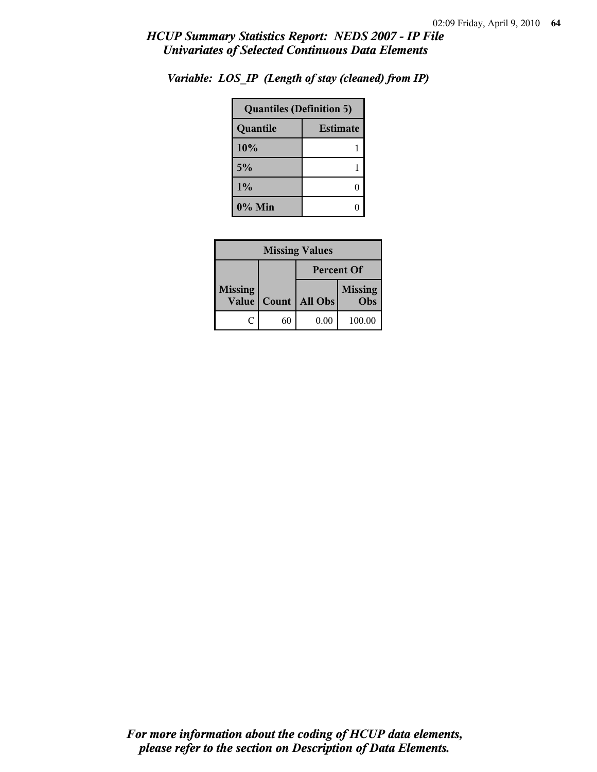*HCUP Summary Statistics Report: NEDS 2007 - IP File*
*Univariates of Selected Continuous Data Elements*

### *Variable: LOS_IP (Length of stay (cleaned) from IP)*

| Quantiles (Definition 5) | |
|---|---|
| **Quantile** | **Estimate** |
| **10%** | 1 |
| **5%** | 1 |
| **1%** | 0 |
| **0% Min** | 0 |

| Missing Values | | | |
|---|---|---|---|
| | | **Percent Of** | |
| **Missing Value** | **Count** | **All Obs** | **Missing Obs** |
| C | 60 | 0.00 | 100.00 |

*For more information about the coding of HCUP data elements, please refer to the section on Description of Data Elements.*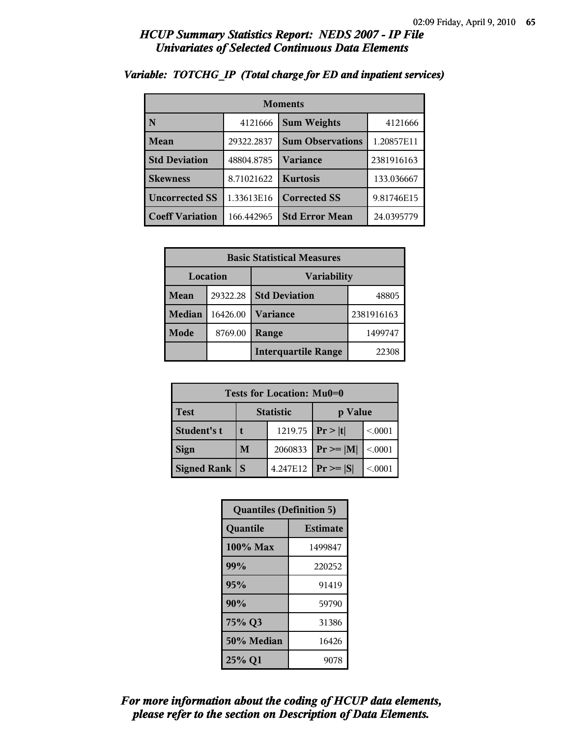# HCUP Summary Statistics Report: NEDS 2007 - IP File
## Univariates of Selected Continuous Data Elements

### Variable: TOTCHG_IP (Total charge for ED and inpatient services)

| Moments | | | |
|---|---|---|---|
| **N** | 4121666 | **Sum Weights** | 4121666 |
| **Mean** | 29322.2837 | **Sum Observations** | 1.20857E11 |
| **Std Deviation** | 48804.8785 | **Variance** | 2381916163 |
| **Skewness** | 8.71021622 | **Kurtosis** | 133.036667 |
| **Uncorrected SS** | 1.33613E16 | **Corrected SS** | 9.81746E15 |
| **Coeff Variation** | 166.442965 | **Std Error Mean** | 24.0395779 |

| Basic Statistical Measures | | | |
|---|---|---|---|
| **Location** | | **Variability** | |
| **Mean** | 29322.28 | **Std Deviation** | 48805 |
| **Median** | 16426.00 | **Variance** | 2381916163 |
| **Mode** | 8769.00 | **Range** | 1499747 |
| | | **Interquartile Range** | 22308 |

| Tests for Location: Mu0=0 | | | | |
|---|---|---|---|---|
| **Test** | **Statistic** | | **p Value** | |
| **Student's t** | **t** | 1219.75 | **Pr > \|t\|** | <.0001 |
| **Sign** | **M** | 2060833 | **Pr >= \|M\|** | <.0001 |
| **Signed Rank** | **S** | 4.247E12 | **Pr >= \|S\|** | <.0001 |

| Quantiles (Definition 5) | |
|---|---|
| **Quantile** | **Estimate** |
| **100% Max** | 1499847 |
| **99%** | 220252 |
| **95%** | 91419 |
| **90%** | 59790 |
| **75% Q3** | 31386 |
| **50% Median** | 16426 |
| **25% Q1** | 9078 |

*For more information about the coding of HCUP data elements, please refer to the section on Description of Data Elements.*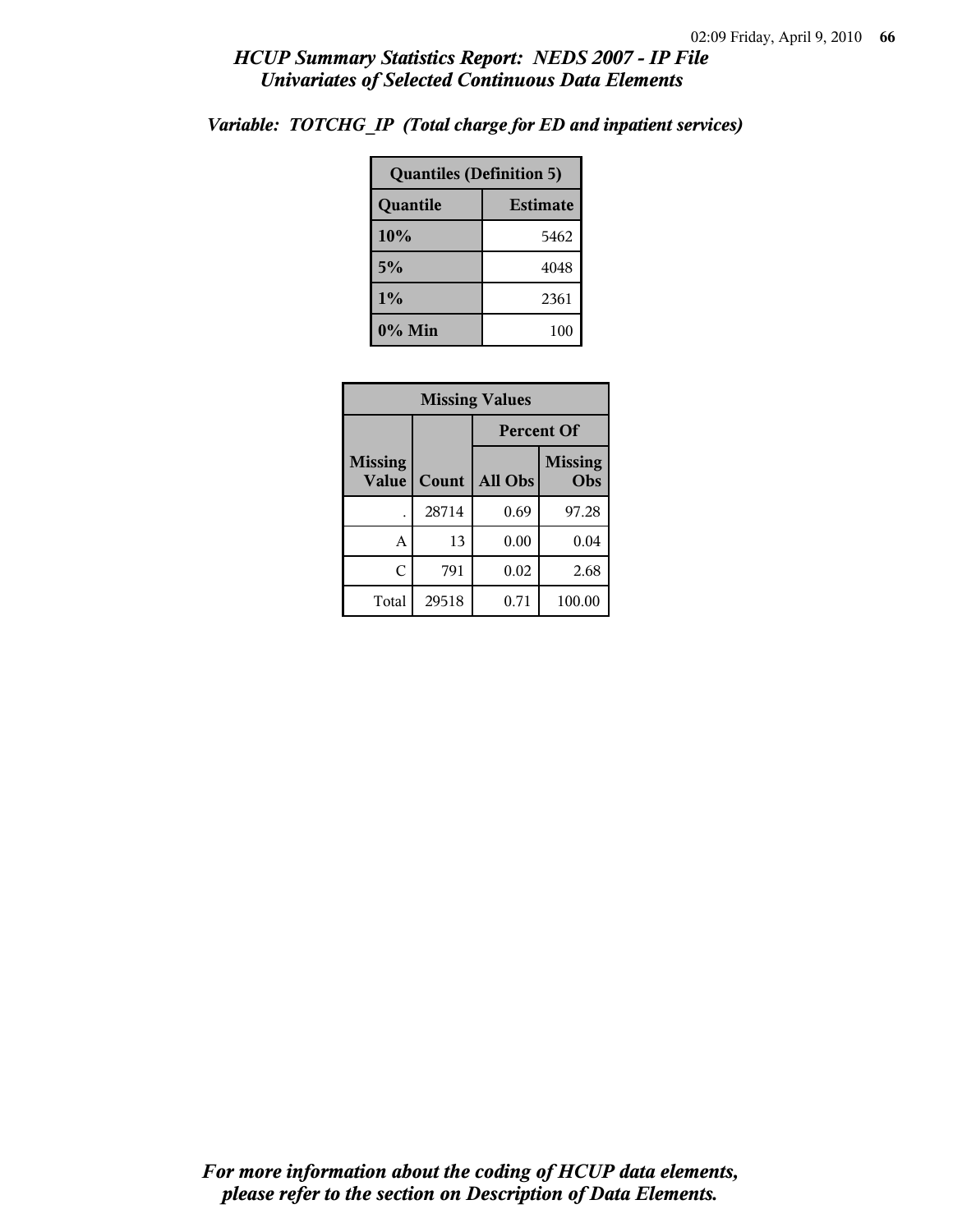*Variable: TOTCHG_IP (Total charge for ED and inpatient services)*

| Quantiles (Definition 5) | |
|---|---|
| **Quantile** | **Estimate** |
| 10% | 5462 |
| 5% | 4048 |
| 1% | 2361 |
| 0% Min | 100 |

| Missing Values | | | |
|---|---|---|---|
| | | Percent Of | |
| Missing Value | Count | All Obs | Missing Obs |
| . | 28714 | 0.69 | 97.28 |
| A | 13 | 0.00 | 0.04 |
| C | 791 | 0.02 | 2.68 |
| Total | 29518 | 0.71 | 100.00 |

*For more information about the coding of HCUP data elements, please refer to the section on Description of Data Elements.*